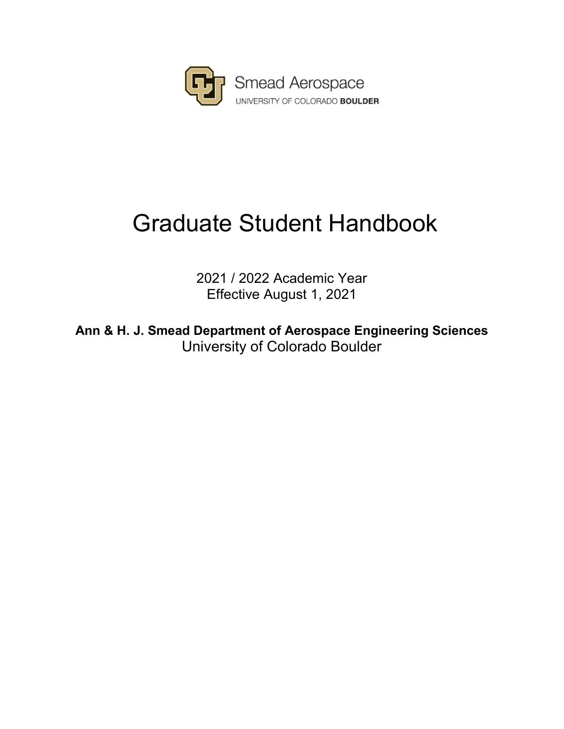Smead Aerospace

UNIVERSITY OF COLORADO **BOULDER**

# Graduate Student Handbook

2021 / 2022 Academic Year
Effective August 1, 2021

**Ann & H. J. Smead Department of Aerospace Engineering Sciences**
University of Colorado Boulder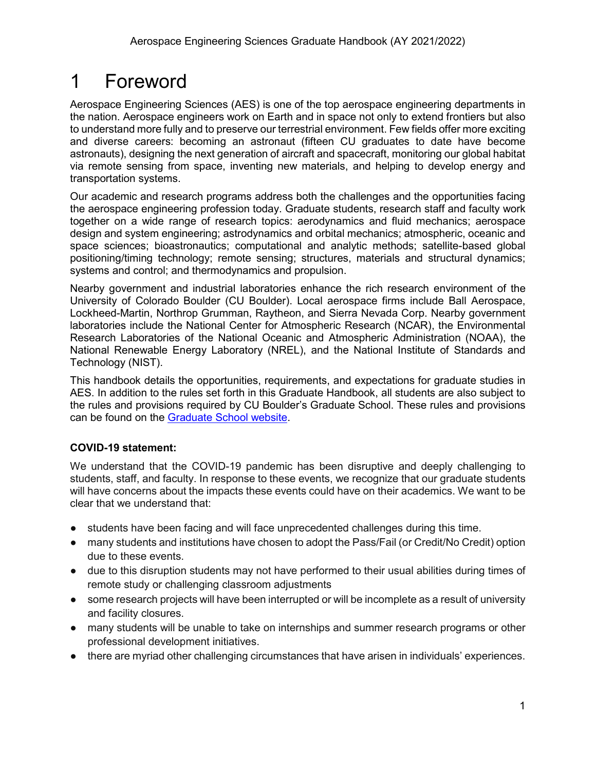# 1 Foreword

Aerospace Engineering Sciences (AES) is one of the top aerospace engineering departments in the nation. Aerospace engineers work on Earth and in space not only to extend frontiers but also to understand more fully and to preserve our terrestrial environment. Few fields offer more exciting and diverse careers: becoming an astronaut (fifteen CU graduates to date have become astronauts), designing the next generation of aircraft and spacecraft, monitoring our global habitat via remote sensing from space, inventing new materials, and helping to develop energy and transportation systems.

Our academic and research programs address both the challenges and the opportunities facing the aerospace engineering profession today. Graduate students, research staff and faculty work together on a wide range of research topics: aerodynamics and fluid mechanics; aerospace design and system engineering; astrodynamics and orbital mechanics; atmospheric, oceanic and space sciences; bioastronautics; computational and analytic methods; satellite-based global positioning/timing technology; remote sensing; structures, materials and structural dynamics; systems and control; and thermodynamics and propulsion.

Nearby government and industrial laboratories enhance the rich research environment of the University of Colorado Boulder (CU Boulder). Local aerospace firms include Ball Aerospace, Lockheed-Martin, Northrop Grumman, Raytheon, and Sierra Nevada Corp. Nearby government laboratories include the National Center for Atmospheric Research (NCAR), the Environmental Research Laboratories of the National Oceanic and Atmospheric Administration (NOAA), the National Renewable Energy Laboratory (NREL), and the National Institute of Standards and Technology (NIST).

This handbook details the opportunities, requirements, and expectations for graduate studies in AES. In addition to the rules set forth in this Graduate Handbook, all students are also subject to the rules and provisions required by CU Boulder's Graduate School. These rules and provisions can be found on the Graduate School website.

**COVID-19 statement:**

We understand that the COVID-19 pandemic has been disruptive and deeply challenging to students, staff, and faculty. In response to these events, we recognize that our graduate students will have concerns about the impacts these events could have on their academics. We want to be clear that we understand that:

- students have been facing and will face unprecedented challenges during this time.
- many students and institutions have chosen to adopt the Pass/Fail (or Credit/No Credit) option due to these events.
- due to this disruption students may not have performed to their usual abilities during times of remote study or challenging classroom adjustments
- some research projects will have been interrupted or will be incomplete as a result of university and facility closures.
- many students will be unable to take on internships and summer research programs or other professional development initiatives.
- there are myriad other challenging circumstances that have arisen in individuals' experiences.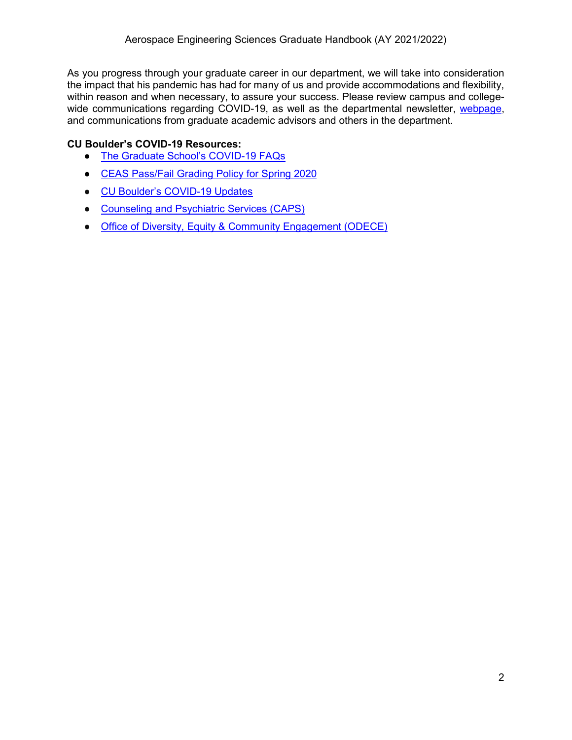As you progress through your graduate career in our department, we will take into consideration the impact that his pandemic has had for many of us and provide accommodations and flexibility, within reason and when necessary, to assure your success. Please review campus and college-wide communications regarding COVID-19, as well as the departmental newsletter, webpage, and communications from graduate academic advisors and others in the department.

**CU Boulder's COVID-19 Resources:**

- The Graduate School's COVID-19 FAQs
- CEAS Pass/Fail Grading Policy for Spring 2020
- CU Boulder's COVID-19 Updates
- Counseling and Psychiatric Services (CAPS)
- Office of Diversity, Equity & Community Engagement (ODECE)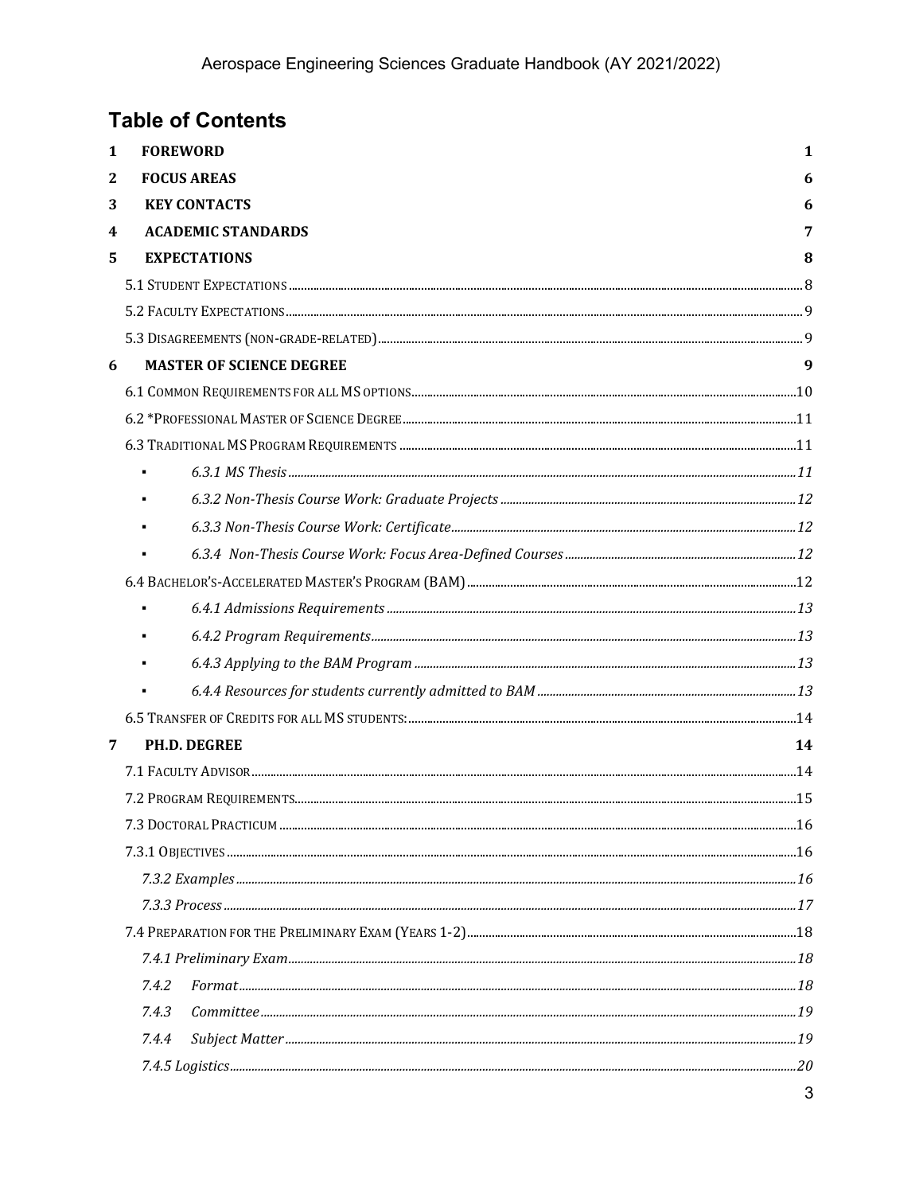## Table of Contents

| | | |
|---|---|---|
| **1** | **FOREWORD** | **1** |
| **2** | **FOCUS AREAS** | **6** |
| **3** | **KEY CONTACTS** | **6** |
| **4** | **ACADEMIC STANDARDS** | **7** |
| **5** | **EXPECTATIONS** | **8** |
| | 5.1 Student Expectations | 8 |
| | 5.2 Faculty Expectations | 9 |
| | 5.3 Disagreements (non-grade-related) | 9 |
| **6** | **MASTER OF SCIENCE DEGREE** | **9** |
| | 6.1 Common Requirements for all MS options | 10 |
| | 6.2 *Professional Master of Science Degree | 11 |
| | 6.3 Traditional MS Program Requirements | 11 |
| | ▪ *6.3.1 MS Thesis* | *11* |
| | ▪ *6.3.2 Non-Thesis Course Work: Graduate Projects* | *12* |
| | ▪ *6.3.3 Non-Thesis Course Work: Certificate* | *12* |
| | ▪ *6.3.4 Non-Thesis Course Work: Focus Area-Defined Courses* | *12* |
| | 6.4 Bachelor's-Accelerated Master's Program (BAM) | 12 |
| | ▪ *6.4.1 Admissions Requirements* | *13* |
| | ▪ *6.4.2 Program Requirements* | *13* |
| | ▪ *6.4.3 Applying to the BAM Program* | *13* |
| | ▪ *6.4.4 Resources for students currently admitted to BAM* | *13* |
| | 6.5 Transfer of Credits for all MS students: | 14 |
| **7** | **PH.D. DEGREE** | **14** |
| | 7.1 Faculty Advisor | 14 |
| | 7.2 Program Requirements | 15 |
| | 7.3 Doctoral Practicum | 16 |
| | 7.3.1 Objectives | 16 |
| | *7.3.2 Examples* | *16* |
| | *7.3.3 Process* | *17* |
| | 7.4 Preparation for the Preliminary Exam (Years 1-2) | 18 |
| | *7.4.1 Preliminary Exam* | *18* |
| | *7.4.2 Format* | *18* |
| | *7.4.3 Committee* | *19* |
| | *7.4.4 Subject Matter* | *19* |
| | *7.4.5 Logistics* | *20* |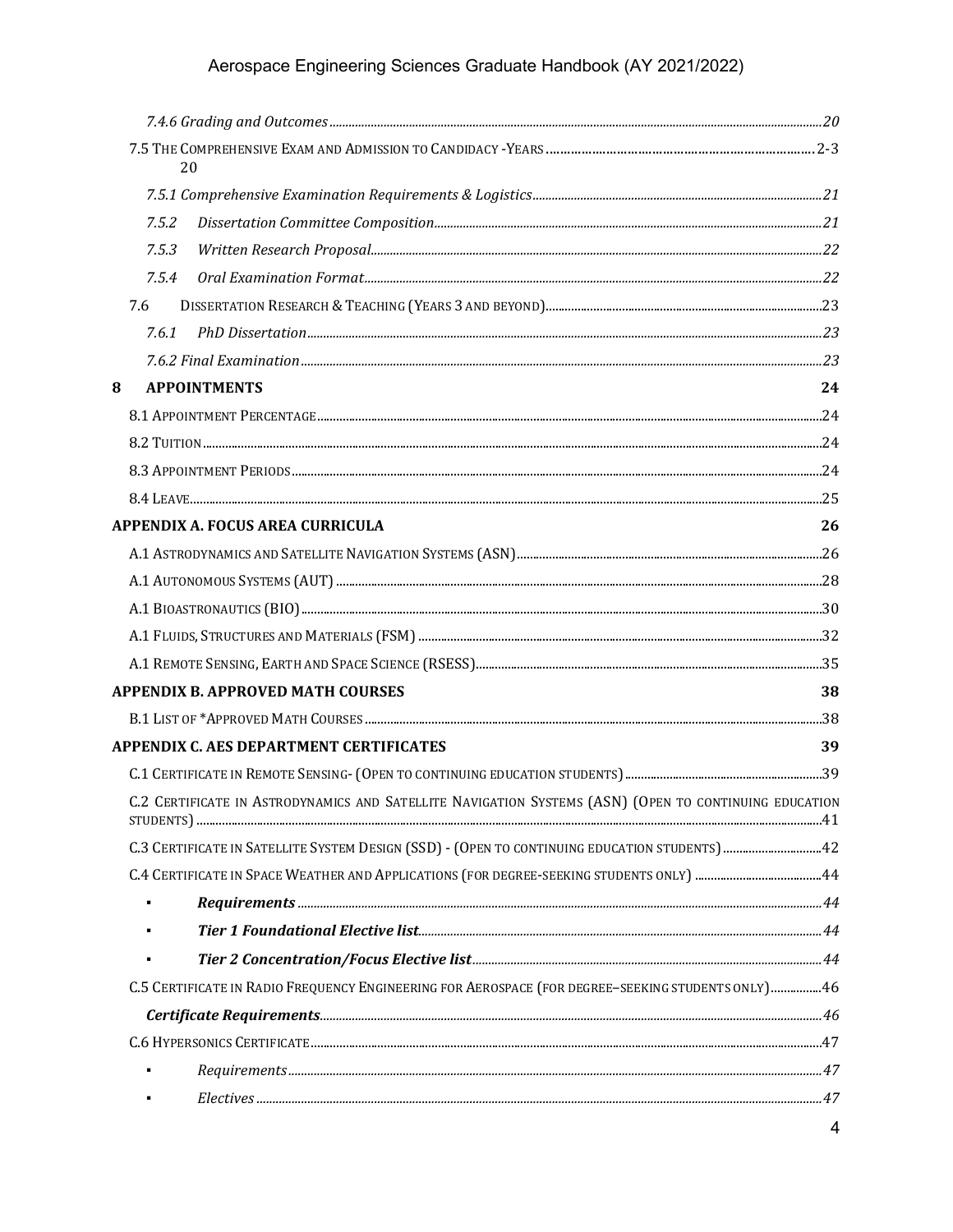- *7.4.6 Grading and Outcomes* ........ 20
- 7.5 The Comprehensive Exam and Admission to Candidacy -Years ........ 2-3 20
  - *7.5.1 Comprehensive Examination Requirements & Logistics* ........ 21
  - *7.5.2 Dissertation Committee Composition* ........ 21
  - *7.5.3 Written Research Proposal* ........ 22
  - *7.5.4 Oral Examination Format* ........ 22
- 7.6 Dissertation Research & Teaching (Years 3 and beyond) ........ 23
  - *7.6.1 PhD Dissertation* ........ 23
  - *7.6.2 Final Examination* ........ 23

**8 APPOINTMENTS** ........ 24

- 8.1 Appointment Percentage ........ 24
- 8.2 Tuition ........ 24
- 8.3 Appointment Periods ........ 24
- 8.4 Leave ........ 25

**APPENDIX A. FOCUS AREA CURRICULA** ........ 26

- A.1 Astrodynamics and Satellite Navigation Systems (ASN) ........ 26
- A.1 Autonomous Systems (AUT) ........ 28
- A.1 Bioastronautics (BIO) ........ 30
- A.1 Fluids, Structures and Materials (FSM) ........ 32
- A.1 Remote Sensing, Earth and Space Science (RSESS) ........ 35

**APPENDIX B. APPROVED MATH COURSES** ........ 38

- B.1 List of *Approved Math Courses ........ 38

**APPENDIX C. AES DEPARTMENT CERTIFICATES** ........ 39

- C.1 Certificate in Remote Sensing- (Open to continuing education students) ........ 39
- C.2 Certificate in Astrodynamics and Satellite Navigation Systems (ASN) (Open to continuing education students) ........ 41
- C.3 Certificate in Satellite System Design (SSD) - (Open to continuing education students) ........ 42
- C.4 Certificate in Space Weather and Applications (for degree-seeking students only) ........ 44
  - ***Requirements*** ........ 44
  - ***Tier 1 Foundational Elective list*** ........ 44
  - ***Tier 2 Concentration/Focus Elective list*** ........ 44
- C.5 Certificate in Radio Frequency Engineering for Aerospace (for degree–seeking students only) ........ 46
  - ***Certificate Requirements*** ........ 46
- C.6 Hypersonics Certificate ........ 47
  - *Requirements* ........ 47
  - *Electives* ........ 47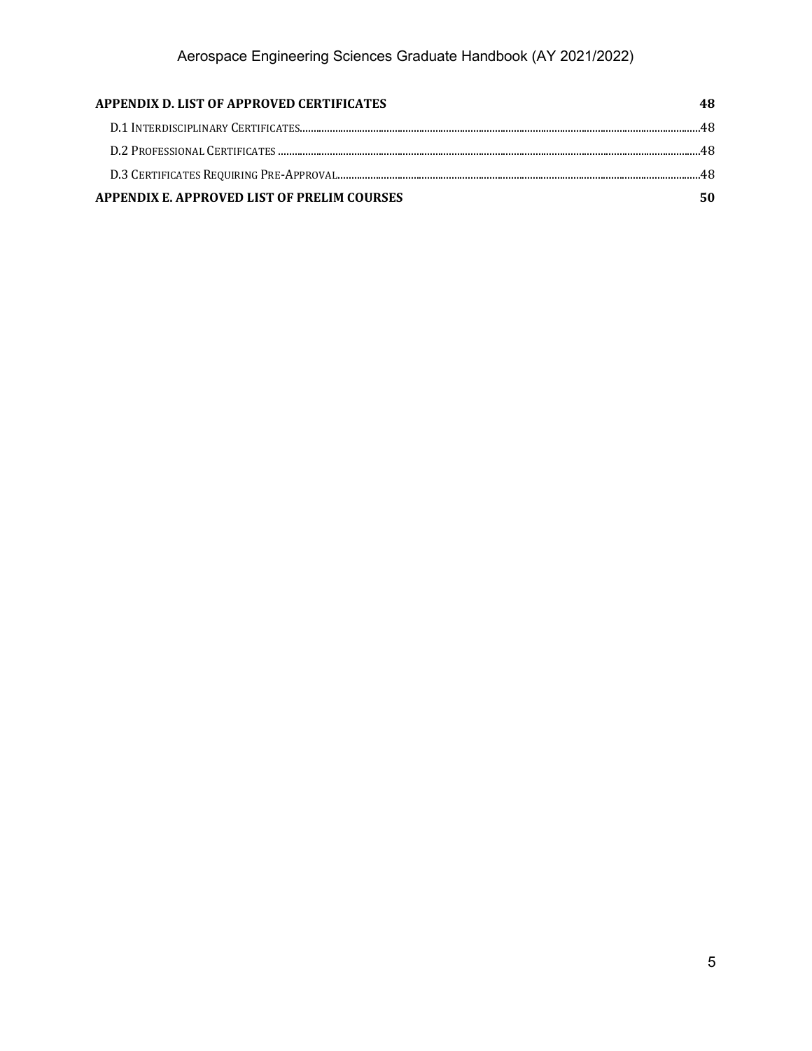**APPENDIX D. LIST OF APPROVED CERTIFICATES** 48

- D.1 INTERDISCIPLINARY CERTIFICATES 48
- D.2 PROFESSIONAL CERTIFICATES 48
- D.3 CERTIFICATES REQUIRING PRE-APPROVAL 48

**APPENDIX E. APPROVED LIST OF PRELIM COURSES** 50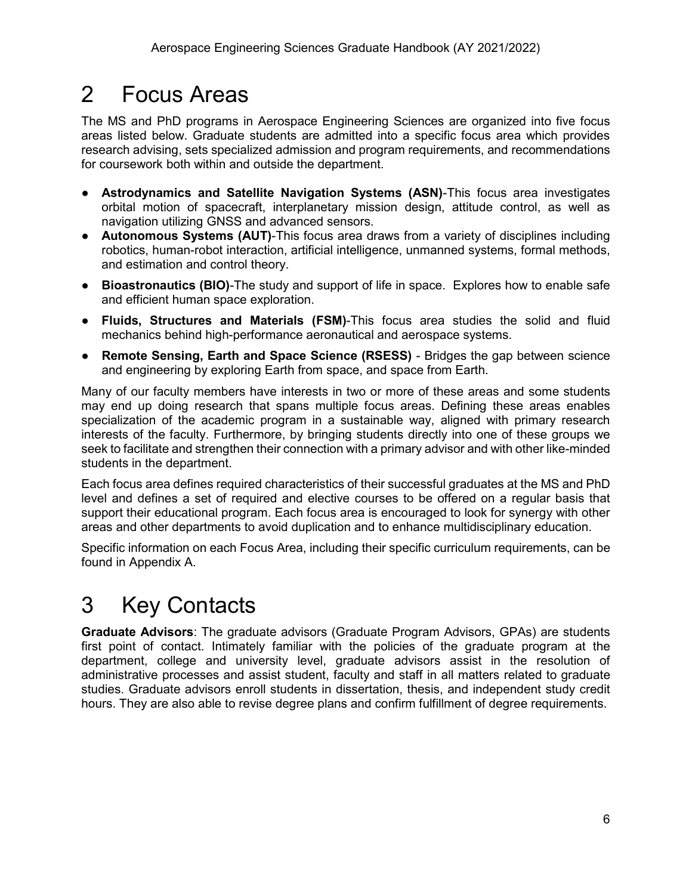# 2 Focus Areas

The MS and PhD programs in Aerospace Engineering Sciences are organized into five focus areas listed below. Graduate students are admitted into a specific focus area which provides research advising, sets specialized admission and program requirements, and recommendations for coursework both within and outside the department.

- **Astrodynamics and Satellite Navigation Systems (ASN)**-This focus area investigates orbital motion of spacecraft, interplanetary mission design, attitude control, as well as navigation utilizing GNSS and advanced sensors.
- **Autonomous Systems (AUT)**-This focus area draws from a variety of disciplines including robotics, human-robot interaction, artificial intelligence, unmanned systems, formal methods, and estimation and control theory.
- **Bioastronautics (BIO)**-The study and support of life in space. Explores how to enable safe and efficient human space exploration.
- **Fluids, Structures and Materials (FSM)**-This focus area studies the solid and fluid mechanics behind high-performance aeronautical and aerospace systems.
- **Remote Sensing, Earth and Space Science (RSESS)** - Bridges the gap between science and engineering by exploring Earth from space, and space from Earth.

Many of our faculty members have interests in two or more of these areas and some students may end up doing research that spans multiple focus areas. Defining these areas enables specialization of the academic program in a sustainable way, aligned with primary research interests of the faculty. Furthermore, by bringing students directly into one of these groups we seek to facilitate and strengthen their connection with a primary advisor and with other like-minded students in the department.

Each focus area defines required characteristics of their successful graduates at the MS and PhD level and defines a set of required and elective courses to be offered on a regular basis that support their educational program. Each focus area is encouraged to look for synergy with other areas and other departments to avoid duplication and to enhance multidisciplinary education.

Specific information on each Focus Area, including their specific curriculum requirements, can be found in Appendix A.

# 3 Key Contacts

**Graduate Advisors**: The graduate advisors (Graduate Program Advisors, GPAs) are students first point of contact. Intimately familiar with the policies of the graduate program at the department, college and university level, graduate advisors assist in the resolution of administrative processes and assist student, faculty and staff in all matters related to graduate studies. Graduate advisors enroll students in dissertation, thesis, and independent study credit hours. They are also able to revise degree plans and confirm fulfillment of degree requirements.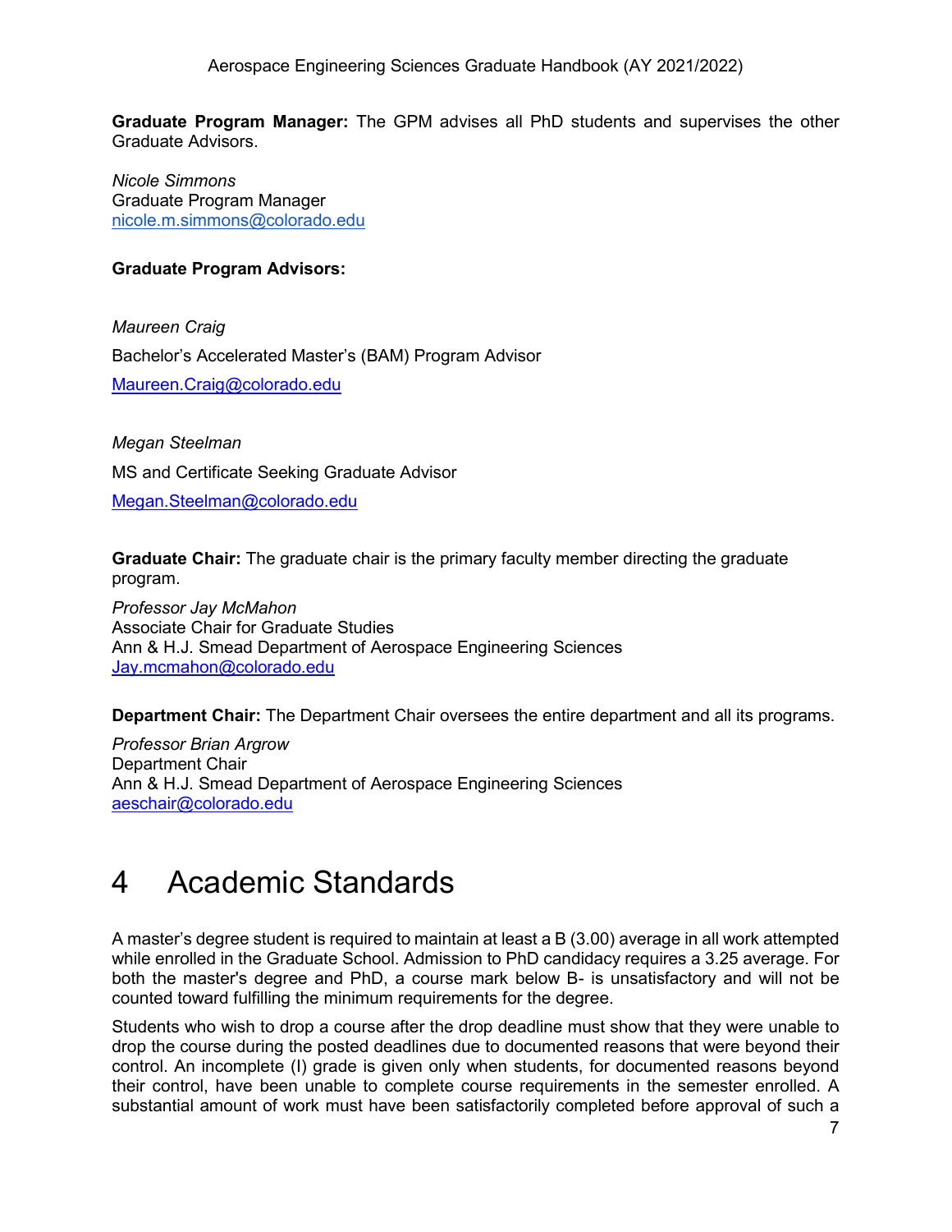**Graduate Program Manager:** The GPM advises all PhD students and supervises the other Graduate Advisors.

*Nicole Simmons*
Graduate Program Manager
nicole.m.simmons@colorado.edu

**Graduate Program Advisors:**

*Maureen Craig*

Bachelor's Accelerated Master's (BAM) Program Advisor

Maureen.Craig@colorado.edu

*Megan Steelman*

MS and Certificate Seeking Graduate Advisor

Megan.Steelman@colorado.edu

**Graduate Chair:** The graduate chair is the primary faculty member directing the graduate program.

*Professor Jay McMahon*
Associate Chair for Graduate Studies
Ann & H.J. Smead Department of Aerospace Engineering Sciences
Jay.mcmahon@colorado.edu

**Department Chair:** The Department Chair oversees the entire department and all its programs.

*Professor Brian Argrow*
Department Chair
Ann & H.J. Smead Department of Aerospace Engineering Sciences
aeschair@colorado.edu

# 4 Academic Standards

A master's degree student is required to maintain at least a B (3.00) average in all work attempted while enrolled in the Graduate School. Admission to PhD candidacy requires a 3.25 average. For both the master's degree and PhD, a course mark below B- is unsatisfactory and will not be counted toward fulfilling the minimum requirements for the degree.

Students who wish to drop a course after the drop deadline must show that they were unable to drop the course during the posted deadlines due to documented reasons that were beyond their control. An incomplete (I) grade is given only when students, for documented reasons beyond their control, have been unable to complete course requirements in the semester enrolled. A substantial amount of work must have been satisfactorily completed before approval of such a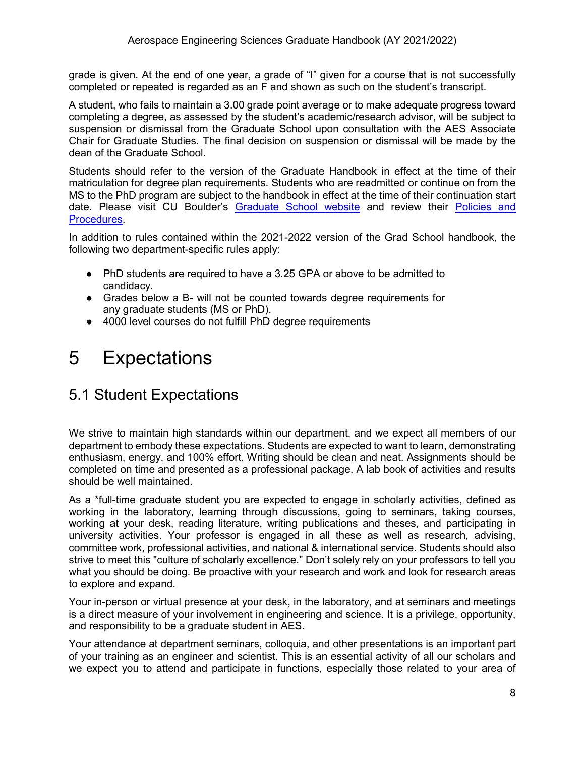grade is given. At the end of one year, a grade of "I" given for a course that is not successfully completed or repeated is regarded as an F and shown as such on the student's transcript.

A student, who fails to maintain a 3.00 grade point average or to make adequate progress toward completing a degree, as assessed by the student's academic/research advisor, will be subject to suspension or dismissal from the Graduate School upon consultation with the AES Associate Chair for Graduate Studies. The final decision on suspension or dismissal will be made by the dean of the Graduate School.

Students should refer to the version of the Graduate Handbook in effect at the time of their matriculation for degree plan requirements. Students who are readmitted or continue on from the MS to the PhD program are subject to the handbook in effect at the time of their continuation start date. Please visit CU Boulder's Graduate School website and review their Policies and Procedures.

In addition to rules contained within the 2021-2022 version of the Grad School handbook, the following two department-specific rules apply:

- PhD students are required to have a 3.25 GPA or above to be admitted to candidacy.
- Grades below a B- will not be counted towards degree requirements for any graduate students (MS or PhD).
- 4000 level courses do not fulfill PhD degree requirements

# 5 Expectations

## 5.1 Student Expectations

We strive to maintain high standards within our department, and we expect all members of our department to embody these expectations. Students are expected to want to learn, demonstrating enthusiasm, energy, and 100% effort. Writing should be clean and neat. Assignments should be completed on time and presented as a professional package. A lab book of activities and results should be well maintained.

As a *full-time graduate student you are expected to engage in scholarly activities, defined as working in the laboratory, learning through discussions, going to seminars, taking courses, working at your desk, reading literature, writing publications and theses, and participating in university activities. Your professor is engaged in all these as well as research, advising, committee work, professional activities, and national & international service. Students should also strive to meet this "culture of scholarly excellence." Don't solely rely on your professors to tell you what you should be doing. Be proactive with your research and work and look for research areas to explore and expand.

Your in-person or virtual presence at your desk, in the laboratory, and at seminars and meetings is a direct measure of your involvement in engineering and science. It is a privilege, opportunity, and responsibility to be a graduate student in AES.

Your attendance at department seminars, colloquia, and other presentations is an important part of your training as an engineer and scientist. This is an essential activity of all our scholars and we expect you to attend and participate in functions, especially those related to your area of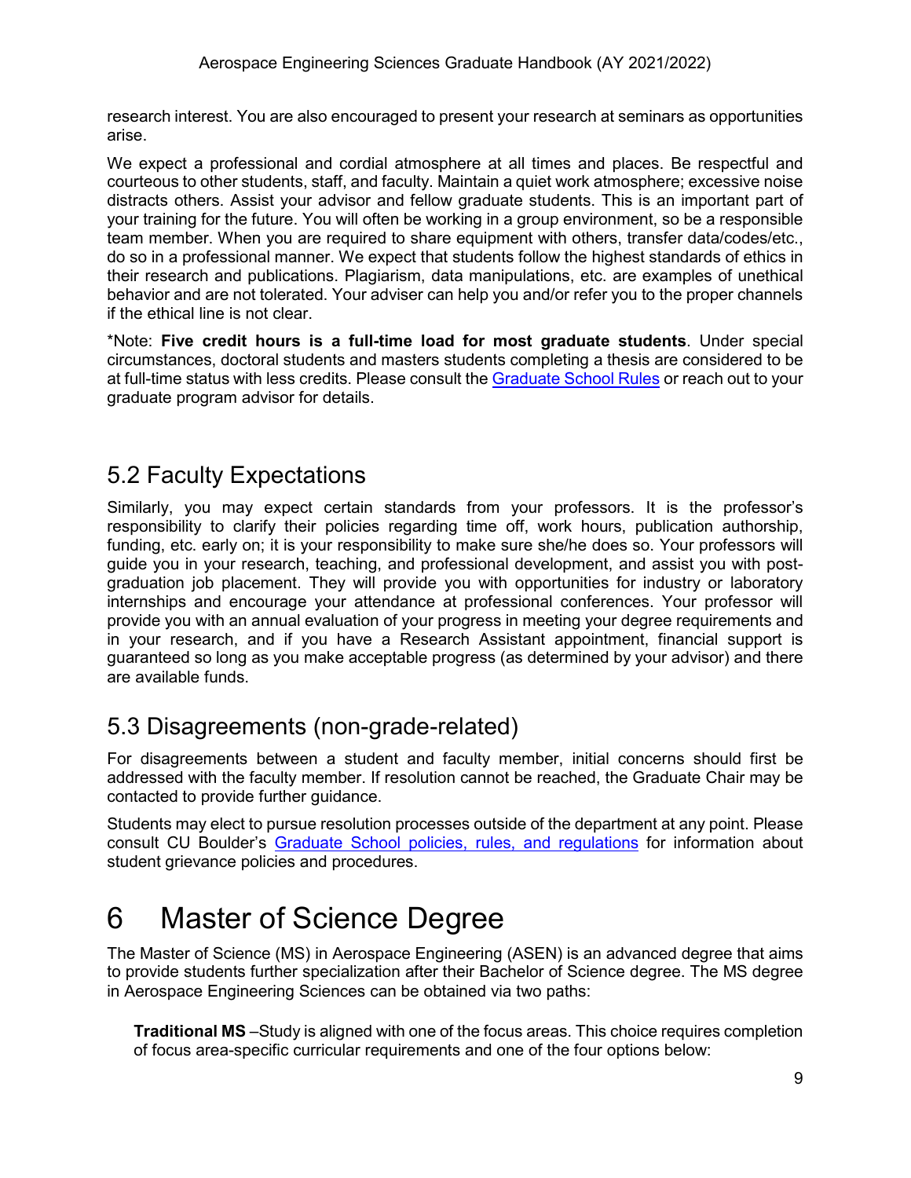research interest. You are also encouraged to present your research at seminars as opportunities arise.

We expect a professional and cordial atmosphere at all times and places. Be respectful and courteous to other students, staff, and faculty. Maintain a quiet work atmosphere; excessive noise distracts others. Assist your advisor and fellow graduate students. This is an important part of your training for the future. You will often be working in a group environment, so be a responsible team member. When you are required to share equipment with others, transfer data/codes/etc., do so in a professional manner. We expect that students follow the highest standards of ethics in their research and publications. Plagiarism, data manipulations, etc. are examples of unethical behavior and are not tolerated. Your adviser can help you and/or refer you to the proper channels if the ethical line is not clear.

*Note: **Five credit hours is a full-time load for most graduate students**. Under special circumstances, doctoral students and masters students completing a thesis are considered to be at full-time status with less credits. Please consult the [Graduate School Rules]() or reach out to your graduate program advisor for details.

## 5.2 Faculty Expectations

Similarly, you may expect certain standards from your professors. It is the professor's responsibility to clarify their policies regarding time off, work hours, publication authorship, funding, etc. early on; it is your responsibility to make sure she/he does so. Your professors will guide you in your research, teaching, and professional development, and assist you with post-graduation job placement. They will provide you with opportunities for industry or laboratory internships and encourage your attendance at professional conferences. Your professor will provide you with an annual evaluation of your progress in meeting your degree requirements and in your research, and if you have a Research Assistant appointment, financial support is guaranteed so long as you make acceptable progress (as determined by your advisor) and there are available funds.

## 5.3 Disagreements (non-grade-related)

For disagreements between a student and faculty member, initial concerns should first be addressed with the faculty member. If resolution cannot be reached, the Graduate Chair may be contacted to provide further guidance.

Students may elect to pursue resolution processes outside of the department at any point. Please consult CU Boulder's [Graduate School policies, rules, and regulations]() for information about student grievance policies and procedures.

# 6 Master of Science Degree

The Master of Science (MS) in Aerospace Engineering (ASEN) is an advanced degree that aims to provide students further specialization after their Bachelor of Science degree. The MS degree in Aerospace Engineering Sciences can be obtained via two paths:

**Traditional MS** –Study is aligned with one of the focus areas. This choice requires completion of focus area-specific curricular requirements and one of the four options below: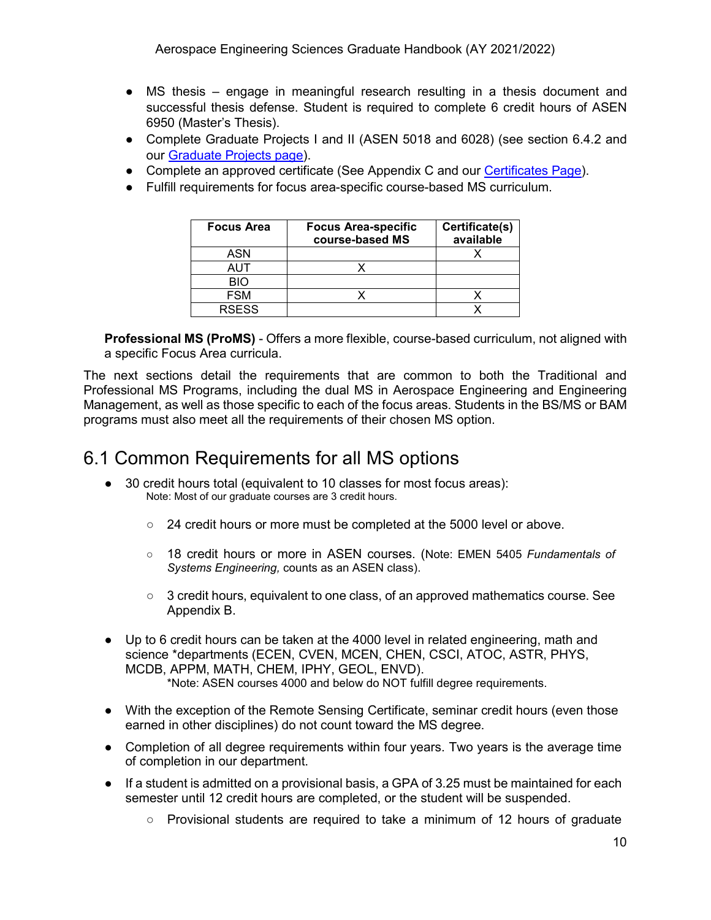- MS thesis – engage in meaningful research resulting in a thesis document and successful thesis defense. Student is required to complete 6 credit hours of ASEN 6950 (Master's Thesis).
- Complete Graduate Projects I and II (ASEN 5018 and 6028) (see section 6.4.2 and our Graduate Projects page).
- Complete an approved certificate (See Appendix C and our Certificates Page).
- Fulfill requirements for focus area-specific course-based MS curriculum.

| Focus Area | Focus Area-specific course-based MS | Certificate(s) available |
|---|---|---|
| ASN | | X |
| AUT | X | |
| BIO | | |
| FSM | X | X |
| RSESS | | X |

**Professional MS (ProMS)** - Offers a more flexible, course-based curriculum, not aligned with a specific Focus Area curricula.

The next sections detail the requirements that are common to both the Traditional and Professional MS Programs, including the dual MS in Aerospace Engineering and Engineering Management, as well as those specific to each of the focus areas. Students in the BS/MS or BAM programs must also meet all the requirements of their chosen MS option.

## 6.1 Common Requirements for all MS options

- 30 credit hours total (equivalent to 10 classes for most focus areas):
  Note: Most of our graduate courses are 3 credit hours.
  - 24 credit hours or more must be completed at the 5000 level or above.
  - 18 credit hours or more in ASEN courses. (Note: EMEN 5405 *Fundamentals of Systems Engineering,* counts as an ASEN class).
  - 3 credit hours, equivalent to one class, of an approved mathematics course. See Appendix B.
- Up to 6 credit hours can be taken at the 4000 level in related engineering, math and science *departments (ECEN, CVEN, MCEN, CHEN, CSCI, ATOC, ASTR, PHYS, MCDB, APPM, MATH, CHEM, IPHY, GEOL, ENVD).
  *Note: ASEN courses 4000 and below do NOT fulfill degree requirements.
- With the exception of the Remote Sensing Certificate, seminar credit hours (even those earned in other disciplines) do not count toward the MS degree.
- Completion of all degree requirements within four years. Two years is the average time of completion in our department.
- If a student is admitted on a provisional basis, a GPA of 3.25 must be maintained for each semester until 12 credit hours are completed, or the student will be suspended.
  - Provisional students are required to take a minimum of 12 hours of graduate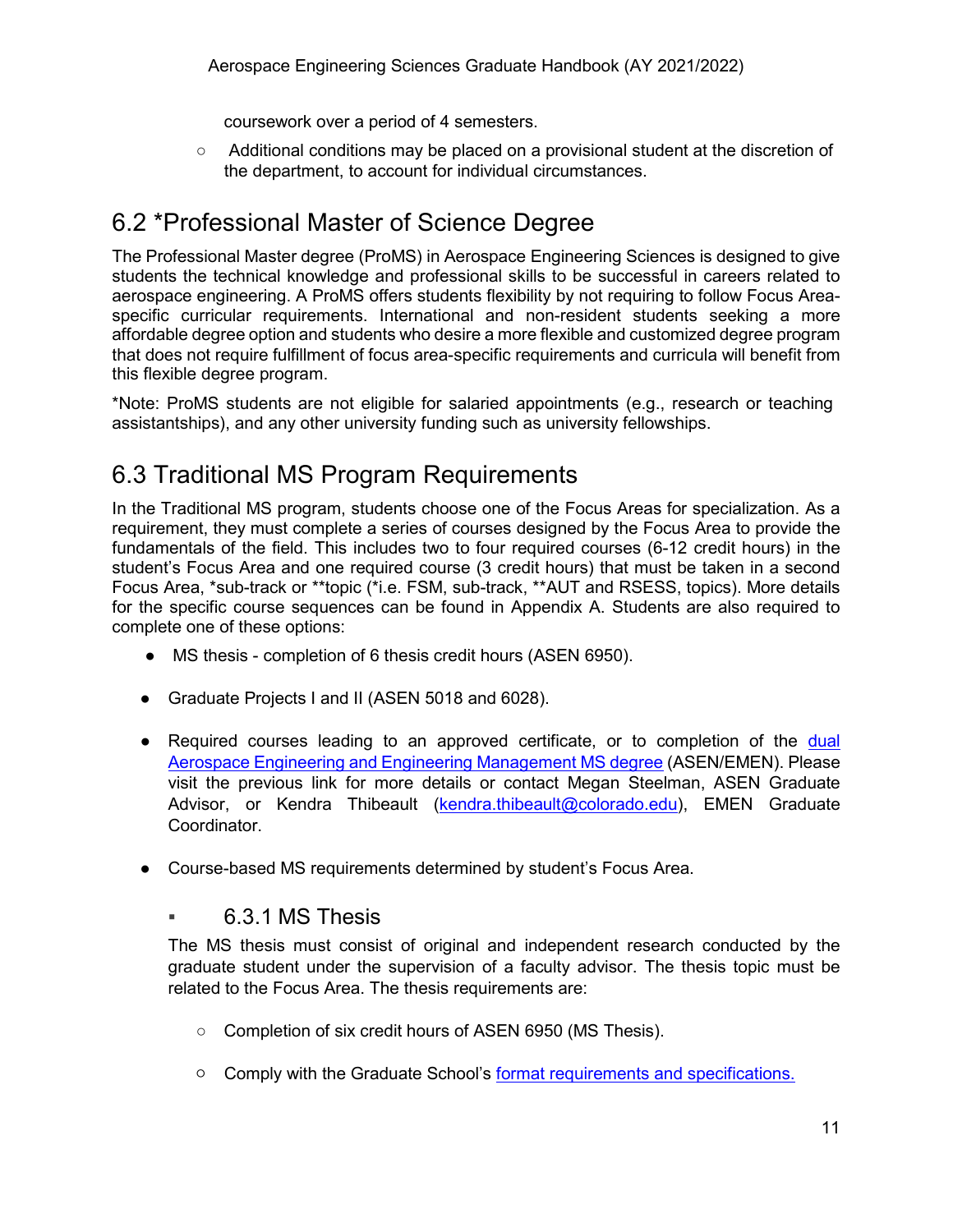coursework over a period of 4 semesters.

- Additional conditions may be placed on a provisional student at the discretion of the department, to account for individual circumstances.

## 6.2 *Professional Master of Science Degree

The Professional Master degree (ProMS) in Aerospace Engineering Sciences is designed to give students the technical knowledge and professional skills to be successful in careers related to aerospace engineering. A ProMS offers students flexibility by not requiring to follow Focus Area-specific curricular requirements. International and non-resident students seeking a more affordable degree option and students who desire a more flexible and customized degree program that does not require fulfillment of focus area-specific requirements and curricula will benefit from this flexible degree program.

*Note: ProMS students are not eligible for salaried appointments (e.g., research or teaching assistantships), and any other university funding such as university fellowships.

## 6.3 Traditional MS Program Requirements

In the Traditional MS program, students choose one of the Focus Areas for specialization. As a requirement, they must complete a series of courses designed by the Focus Area to provide the fundamentals of the field. This includes two to four required courses (6-12 credit hours) in the student's Focus Area and one required course (3 credit hours) that must be taken in a second Focus Area, *sub-track or **topic (*i.e. FSM, sub-track, **AUT and RSESS, topics). More details for the specific course sequences can be found in Appendix A. Students are also required to complete one of these options:

- MS thesis - completion of 6 thesis credit hours (ASEN 6950).
- Graduate Projects I and II (ASEN 5018 and 6028).
- Required courses leading to an approved certificate, or to completion of the dual Aerospace Engineering and Engineering Management MS degree (ASEN/EMEN). Please visit the previous link for more details or contact Megan Steelman, ASEN Graduate Advisor, or Kendra Thibeault (kendra.thibeault@colorado.edu), EMEN Graduate Coordinator.
- Course-based MS requirements determined by student's Focus Area.

### 6.3.1 MS Thesis

The MS thesis must consist of original and independent research conducted by the graduate student under the supervision of a faculty advisor. The thesis topic must be related to the Focus Area. The thesis requirements are:

- Completion of six credit hours of ASEN 6950 (MS Thesis).
- Comply with the Graduate School's format requirements and specifications.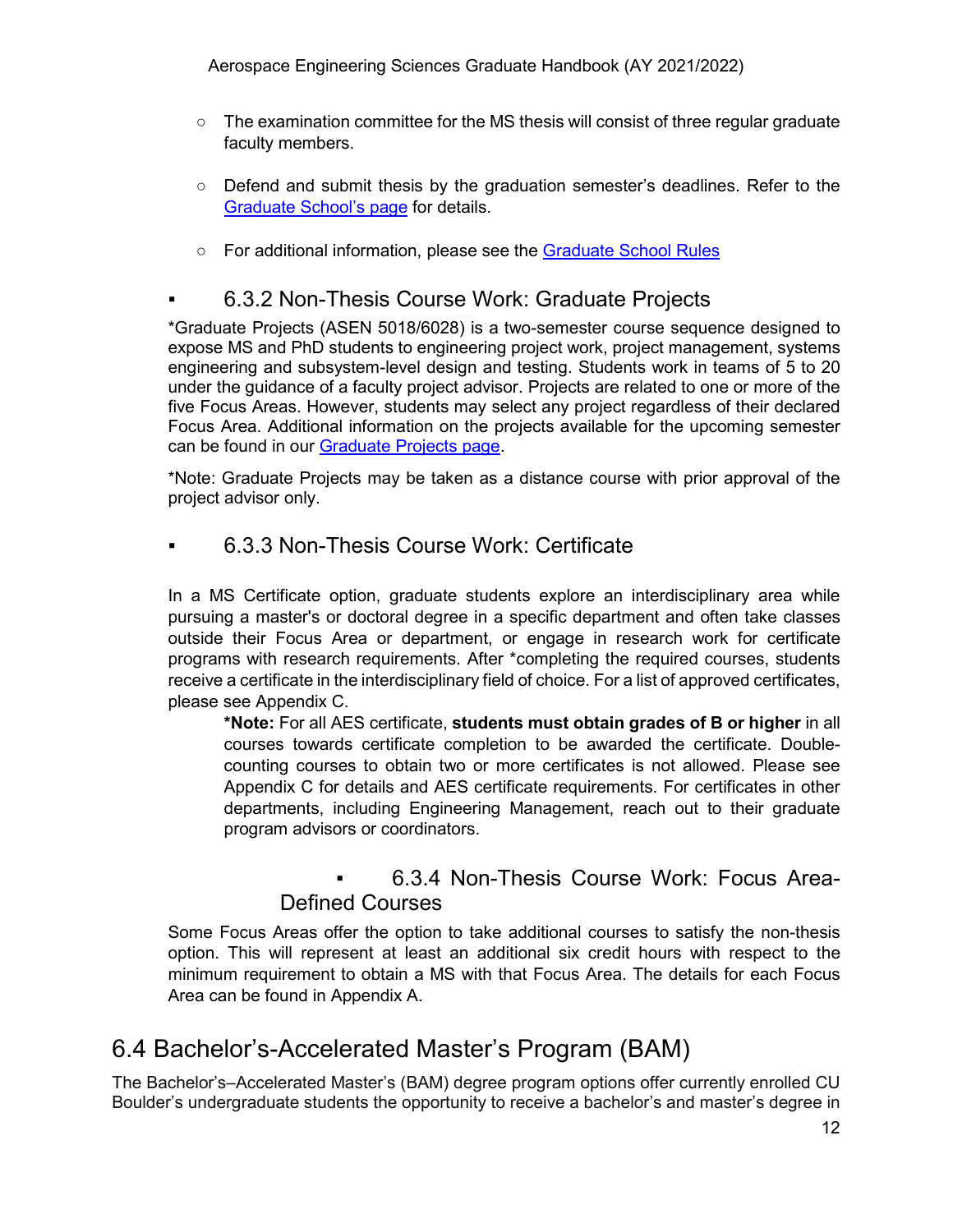- The examination committee for the MS thesis will consist of three regular graduate faculty members.
- Defend and submit thesis by the graduation semester's deadlines. Refer to the [Graduate School's page](#) for details.
- For additional information, please see the [Graduate School Rules](#)

### 6.3.2 Non-Thesis Course Work: Graduate Projects

*Graduate Projects (ASEN 5018/6028) is a two-semester course sequence designed to expose MS and PhD students to engineering project work, project management, systems engineering and subsystem-level design and testing. Students work in teams of 5 to 20 under the guidance of a faculty project advisor. Projects are related to one or more of the five Focus Areas. However, students may select any project regardless of their declared Focus Area. Additional information on the projects available for the upcoming semester can be found in our [Graduate Projects page](#).

*Note: Graduate Projects may be taken as a distance course with prior approval of the project advisor only.

### 6.3.3 Non-Thesis Course Work: Certificate

In a MS Certificate option, graduate students explore an interdisciplinary area while pursuing a master's or doctoral degree in a specific department and often take classes outside their Focus Area or department, or engage in research work for certificate programs with research requirements. After *completing the required courses, students receive a certificate in the interdisciplinary field of choice. For a list of approved certificates, please see Appendix C.

> ***Note:** For all AES certificate, **students must obtain grades of B or higher** in all courses towards certificate completion to be awarded the certificate. Double-counting courses to obtain two or more certificates is not allowed. Please see Appendix C for details and AES certificate requirements. For certificates in other departments, including Engineering Management, reach out to their graduate program advisors or coordinators.

### 6.3.4 Non-Thesis Course Work: Focus Area-Defined Courses

Some Focus Areas offer the option to take additional courses to satisfy the non-thesis option. This will represent at least an additional six credit hours with respect to the minimum requirement to obtain a MS with that Focus Area. The details for each Focus Area can be found in Appendix A.

## 6.4 Bachelor's-Accelerated Master's Program (BAM)

The Bachelor's–Accelerated Master's (BAM) degree program options offer currently enrolled CU Boulder's undergraduate students the opportunity to receive a bachelor's and master's degree in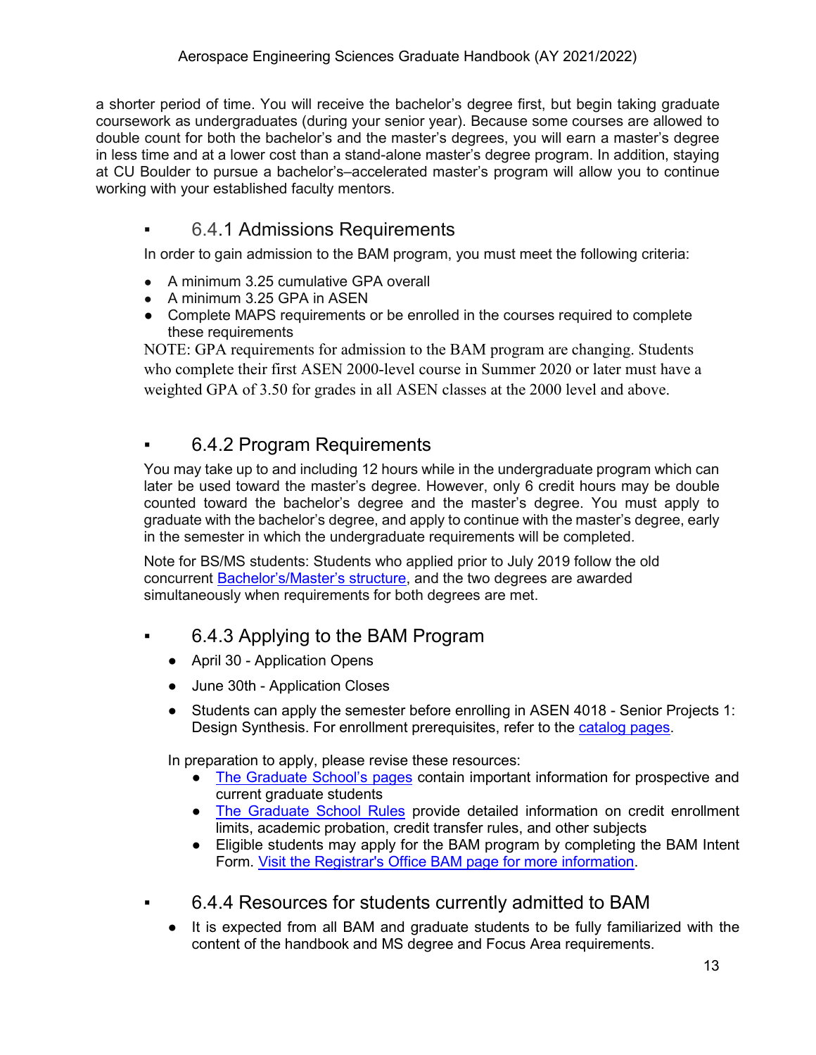a shorter period of time. You will receive the bachelor's degree first, but begin taking graduate coursework as undergraduates (during your senior year). Because some courses are allowed to double count for both the bachelor's and the master's degrees, you will earn a master's degree in less time and at a lower cost than a stand-alone master's degree program. In addition, staying at CU Boulder to pursue a bachelor's–accelerated master's program will allow you to continue working with your established faculty mentors.

### 6.4.1 Admissions Requirements

In order to gain admission to the BAM program, you must meet the following criteria:

- A minimum 3.25 cumulative GPA overall
- A minimum 3.25 GPA in ASEN
- Complete MAPS requirements or be enrolled in the courses required to complete these requirements

NOTE: GPA requirements for admission to the BAM program are changing. Students who complete their first ASEN 2000-level course in Summer 2020 or later must have a weighted GPA of 3.50 for grades in all ASEN classes at the 2000 level and above.

### 6.4.2 Program Requirements

You may take up to and including 12 hours while in the undergraduate program which can later be used toward the master's degree. However, only 6 credit hours may be double counted toward the bachelor's degree and the master's degree. You must apply to graduate with the bachelor's degree, and apply to continue with the master's degree, early in the semester in which the undergraduate requirements will be completed.

Note for BS/MS students: Students who applied prior to July 2019 follow the old concurrent Bachelor's/Master's structure, and the two degrees are awarded simultaneously when requirements for both degrees are met.

### 6.4.3 Applying to the BAM Program

- April 30 - Application Opens
- June 30th - Application Closes
- Students can apply the semester before enrolling in ASEN 4018 - Senior Projects 1: Design Synthesis. For enrollment prerequisites, refer to the catalog pages.

In preparation to apply, please revise these resources:

- The Graduate School's pages contain important information for prospective and current graduate students
- The Graduate School Rules provide detailed information on credit enrollment limits, academic probation, credit transfer rules, and other subjects
- Eligible students may apply for the BAM program by completing the BAM Intent Form. Visit the Registrar's Office BAM page for more information.

### 6.4.4 Resources for students currently admitted to BAM

- It is expected from all BAM and graduate students to be fully familiarized with the content of the handbook and MS degree and Focus Area requirements.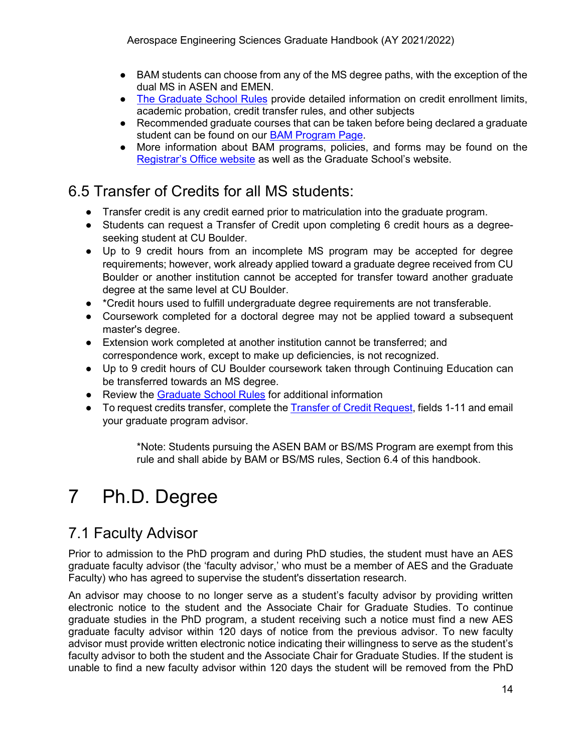- BAM students can choose from any of the MS degree paths, with the exception of the dual MS in ASEN and EMEN.
- The Graduate School Rules provide detailed information on credit enrollment limits, academic probation, credit transfer rules, and other subjects
- Recommended graduate courses that can be taken before being declared a graduate student can be found on our BAM Program Page.
- More information about BAM programs, policies, and forms may be found on the Registrar's Office website as well as the Graduate School's website.

## 6.5 Transfer of Credits for all MS students:

- Transfer credit is any credit earned prior to matriculation into the graduate program.
- Students can request a Transfer of Credit upon completing 6 credit hours as a degree-seeking student at CU Boulder.
- Up to 9 credit hours from an incomplete MS program may be accepted for degree requirements; however, work already applied toward a graduate degree received from CU Boulder or another institution cannot be accepted for transfer toward another graduate degree at the same level at CU Boulder.
- *Credit hours used to fulfill undergraduate degree requirements are not transferable.
- Coursework completed for a doctoral degree may not be applied toward a subsequent master's degree.
- Extension work completed at another institution cannot be transferred; and correspondence work, except to make up deficiencies, is not recognized.
- Up to 9 credit hours of CU Boulder coursework taken through Continuing Education can be transferred towards an MS degree.
- Review the Graduate School Rules for additional information
- To request credits transfer, complete the Transfer of Credit Request, fields 1-11 and email your graduate program advisor.

> *Note: Students pursuing the ASEN BAM or BS/MS Program are exempt from this rule and shall abide by BAM or BS/MS rules, Section 6.4 of this handbook.

# 7 Ph.D. Degree

## 7.1 Faculty Advisor

Prior to admission to the PhD program and during PhD studies, the student must have an AES graduate faculty advisor (the 'faculty advisor,' who must be a member of AES and the Graduate Faculty) who has agreed to supervise the student's dissertation research.

An advisor may choose to no longer serve as a student's faculty advisor by providing written electronic notice to the student and the Associate Chair for Graduate Studies. To continue graduate studies in the PhD program, a student receiving such a notice must find a new AES graduate faculty advisor within 120 days of notice from the previous advisor. To new faculty advisor must provide written electronic notice indicating their willingness to serve as the student's faculty advisor to both the student and the Associate Chair for Graduate Studies. If the student is unable to find a new faculty advisor within 120 days the student will be removed from the PhD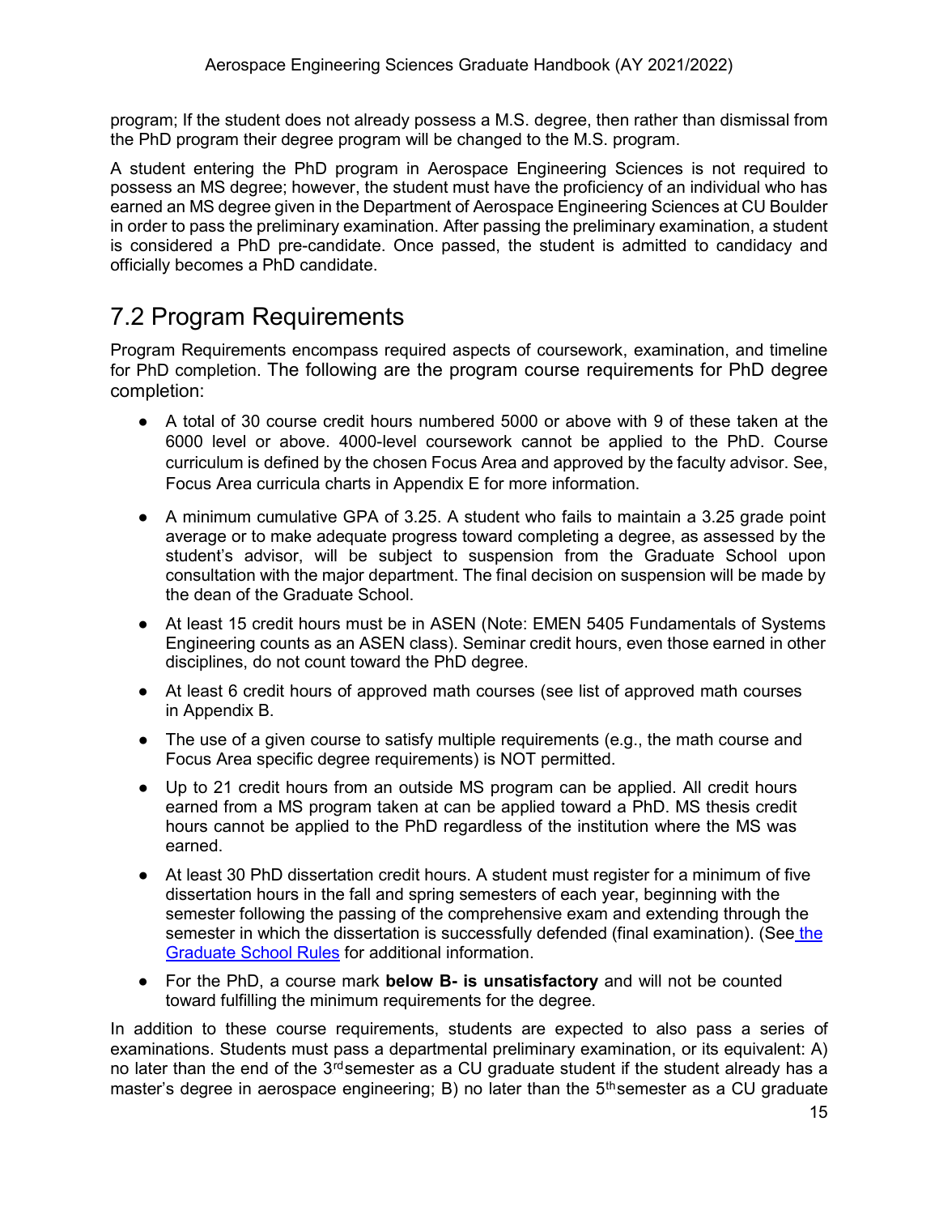program; If the student does not already possess a M.S. degree, then rather than dismissal from the PhD program their degree program will be changed to the M.S. program.

A student entering the PhD program in Aerospace Engineering Sciences is not required to possess an MS degree; however, the student must have the proficiency of an individual who has earned an MS degree given in the Department of Aerospace Engineering Sciences at CU Boulder in order to pass the preliminary examination. After passing the preliminary examination, a student is considered a PhD pre-candidate. Once passed, the student is admitted to candidacy and officially becomes a PhD candidate.

## 7.2 Program Requirements

Program Requirements encompass required aspects of coursework, examination, and timeline for PhD completion. The following are the program course requirements for PhD degree completion:

- A total of 30 course credit hours numbered 5000 or above with 9 of these taken at the 6000 level or above. 4000-level coursework cannot be applied to the PhD. Course curriculum is defined by the chosen Focus Area and approved by the faculty advisor. See, Focus Area curricula charts in Appendix E for more information.
- A minimum cumulative GPA of 3.25. A student who fails to maintain a 3.25 grade point average or to make adequate progress toward completing a degree, as assessed by the student's advisor, will be subject to suspension from the Graduate School upon consultation with the major department. The final decision on suspension will be made by the dean of the Graduate School.
- At least 15 credit hours must be in ASEN (Note: EMEN 5405 Fundamentals of Systems Engineering counts as an ASEN class). Seminar credit hours, even those earned in other disciplines, do not count toward the PhD degree.
- At least 6 credit hours of approved math courses (see list of approved math courses in Appendix B.
- The use of a given course to satisfy multiple requirements (e.g., the math course and Focus Area specific degree requirements) is NOT permitted.
- Up to 21 credit hours from an outside MS program can be applied. All credit hours earned from a MS program taken at can be applied toward a PhD. MS thesis credit hours cannot be applied to the PhD regardless of the institution where the MS was earned.
- At least 30 PhD dissertation credit hours. A student must register for a minimum of five dissertation hours in the fall and spring semesters of each year, beginning with the semester following the passing of the comprehensive exam and extending through the semester in which the dissertation is successfully defended (final examination). (See [the Graduate School Rules](#) for additional information.
- For the PhD, a course mark **below B- is unsatisfactory** and will not be counted toward fulfilling the minimum requirements for the degree.

In addition to these course requirements, students are expected to also pass a series of examinations. Students must pass a departmental preliminary examination, or its equivalent: A) no later than the end of the 3rd semester as a CU graduate student if the student already has a master's degree in aerospace engineering; B) no later than the 5th semester as a CU graduate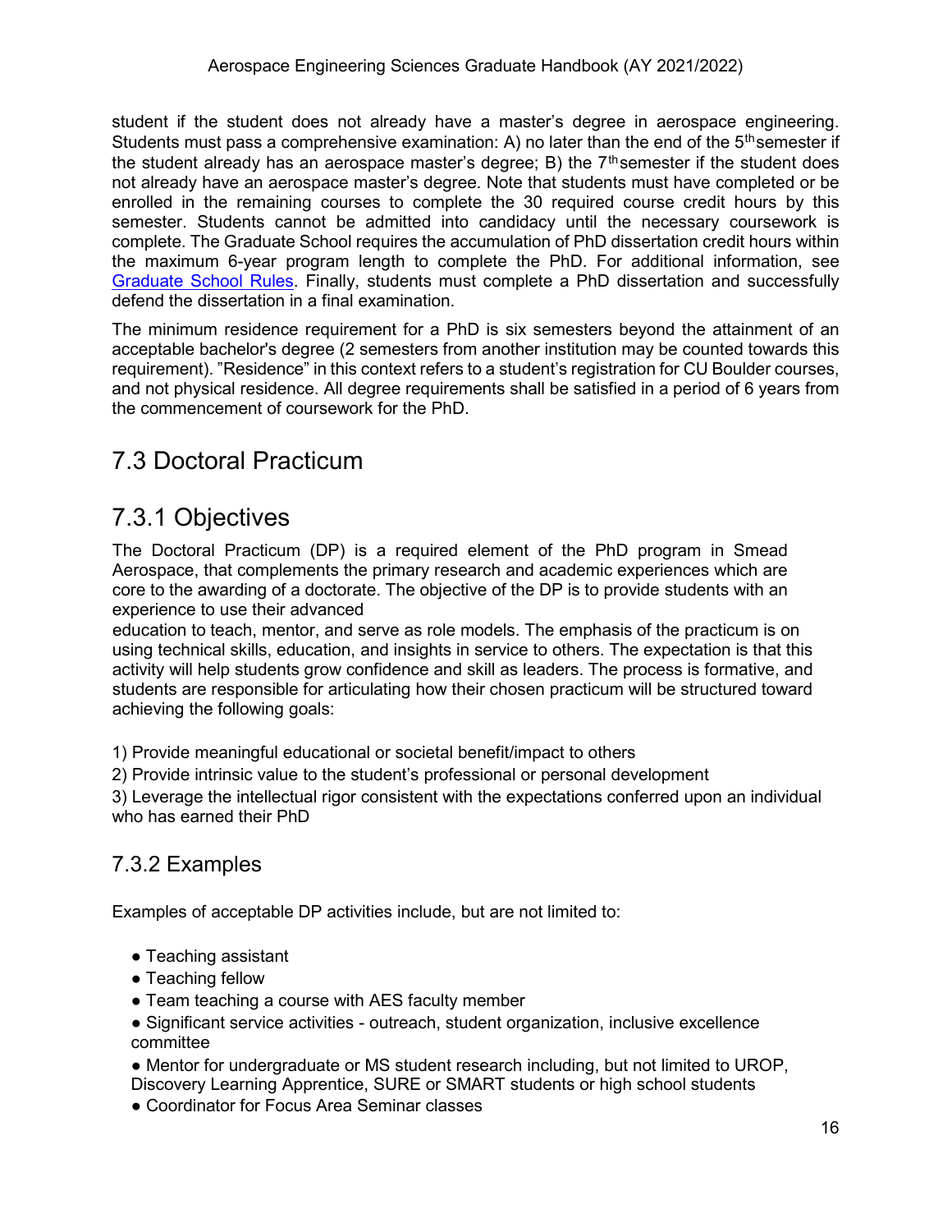student if the student does not already have a master's degree in aerospace engineering. Students must pass a comprehensive examination: A) no later than the end of the 5th semester if the student already has an aerospace master's degree; B) the 7th semester if the student does not already have an aerospace master's degree. Note that students must have completed or be enrolled in the remaining courses to complete the 30 required course credit hours by this semester. Students cannot be admitted into candidacy until the necessary coursework is complete. The Graduate School requires the accumulation of PhD dissertation credit hours within the maximum 6-year program length to complete the PhD. For additional information, see [Graduate School Rules](). Finally, students must complete a PhD dissertation and successfully defend the dissertation in a final examination.

The minimum residence requirement for a PhD is six semesters beyond the attainment of an acceptable bachelor's degree (2 semesters from another institution may be counted towards this requirement). "Residence" in this context refers to a student's registration for CU Boulder courses, and not physical residence. All degree requirements shall be satisfied in a period of 6 years from the commencement of coursework for the PhD.

## 7.3 Doctoral Practicum

## 7.3.1 Objectives

The Doctoral Practicum (DP) is a required element of the PhD program in Smead Aerospace, that complements the primary research and academic experiences which are core to the awarding of a doctorate. The objective of the DP is to provide students with an experience to use their advanced education to teach, mentor, and serve as role models. The emphasis of the practicum is on using technical skills, education, and insights in service to others. The expectation is that this activity will help students grow confidence and skill as leaders. The process is formative, and students are responsible for articulating how their chosen practicum will be structured toward achieving the following goals:

1) Provide meaningful educational or societal benefit/impact to others
2) Provide intrinsic value to the student's professional or personal development
3) Leverage the intellectual rigor consistent with the expectations conferred upon an individual who has earned their PhD

### 7.3.2 Examples

Examples of acceptable DP activities include, but are not limited to:

- Teaching assistant
- Teaching fellow
- Team teaching a course with AES faculty member
- Significant service activities - outreach, student organization, inclusive excellence committee
- Mentor for undergraduate or MS student research including, but not limited to UROP, Discovery Learning Apprentice, SURE or SMART students or high school students
- Coordinator for Focus Area Seminar classes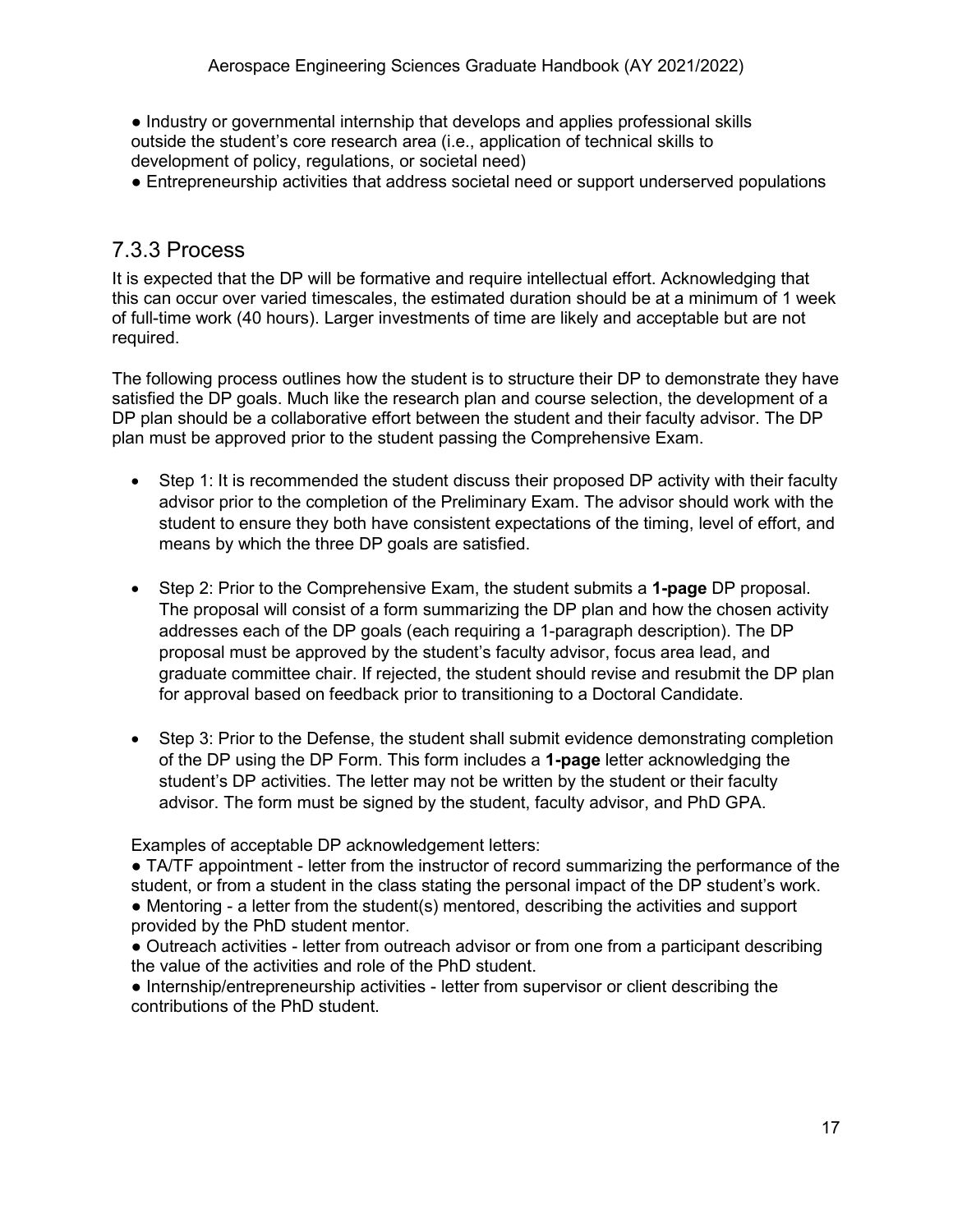● Industry or governmental internship that develops and applies professional skills outside the student's core research area (i.e., application of technical skills to development of policy, regulations, or societal need)
● Entrepreneurship activities that address societal need or support underserved populations

## 7.3.3 Process

It is expected that the DP will be formative and require intellectual effort. Acknowledging that this can occur over varied timescales, the estimated duration should be at a minimum of 1 week of full-time work (40 hours). Larger investments of time are likely and acceptable but are not required.

The following process outlines how the student is to structure their DP to demonstrate they have satisfied the DP goals. Much like the research plan and course selection, the development of a DP plan should be a collaborative effort between the student and their faculty advisor. The DP plan must be approved prior to the student passing the Comprehensive Exam.

- Step 1: It is recommended the student discuss their proposed DP activity with their faculty advisor prior to the completion of the Preliminary Exam. The advisor should work with the student to ensure they both have consistent expectations of the timing, level of effort, and means by which the three DP goals are satisfied.

- Step 2: Prior to the Comprehensive Exam, the student submits a **1-page** DP proposal. The proposal will consist of a form summarizing the DP plan and how the chosen activity addresses each of the DP goals (each requiring a 1-paragraph description). The DP proposal must be approved by the student's faculty advisor, focus area lead, and graduate committee chair. If rejected, the student should revise and resubmit the DP plan for approval based on feedback prior to transitioning to a Doctoral Candidate.

- Step 3: Prior to the Defense, the student shall submit evidence demonstrating completion of the DP using the DP Form. This form includes a **1-page** letter acknowledging the student's DP activities. The letter may not be written by the student or their faculty advisor. The form must be signed by the student, faculty advisor, and PhD GPA.

Examples of acceptable DP acknowledgement letters:
● TA/TF appointment - letter from the instructor of record summarizing the performance of the student, or from a student in the class stating the personal impact of the DP student's work.
● Mentoring - a letter from the student(s) mentored, describing the activities and support provided by the PhD student mentor.
● Outreach activities - letter from outreach advisor or from one from a participant describing the value of the activities and role of the PhD student.
● Internship/entrepreneurship activities - letter from supervisor or client describing the contributions of the PhD student.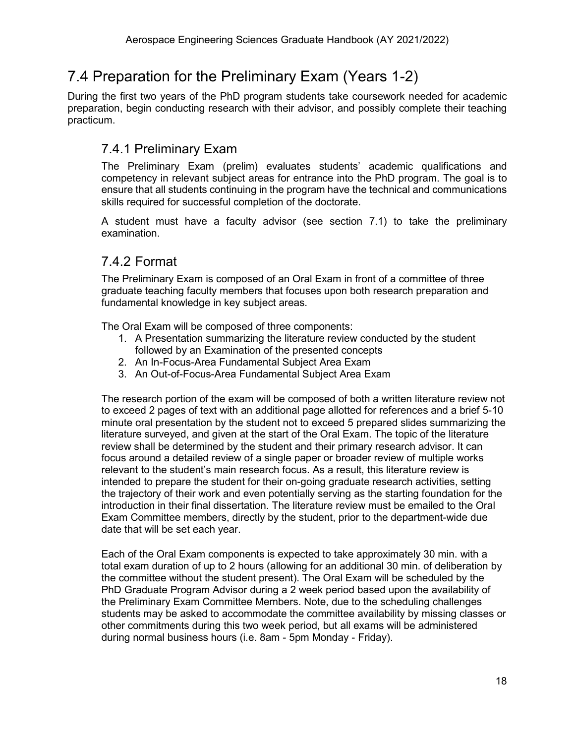## 7.4 Preparation for the Preliminary Exam (Years 1-2)

During the first two years of the PhD program students take coursework needed for academic preparation, begin conducting research with their advisor, and possibly complete their teaching practicum.

### 7.4.1 Preliminary Exam

The Preliminary Exam (prelim) evaluates students' academic qualifications and competency in relevant subject areas for entrance into the PhD program. The goal is to ensure that all students continuing in the program have the technical and communications skills required for successful completion of the doctorate.

A student must have a faculty advisor (see section 7.1) to take the preliminary examination.

### 7.4.2 Format

The Preliminary Exam is composed of an Oral Exam in front of a committee of three graduate teaching faculty members that focuses upon both research preparation and fundamental knowledge in key subject areas.

The Oral Exam will be composed of three components:

1. A Presentation summarizing the literature review conducted by the student followed by an Examination of the presented concepts
2. An In-Focus-Area Fundamental Subject Area Exam
3. An Out-of-Focus-Area Fundamental Subject Area Exam

The research portion of the exam will be composed of both a written literature review not to exceed 2 pages of text with an additional page allotted for references and a brief 5-10 minute oral presentation by the student not to exceed 5 prepared slides summarizing the literature surveyed, and given at the start of the Oral Exam. The topic of the literature review shall be determined by the student and their primary research advisor. It can focus around a detailed review of a single paper or broader review of multiple works relevant to the student's main research focus. As a result, this literature review is intended to prepare the student for their on-going graduate research activities, setting the trajectory of their work and even potentially serving as the starting foundation for the introduction in their final dissertation. The literature review must be emailed to the Oral Exam Committee members, directly by the student, prior to the department-wide due date that will be set each year.

Each of the Oral Exam components is expected to take approximately 30 min. with a total exam duration of up to 2 hours (allowing for an additional 30 min. of deliberation by the committee without the student present). The Oral Exam will be scheduled by the PhD Graduate Program Advisor during a 2 week period based upon the availability of the Preliminary Exam Committee Members. Note, due to the scheduling challenges students may be asked to accommodate the committee availability by missing classes or other commitments during this two week period, but all exams will be administered during normal business hours (i.e. 8am - 5pm Monday - Friday).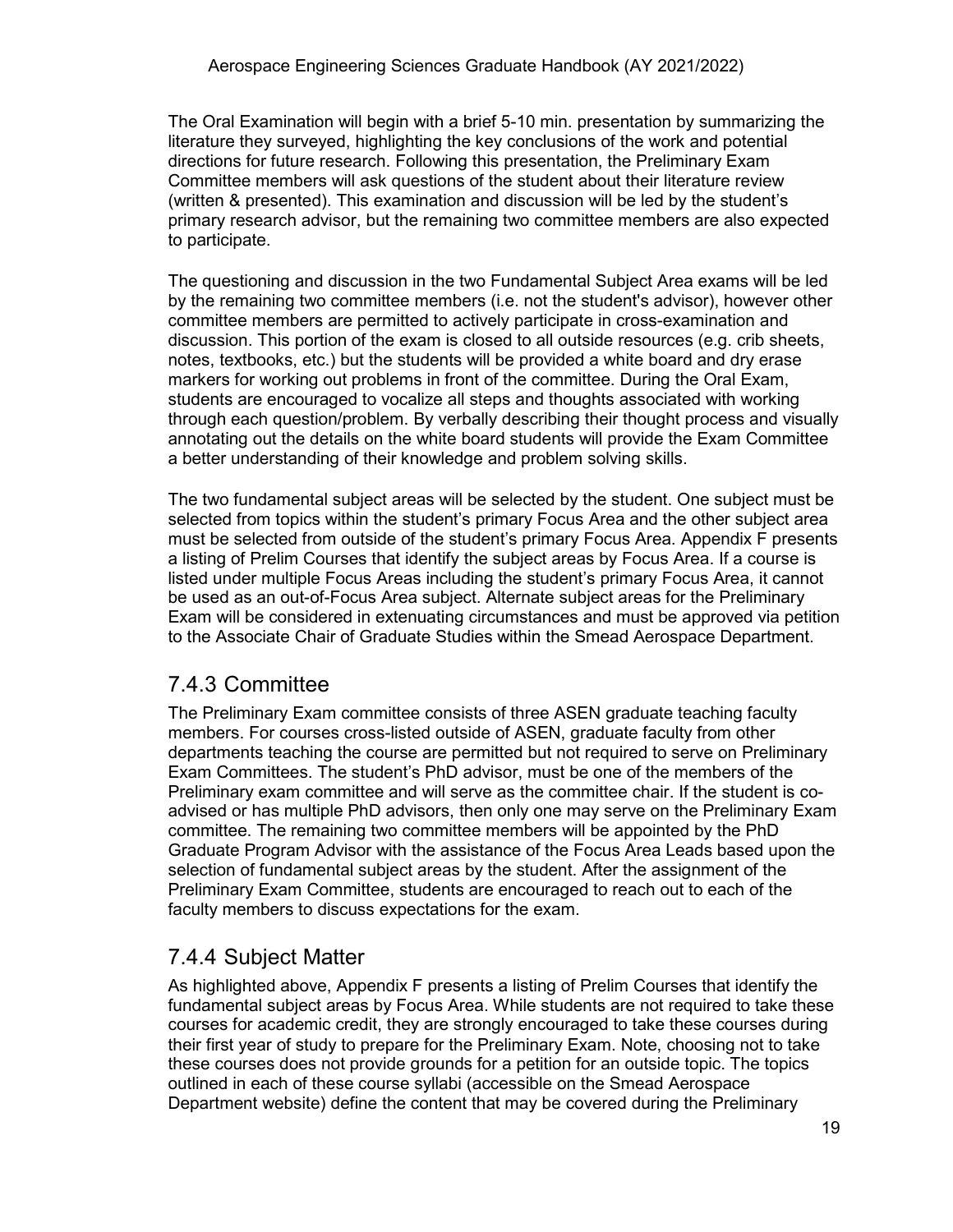The Oral Examination will begin with a brief 5-10 min. presentation by summarizing the literature they surveyed, highlighting the key conclusions of the work and potential directions for future research. Following this presentation, the Preliminary Exam Committee members will ask questions of the student about their literature review (written & presented). This examination and discussion will be led by the student's primary research advisor, but the remaining two committee members are also expected to participate.

The questioning and discussion in the two Fundamental Subject Area exams will be led by the remaining two committee members (i.e. not the student's advisor), however other committee members are permitted to actively participate in cross-examination and discussion. This portion of the exam is closed to all outside resources (e.g. crib sheets, notes, textbooks, etc.) but the students will be provided a white board and dry erase markers for working out problems in front of the committee. During the Oral Exam, students are encouraged to vocalize all steps and thoughts associated with working through each question/problem. By verbally describing their thought process and visually annotating out the details on the white board students will provide the Exam Committee a better understanding of their knowledge and problem solving skills.

The two fundamental subject areas will be selected by the student. One subject must be selected from topics within the student's primary Focus Area and the other subject area must be selected from outside of the student's primary Focus Area. Appendix F presents a listing of Prelim Courses that identify the subject areas by Focus Area. If a course is listed under multiple Focus Areas including the student's primary Focus Area, it cannot be used as an out-of-Focus Area subject. Alternate subject areas for the Preliminary Exam will be considered in extenuating circumstances and must be approved via petition to the Associate Chair of Graduate Studies within the Smead Aerospace Department.

## 7.4.3 Committee

The Preliminary Exam committee consists of three ASEN graduate teaching faculty members. For courses cross-listed outside of ASEN, graduate faculty from other departments teaching the course are permitted but not required to serve on Preliminary Exam Committees. The student's PhD advisor, must be one of the members of the Preliminary exam committee and will serve as the committee chair. If the student is co-advised or has multiple PhD advisors, then only one may serve on the Preliminary Exam committee. The remaining two committee members will be appointed by the PhD Graduate Program Advisor with the assistance of the Focus Area Leads based upon the selection of fundamental subject areas by the student. After the assignment of the Preliminary Exam Committee, students are encouraged to reach out to each of the faculty members to discuss expectations for the exam.

## 7.4.4 Subject Matter

As highlighted above, Appendix F presents a listing of Prelim Courses that identify the fundamental subject areas by Focus Area. While students are not required to take these courses for academic credit, they are strongly encouraged to take these courses during their first year of study to prepare for the Preliminary Exam. Note, choosing not to take these courses does not provide grounds for a petition for an outside topic. The topics outlined in each of these course syllabi (accessible on the Smead Aerospace Department website) define the content that may be covered during the Preliminary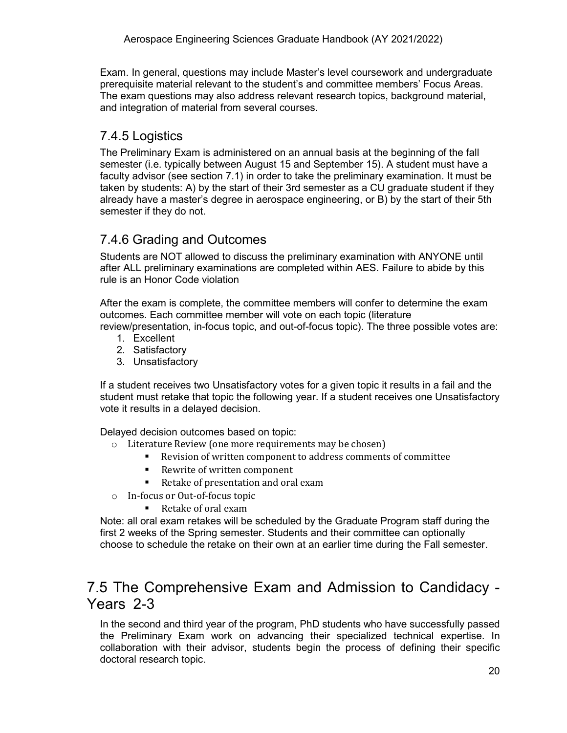Exam. In general, questions may include Master's level coursework and undergraduate prerequisite material relevant to the student's and committee members' Focus Areas. The exam questions may also address relevant research topics, background material, and integration of material from several courses.

### 7.4.5 Logistics

The Preliminary Exam is administered on an annual basis at the beginning of the fall semester (i.e. typically between August 15 and September 15). A student must have a faculty advisor (see section 7.1) in order to take the preliminary examination. It must be taken by students: A) by the start of their 3rd semester as a CU graduate student if they already have a master's degree in aerospace engineering, or B) by the start of their 5th semester if they do not.

### 7.4.6 Grading and Outcomes

Students are NOT allowed to discuss the preliminary examination with ANYONE until after ALL preliminary examinations are completed within AES. Failure to abide by this rule is an Honor Code violation

After the exam is complete, the committee members will confer to determine the exam outcomes. Each committee member will vote on each topic (literature review/presentation, in-focus topic, and out-of-focus topic). The three possible votes are:

1. Excellent
2. Satisfactory
3. Unsatisfactory

If a student receives two Unsatisfactory votes for a given topic it results in a fail and the student must retake that topic the following year. If a student receives one Unsatisfactory vote it results in a delayed decision.

Delayed decision outcomes based on topic:

- Literature Review (one more requirements may be chosen)
  - Revision of written component to address comments of committee
  - Rewrite of written component
  - Retake of presentation and oral exam
- In-focus or Out-of-focus topic
  - Retake of oral exam

Note: all oral exam retakes will be scheduled by the Graduate Program staff during the first 2 weeks of the Spring semester. Students and their committee can optionally choose to schedule the retake on their own at an earlier time during the Fall semester.

## 7.5 The Comprehensive Exam and Admission to Candidacy - Years 2-3

In the second and third year of the program, PhD students who have successfully passed the Preliminary Exam work on advancing their specialized technical expertise. In collaboration with their advisor, students begin the process of defining their specific doctoral research topic.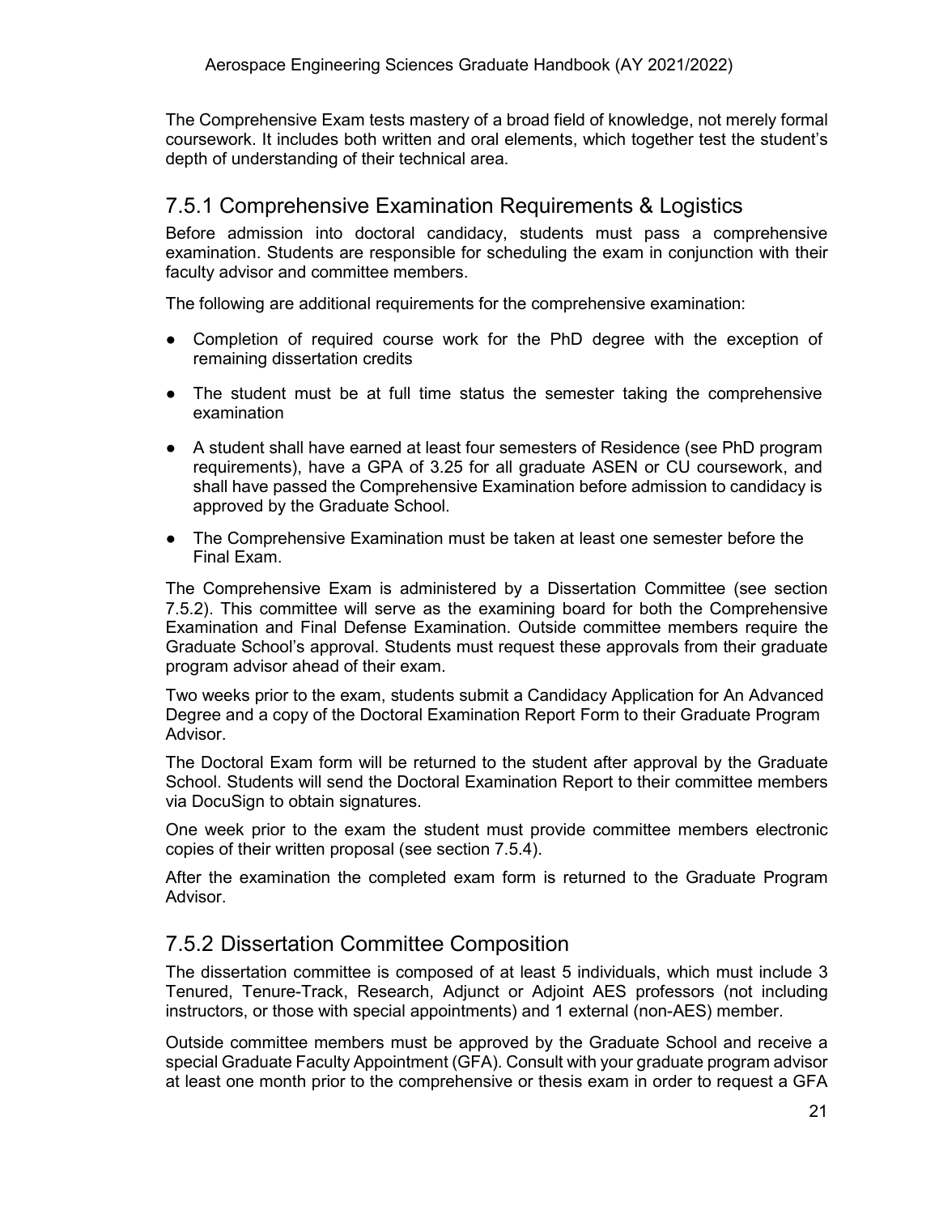The Comprehensive Exam tests mastery of a broad field of knowledge, not merely formal coursework. It includes both written and oral elements, which together test the student's depth of understanding of their technical area.

### 7.5.1 Comprehensive Examination Requirements & Logistics

Before admission into doctoral candidacy, students must pass a comprehensive examination. Students are responsible for scheduling the exam in conjunction with their faculty advisor and committee members.

The following are additional requirements for the comprehensive examination:

- Completion of required course work for the PhD degree with the exception of remaining dissertation credits
- The student must be at full time status the semester taking the comprehensive examination
- A student shall have earned at least four semesters of Residence (see PhD program requirements), have a GPA of 3.25 for all graduate ASEN or CU coursework, and shall have passed the Comprehensive Examination before admission to candidacy is approved by the Graduate School.
- The Comprehensive Examination must be taken at least one semester before the Final Exam.

The Comprehensive Exam is administered by a Dissertation Committee (see section 7.5.2). This committee will serve as the examining board for both the Comprehensive Examination and Final Defense Examination. Outside committee members require the Graduate School's approval. Students must request these approvals from their graduate program advisor ahead of their exam.

Two weeks prior to the exam, students submit a Candidacy Application for An Advanced Degree and a copy of the Doctoral Examination Report Form to their Graduate Program Advisor.

The Doctoral Exam form will be returned to the student after approval by the Graduate School. Students will send the Doctoral Examination Report to their committee members via DocuSign to obtain signatures.

One week prior to the exam the student must provide committee members electronic copies of their written proposal (see section 7.5.4).

After the examination the completed exam form is returned to the Graduate Program Advisor.

### 7.5.2 Dissertation Committee Composition

The dissertation committee is composed of at least 5 individuals, which must include 3 Tenured, Tenure-Track, Research, Adjunct or Adjoint AES professors (not including instructors, or those with special appointments) and 1 external (non-AES) member.

Outside committee members must be approved by the Graduate School and receive a special Graduate Faculty Appointment (GFA). Consult with your graduate program advisor at least one month prior to the comprehensive or thesis exam in order to request a GFA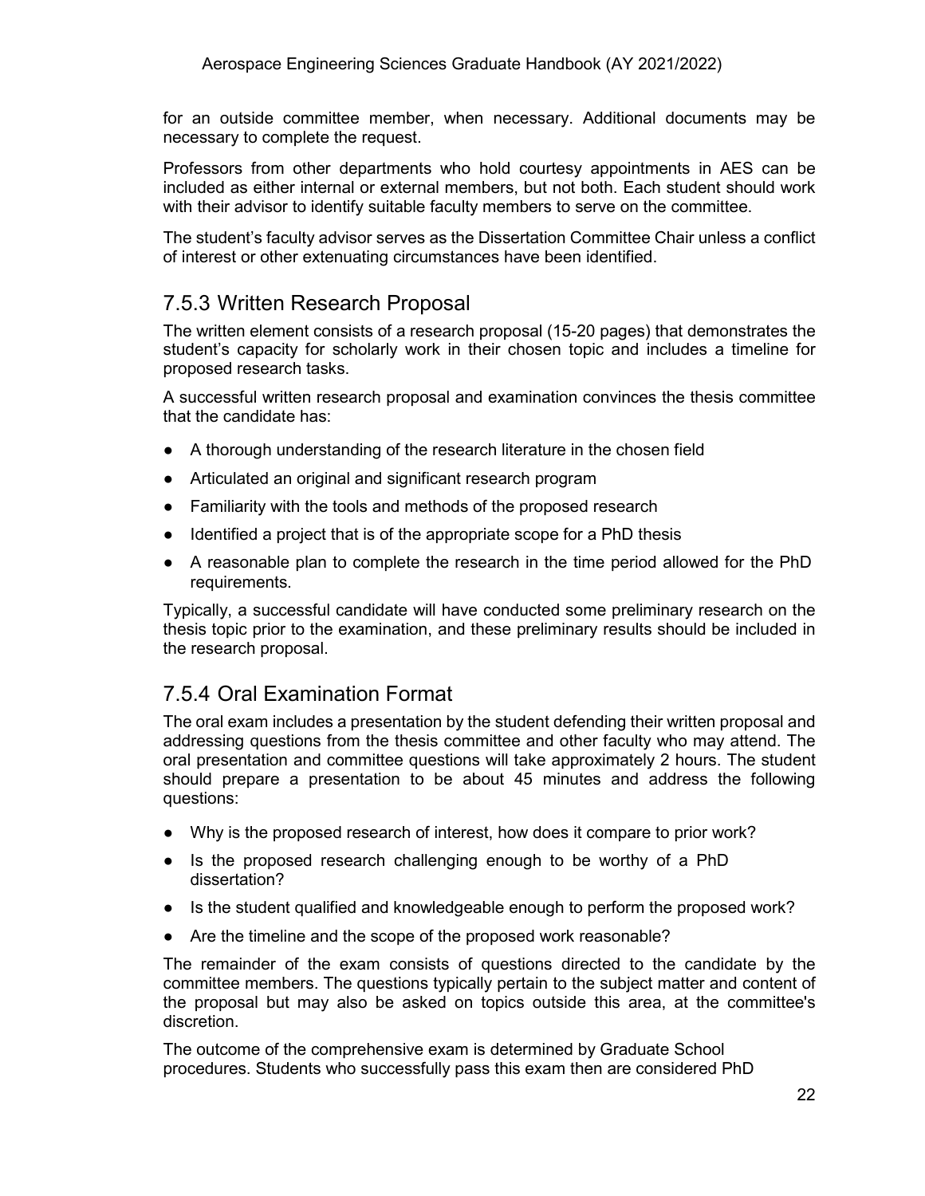for an outside committee member, when necessary. Additional documents may be necessary to complete the request.

Professors from other departments who hold courtesy appointments in AES can be included as either internal or external members, but not both. Each student should work with their advisor to identify suitable faculty members to serve on the committee.

The student's faculty advisor serves as the Dissertation Committee Chair unless a conflict of interest or other extenuating circumstances have been identified.

## 7.5.3 Written Research Proposal

The written element consists of a research proposal (15-20 pages) that demonstrates the student's capacity for scholarly work in their chosen topic and includes a timeline for proposed research tasks.

A successful written research proposal and examination convinces the thesis committee that the candidate has:

- A thorough understanding of the research literature in the chosen field
- Articulated an original and significant research program
- Familiarity with the tools and methods of the proposed research
- Identified a project that is of the appropriate scope for a PhD thesis
- A reasonable plan to complete the research in the time period allowed for the PhD requirements.

Typically, a successful candidate will have conducted some preliminary research on the thesis topic prior to the examination, and these preliminary results should be included in the research proposal.

## 7.5.4 Oral Examination Format

The oral exam includes a presentation by the student defending their written proposal and addressing questions from the thesis committee and other faculty who may attend. The oral presentation and committee questions will take approximately 2 hours. The student should prepare a presentation to be about 45 minutes and address the following questions:

- Why is the proposed research of interest, how does it compare to prior work?
- Is the proposed research challenging enough to be worthy of a PhD dissertation?
- Is the student qualified and knowledgeable enough to perform the proposed work?
- Are the timeline and the scope of the proposed work reasonable?

The remainder of the exam consists of questions directed to the candidate by the committee members. The questions typically pertain to the subject matter and content of the proposal but may also be asked on topics outside this area, at the committee's discretion.

The outcome of the comprehensive exam is determined by Graduate School procedures. Students who successfully pass this exam then are considered PhD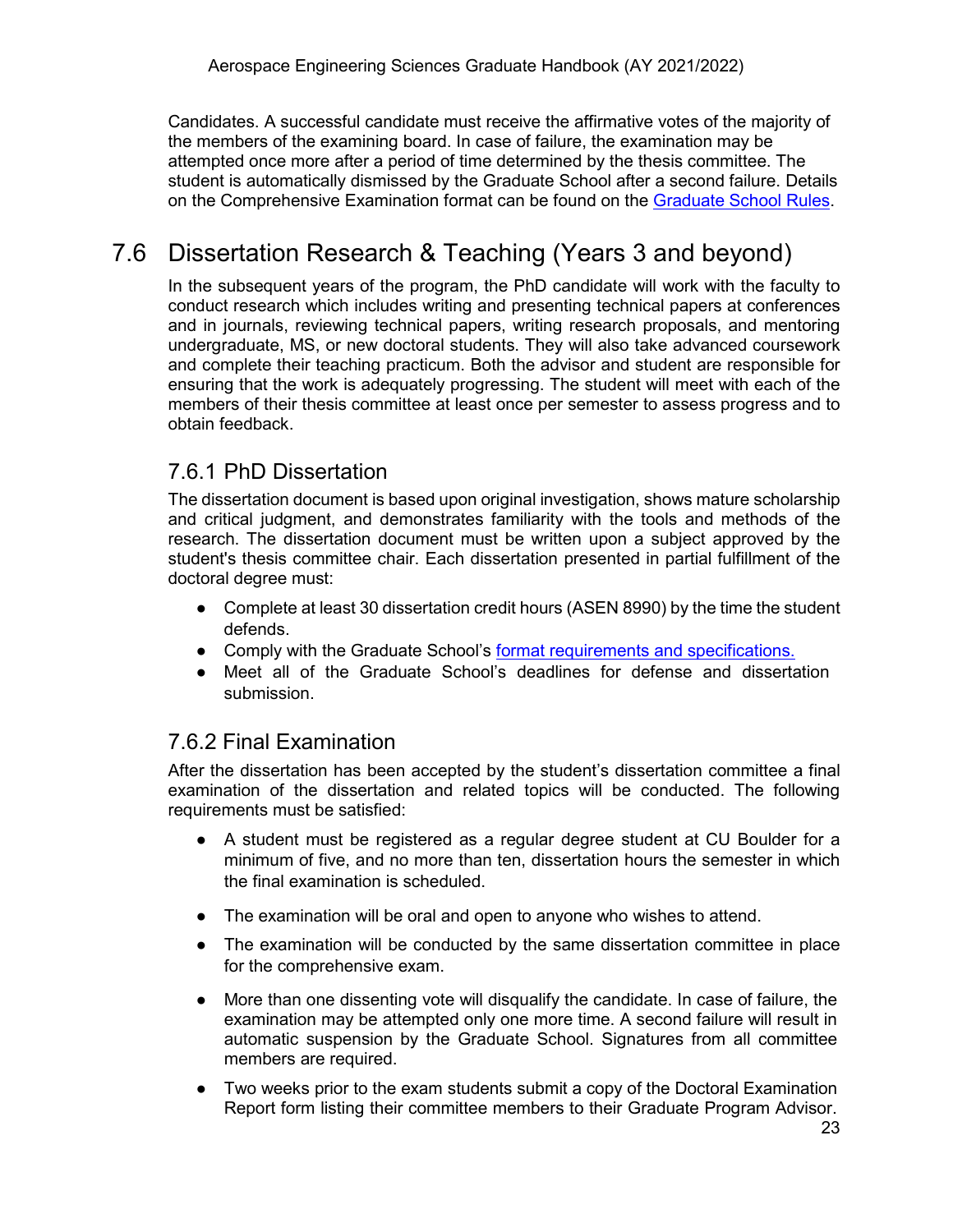Candidates. A successful candidate must receive the affirmative votes of the majority of the members of the examining board. In case of failure, the examination may be attempted once more after a period of time determined by the thesis committee. The student is automatically dismissed by the Graduate School after a second failure. Details on the Comprehensive Examination format can be found on the [Graduate School Rules](#).

## 7.6 Dissertation Research & Teaching (Years 3 and beyond)

In the subsequent years of the program, the PhD candidate will work with the faculty to conduct research which includes writing and presenting technical papers at conferences and in journals, reviewing technical papers, writing research proposals, and mentoring undergraduate, MS, or new doctoral students. They will also take advanced coursework and complete their teaching practicum. Both the advisor and student are responsible for ensuring that the work is adequately progressing. The student will meet with each of the members of their thesis committee at least once per semester to assess progress and to obtain feedback.

### 7.6.1 PhD Dissertation

The dissertation document is based upon original investigation, shows mature scholarship and critical judgment, and demonstrates familiarity with the tools and methods of the research. The dissertation document must be written upon a subject approved by the student's thesis committee chair. Each dissertation presented in partial fulfillment of the doctoral degree must:

- Complete at least 30 dissertation credit hours (ASEN 8990) by the time the student defends.
- Comply with the Graduate School's [format requirements and specifications.](#)
- Meet all of the Graduate School's deadlines for defense and dissertation submission.

### 7.6.2 Final Examination

After the dissertation has been accepted by the student's dissertation committee a final examination of the dissertation and related topics will be conducted. The following requirements must be satisfied:

- A student must be registered as a regular degree student at CU Boulder for a minimum of five, and no more than ten, dissertation hours the semester in which the final examination is scheduled.
- The examination will be oral and open to anyone who wishes to attend.
- The examination will be conducted by the same dissertation committee in place for the comprehensive exam.
- More than one dissenting vote will disqualify the candidate. In case of failure, the examination may be attempted only one more time. A second failure will result in automatic suspension by the Graduate School. Signatures from all committee members are required.
- Two weeks prior to the exam students submit a copy of the Doctoral Examination Report form listing their committee members to their Graduate Program Advisor.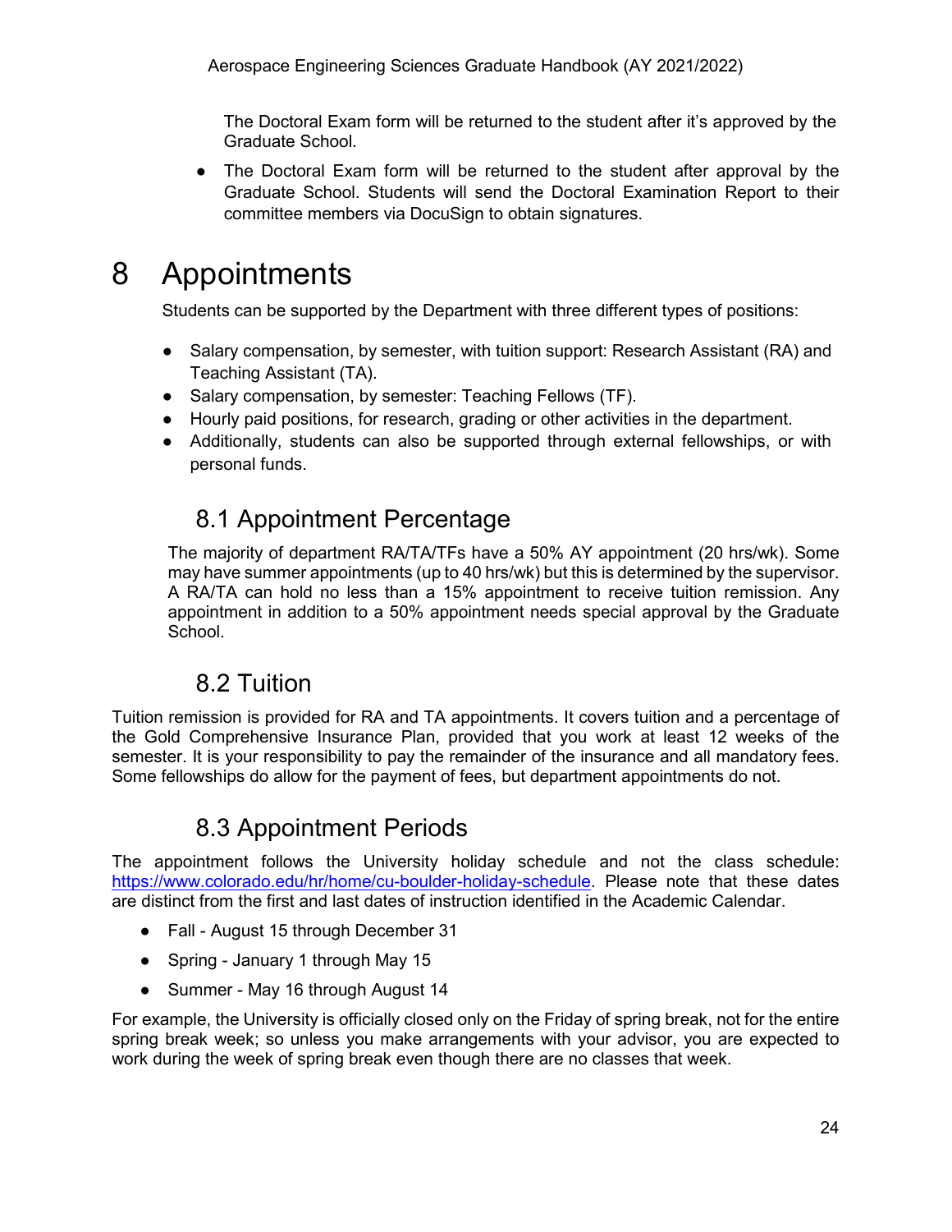The Doctoral Exam form will be returned to the student after it's approved by the Graduate School.

- The Doctoral Exam form will be returned to the student after approval by the Graduate School. Students will send the Doctoral Examination Report to their committee members via DocuSign to obtain signatures.

# 8 Appointments

Students can be supported by the Department with three different types of positions:

- Salary compensation, by semester, with tuition support: Research Assistant (RA) and Teaching Assistant (TA).
- Salary compensation, by semester: Teaching Fellows (TF).
- Hourly paid positions, for research, grading or other activities in the department.
- Additionally, students can also be supported through external fellowships, or with personal funds.

## 8.1 Appointment Percentage

The majority of department RA/TA/TFs have a 50% AY appointment (20 hrs/wk). Some may have summer appointments (up to 40 hrs/wk) but this is determined by the supervisor. A RA/TA can hold no less than a 15% appointment to receive tuition remission. Any appointment in addition to a 50% appointment needs special approval by the Graduate School.

## 8.2 Tuition

Tuition remission is provided for RA and TA appointments. It covers tuition and a percentage of the Gold Comprehensive Insurance Plan, provided that you work at least 12 weeks of the semester. It is your responsibility to pay the remainder of the insurance and all mandatory fees. Some fellowships do allow for the payment of fees, but department appointments do not.

## 8.3 Appointment Periods

The appointment follows the University holiday schedule and not the class schedule: [https://www.colorado.edu/hr/home/cu-boulder-holiday-schedule](https://www.colorado.edu/hr/home/cu-boulder-holiday-schedule). Please note that these dates are distinct from the first and last dates of instruction identified in the Academic Calendar.

- Fall - August 15 through December 31
- Spring - January 1 through May 15
- Summer - May 16 through August 14

For example, the University is officially closed only on the Friday of spring break, not for the entire spring break week; so unless you make arrangements with your advisor, you are expected to work during the week of spring break even though there are no classes that week.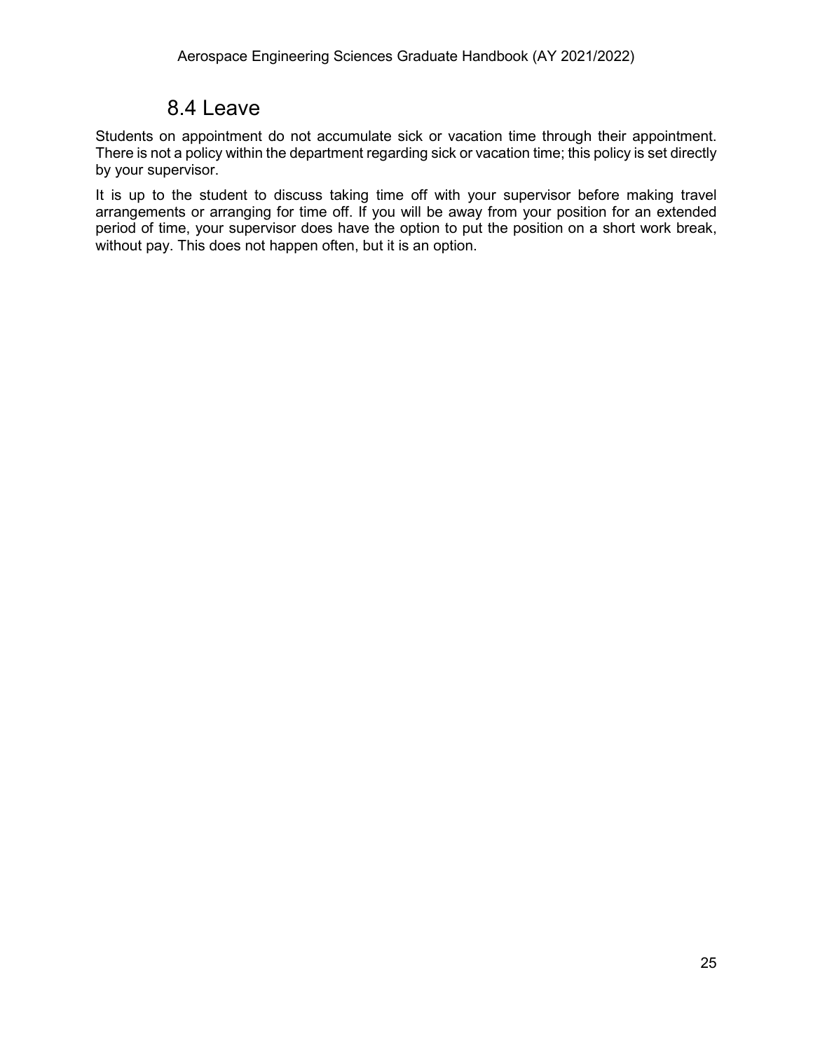## 8.4 Leave

Students on appointment do not accumulate sick or vacation time through their appointment. There is not a policy within the department regarding sick or vacation time; this policy is set directly by your supervisor.

It is up to the student to discuss taking time off with your supervisor before making travel arrangements or arranging for time off. If you will be away from your position for an extended period of time, your supervisor does have the option to put the position on a short work break, without pay. This does not happen often, but it is an option.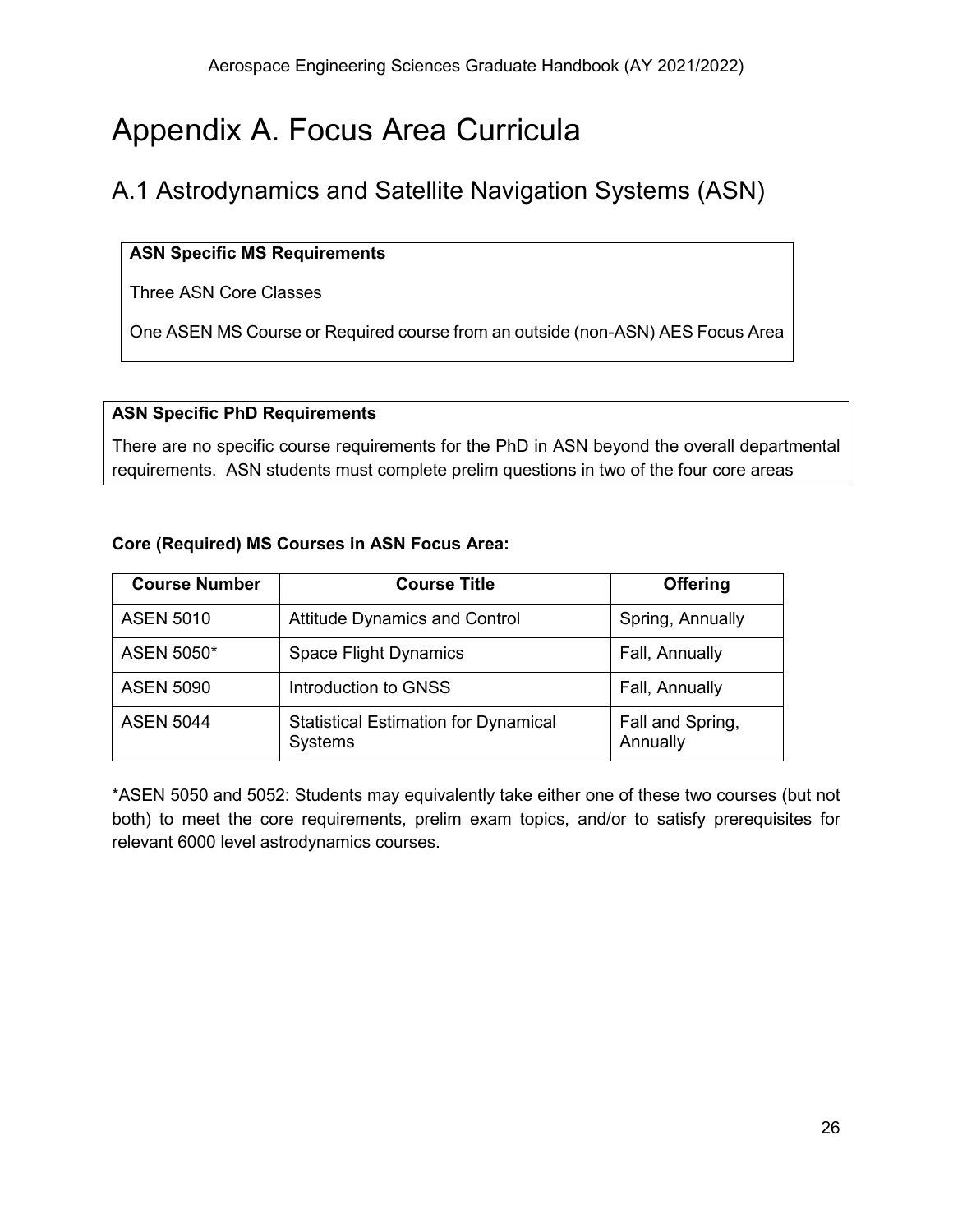# Appendix A. Focus Area Curricula

## A.1 Astrodynamics and Satellite Navigation Systems (ASN)

**ASN Specific MS Requirements**

Three ASN Core Classes

One ASEN MS Course or Required course from an outside (non-ASN) AES Focus Area

**ASN Specific PhD Requirements**

There are no specific course requirements for the PhD in ASN beyond the overall departmental requirements. ASN students must complete prelim questions in two of the four core areas

**Core (Required) MS Courses in ASN Focus Area:**

| Course Number | Course Title | Offering |
| --- | --- | --- |
| ASEN 5010 | Attitude Dynamics and Control | Spring, Annually |
| ASEN 5050* | Space Flight Dynamics | Fall, Annually |
| ASEN 5090 | Introduction to GNSS | Fall, Annually |
| ASEN 5044 | Statistical Estimation for Dynamical Systems | Fall and Spring, Annually |

*ASEN 5050 and 5052: Students may equivalently take either one of these two courses (but not both) to meet the core requirements, prelim exam topics, and/or to satisfy prerequisites for relevant 6000 level astrodynamics courses.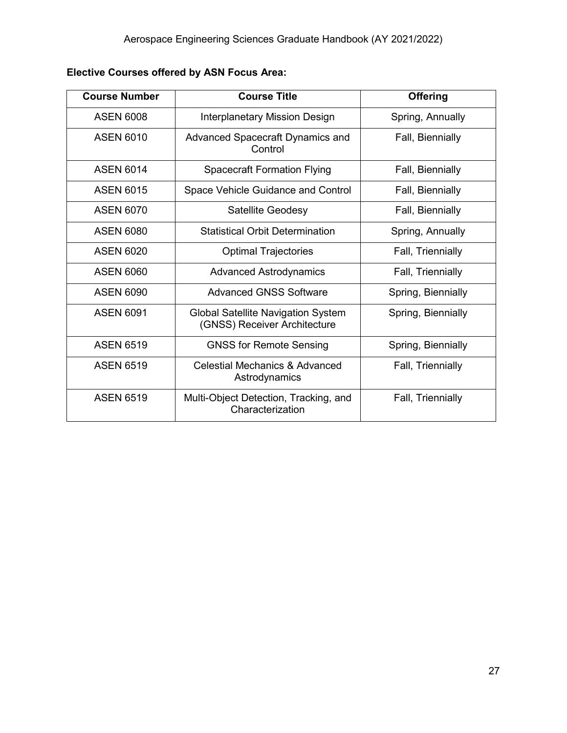**Elective Courses offered by ASN Focus Area:**

| Course Number | Course Title | Offering |
|---|---|---|
| ASEN 6008 | Interplanetary Mission Design | Spring, Annually |
| ASEN 6010 | Advanced Spacecraft Dynamics and Control | Fall, Biennially |
| ASEN 6014 | Spacecraft Formation Flying | Fall, Biennially |
| ASEN 6015 | Space Vehicle Guidance and Control | Fall, Biennially |
| ASEN 6070 | Satellite Geodesy | Fall, Biennially |
| ASEN 6080 | Statistical Orbit Determination | Spring, Annually |
| ASEN 6020 | Optimal Trajectories | Fall, Triennially |
| ASEN 6060 | Advanced Astrodynamics | Fall, Triennially |
| ASEN 6090 | Advanced GNSS Software | Spring, Biennially |
| ASEN 6091 | Global Satellite Navigation System (GNSS) Receiver Architecture | Spring, Biennially |
| ASEN 6519 | GNSS for Remote Sensing | Spring, Biennially |
| ASEN 6519 | Celestial Mechanics & Advanced Astrodynamics | Fall, Triennially |
| ASEN 6519 | Multi-Object Detection, Tracking, and Characterization | Fall, Triennially |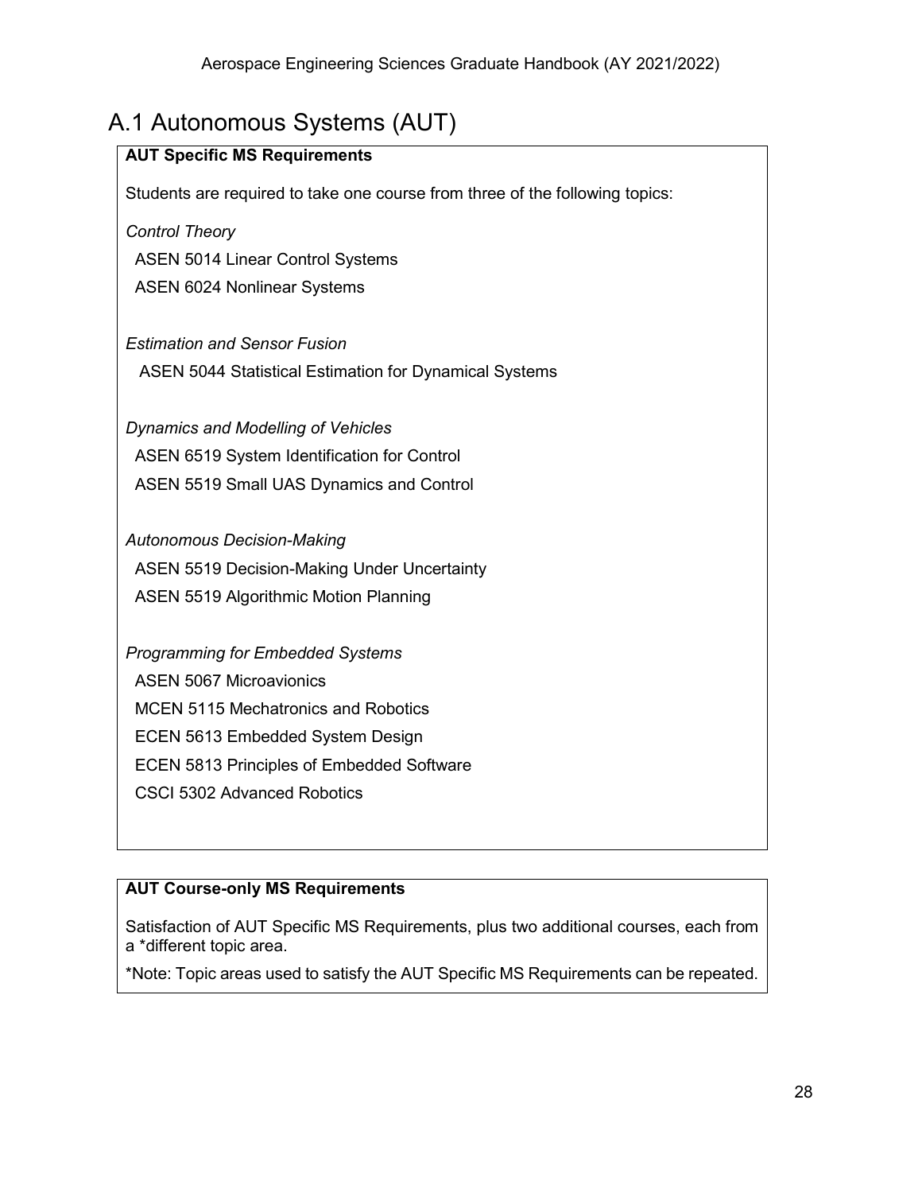## A.1 Autonomous Systems (AUT)

**AUT Specific MS Requirements**

Students are required to take one course from three of the following topics:

*Control Theory*

ASEN 5014 Linear Control Systems

ASEN 6024 Nonlinear Systems

*Estimation and Sensor Fusion*

ASEN 5044 Statistical Estimation for Dynamical Systems

*Dynamics and Modelling of Vehicles*

ASEN 6519 System Identification for Control

ASEN 5519 Small UAS Dynamics and Control

*Autonomous Decision-Making*

ASEN 5519 Decision-Making Under Uncertainty

ASEN 5519 Algorithmic Motion Planning

*Programming for Embedded Systems*

ASEN 5067 Microavionics

MCEN 5115 Mechatronics and Robotics

ECEN 5613 Embedded System Design

ECEN 5813 Principles of Embedded Software

CSCI 5302 Advanced Robotics

**AUT Course-only MS Requirements**

Satisfaction of AUT Specific MS Requirements, plus two additional courses, each from a *different topic area.

*Note: Topic areas used to satisfy the AUT Specific MS Requirements can be repeated.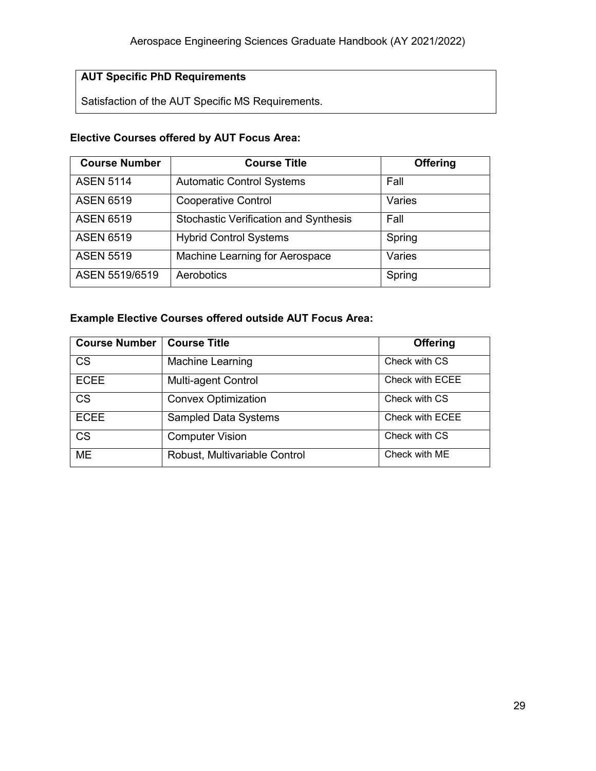**AUT Specific PhD Requirements**

Satisfaction of the AUT Specific MS Requirements.

**Elective Courses offered by AUT Focus Area:**

| Course Number | Course Title | Offering |
|---|---|---|
| ASEN 5114 | Automatic Control Systems | Fall |
| ASEN 6519 | Cooperative Control | Varies |
| ASEN 6519 | Stochastic Verification and Synthesis | Fall |
| ASEN 6519 | Hybrid Control Systems | Spring |
| ASEN 5519 | Machine Learning for Aerospace | Varies |
| ASEN 5519/6519 | Aerobotics | Spring |

**Example Elective Courses offered outside AUT Focus Area:**

| Course Number | Course Title | Offering |
|---|---|---|
| CS | Machine Learning | Check with CS |
| ECEE | Multi-agent Control | Check with ECEE |
| CS | Convex Optimization | Check with CS |
| ECEE | Sampled Data Systems | Check with ECEE |
| CS | Computer Vision | Check with CS |
| ME | Robust, Multivariable Control | Check with ME |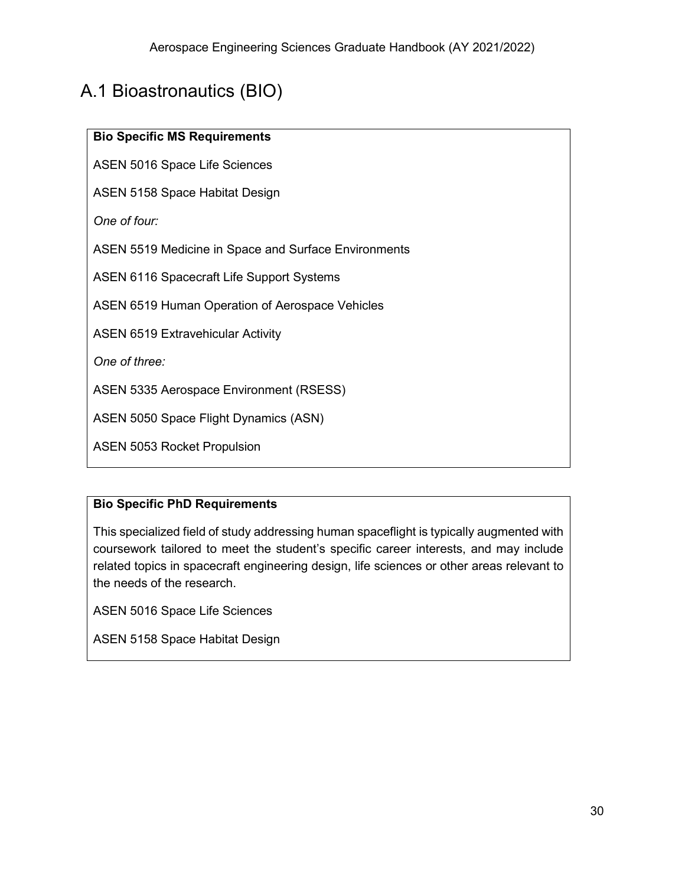# A.1 Bioastronautics (BIO)

**Bio Specific MS Requirements**

ASEN 5016 Space Life Sciences

ASEN 5158 Space Habitat Design

*One of four:*

ASEN 5519 Medicine in Space and Surface Environments

ASEN 6116 Spacecraft Life Support Systems

ASEN 6519 Human Operation of Aerospace Vehicles

ASEN 6519 Extravehicular Activity

*One of three:*

ASEN 5335 Aerospace Environment (RSESS)

ASEN 5050 Space Flight Dynamics (ASN)

ASEN 5053 Rocket Propulsion

**Bio Specific PhD Requirements**

This specialized field of study addressing human spaceflight is typically augmented with coursework tailored to meet the student's specific career interests, and may include related topics in spacecraft engineering design, life sciences or other areas relevant to the needs of the research.

ASEN 5016 Space Life Sciences

ASEN 5158 Space Habitat Design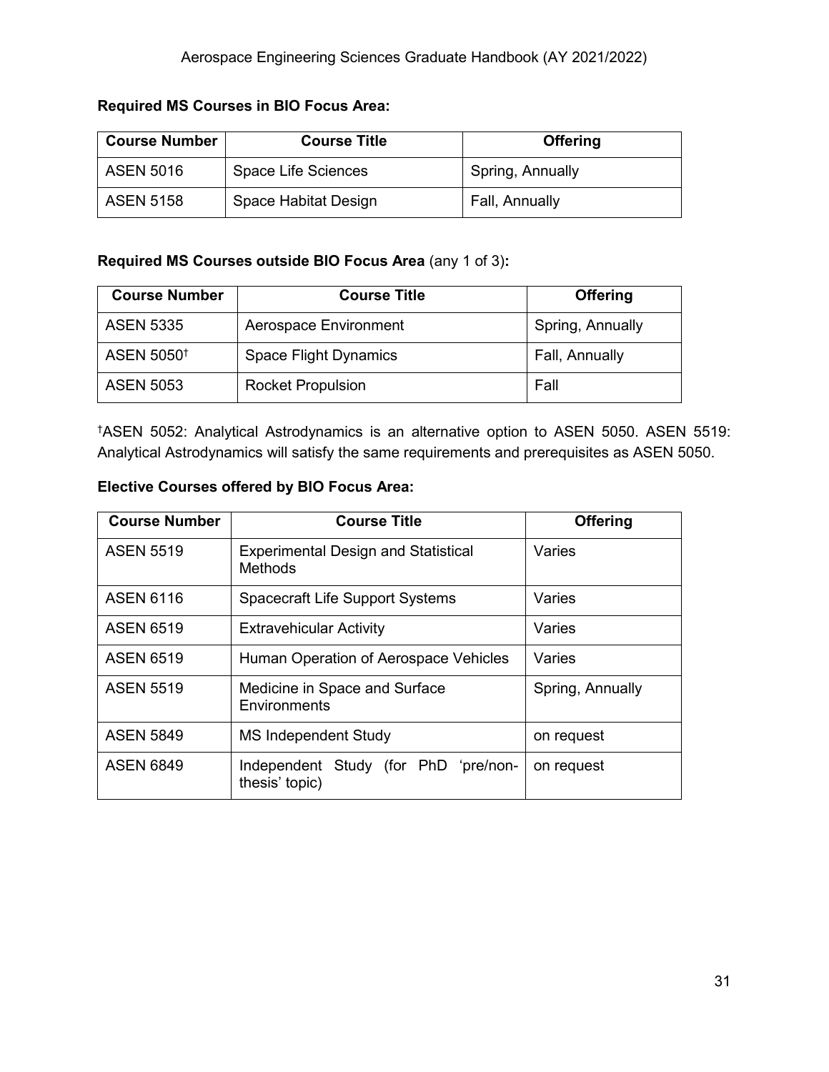**Required MS Courses in BIO Focus Area:**

| Course Number | Course Title | Offering |
|---|---|---|
| ASEN 5016 | Space Life Sciences | Spring, Annually |
| ASEN 5158 | Space Habitat Design | Fall, Annually |

**Required MS Courses outside BIO Focus Area** (any 1 of 3)**:**

| Course Number | Course Title | Offering |
|---|---|---|
| ASEN 5335 | Aerospace Environment | Spring, Annually |
| ASEN 5050† | Space Flight Dynamics | Fall, Annually |
| ASEN 5053 | Rocket Propulsion | Fall |

†ASEN 5052: Analytical Astrodynamics is an alternative option to ASEN 5050. ASEN 5519: Analytical Astrodynamics will satisfy the same requirements and prerequisites as ASEN 5050.

**Elective Courses offered by BIO Focus Area:**

| Course Number | Course Title | Offering |
|---|---|---|
| ASEN 5519 | Experimental Design and Statistical Methods | Varies |
| ASEN 6116 | Spacecraft Life Support Systems | Varies |
| ASEN 6519 | Extravehicular Activity | Varies |
| ASEN 6519 | Human Operation of Aerospace Vehicles | Varies |
| ASEN 5519 | Medicine in Space and Surface Environments | Spring, Annually |
| ASEN 5849 | MS Independent Study | on request |
| ASEN 6849 | Independent Study (for PhD 'pre/non-thesis' topic) | on request |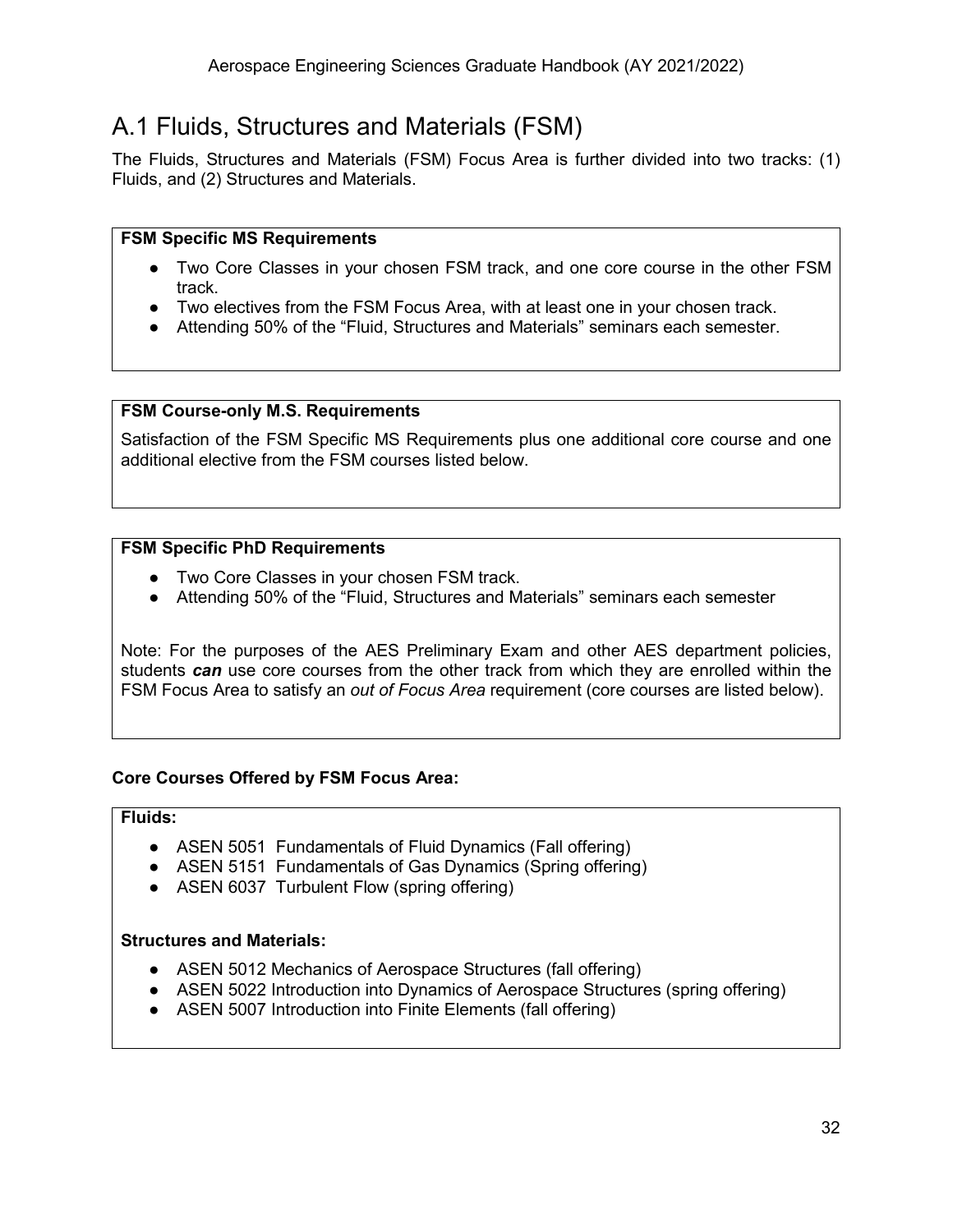## A.1 Fluids, Structures and Materials (FSM)

The Fluids, Structures and Materials (FSM) Focus Area is further divided into two tracks: (1) Fluids, and (2) Structures and Materials.

**FSM Specific MS Requirements**

- Two Core Classes in your chosen FSM track, and one core course in the other FSM track.
- Two electives from the FSM Focus Area, with at least one in your chosen track.
- Attending 50% of the "Fluid, Structures and Materials" seminars each semester.

**FSM Course-only M.S. Requirements**

Satisfaction of the FSM Specific MS Requirements plus one additional core course and one additional elective from the FSM courses listed below.

**FSM Specific PhD Requirements**

- Two Core Classes in your chosen FSM track.
- Attending 50% of the "Fluid, Structures and Materials" seminars each semester

Note: For the purposes of the AES Preliminary Exam and other AES department policies, students ***can*** use core courses from the other track from which they are enrolled within the FSM Focus Area to satisfy an *out of Focus Area* requirement (core courses are listed below).

**Core Courses Offered by FSM Focus Area:**

**Fluids:**

- ASEN 5051 Fundamentals of Fluid Dynamics (Fall offering)
- ASEN 5151 Fundamentals of Gas Dynamics (Spring offering)
- ASEN 6037 Turbulent Flow (spring offering)

**Structures and Materials:**

- ASEN 5012 Mechanics of Aerospace Structures (fall offering)
- ASEN 5022 Introduction into Dynamics of Aerospace Structures (spring offering)
- ASEN 5007 Introduction into Finite Elements (fall offering)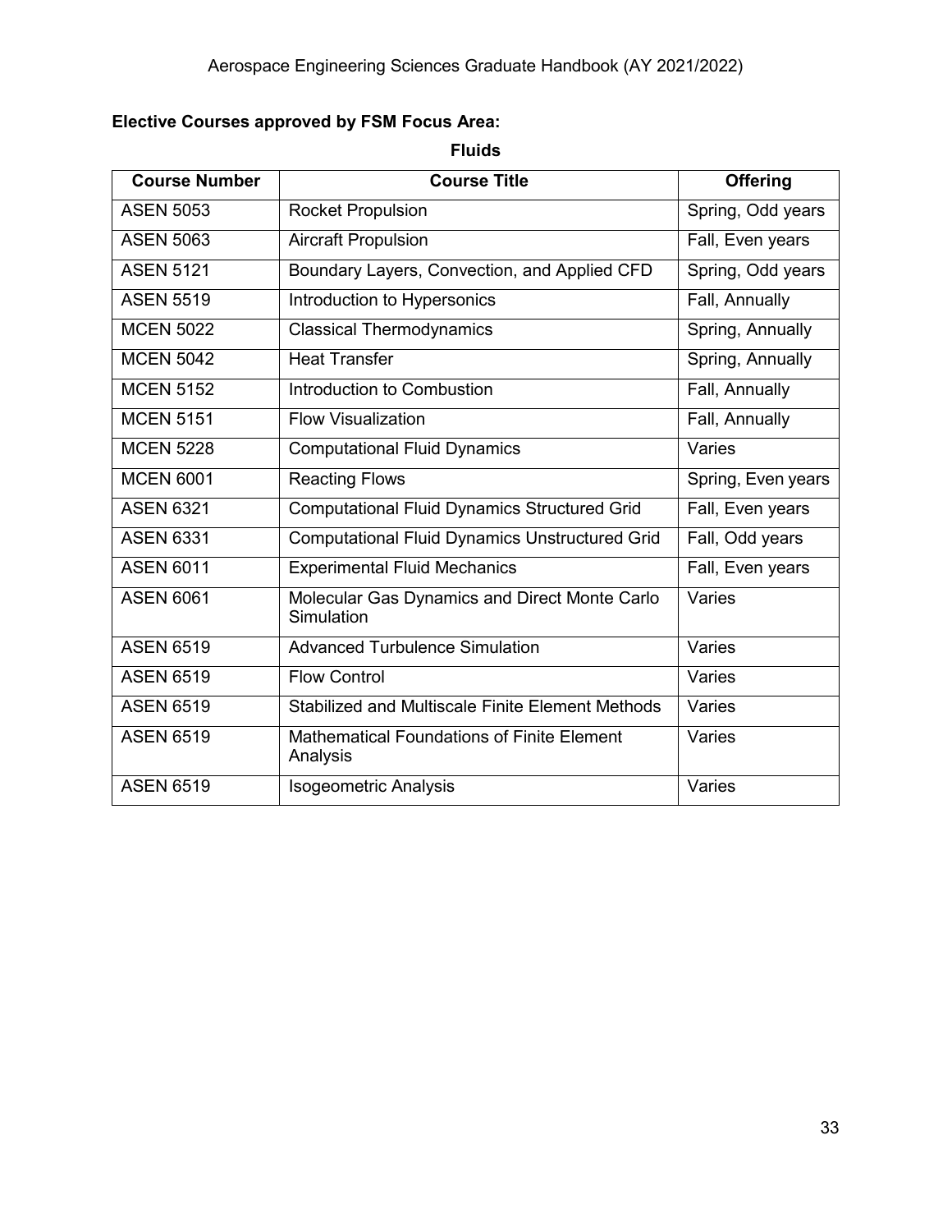**Elective Courses approved by FSM Focus Area:**

**Fluids**

| Course Number | Course Title | Offering |
| --- | --- | --- |
| ASEN 5053 | Rocket Propulsion | Spring, Odd years |
| ASEN 5063 | Aircraft Propulsion | Fall, Even years |
| ASEN 5121 | Boundary Layers, Convection, and Applied CFD | Spring, Odd years |
| ASEN 5519 | Introduction to Hypersonics | Fall, Annually |
| MCEN 5022 | Classical Thermodynamics | Spring, Annually |
| MCEN 5042 | Heat Transfer | Spring, Annually |
| MCEN 5152 | Introduction to Combustion | Fall, Annually |
| MCEN 5151 | Flow Visualization | Fall, Annually |
| MCEN 5228 | Computational Fluid Dynamics | Varies |
| MCEN 6001 | Reacting Flows | Spring, Even years |
| ASEN 6321 | Computational Fluid Dynamics Structured Grid | Fall, Even years |
| ASEN 6331 | Computational Fluid Dynamics Unstructured Grid | Fall, Odd years |
| ASEN 6011 | Experimental Fluid Mechanics | Fall, Even years |
| ASEN 6061 | Molecular Gas Dynamics and Direct Monte Carlo Simulation | Varies |
| ASEN 6519 | Advanced Turbulence Simulation | Varies |
| ASEN 6519 | Flow Control | Varies |
| ASEN 6519 | Stabilized and Multiscale Finite Element Methods | Varies |
| ASEN 6519 | Mathematical Foundations of Finite Element Analysis | Varies |
| ASEN 6519 | Isogeometric Analysis | Varies |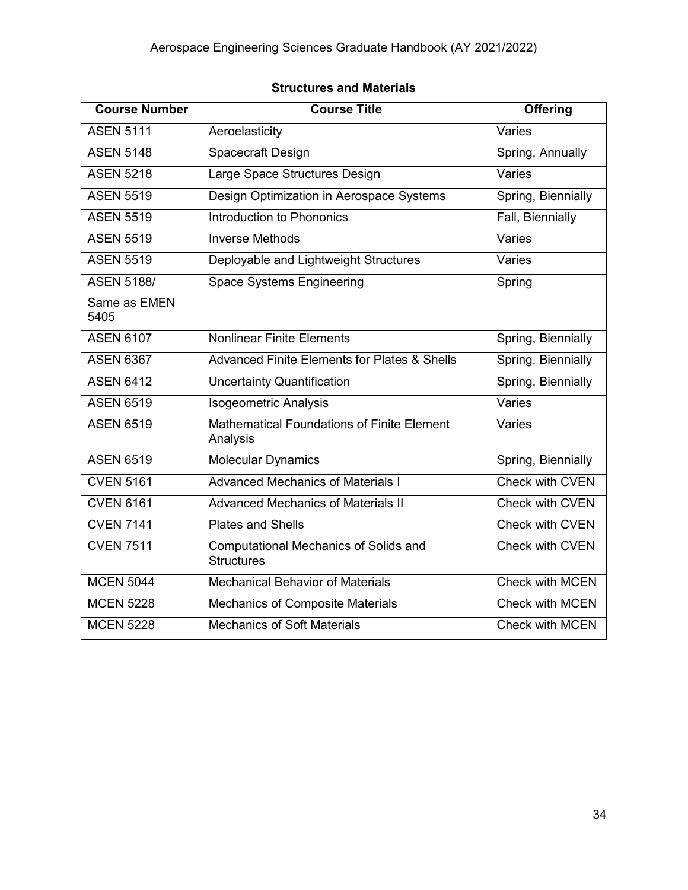**Structures and Materials**

| Course Number | Course Title | Offering |
|---|---|---|
| ASEN 5111 | Aeroelasticity | Varies |
| ASEN 5148 | Spacecraft Design | Spring, Annually |
| ASEN 5218 | Large Space Structures Design | Varies |
| ASEN 5519 | Design Optimization in Aerospace Systems | Spring, Biennially |
| ASEN 5519 | Introduction to Phononics | Fall, Biennially |
| ASEN 5519 | Inverse Methods | Varies |
| ASEN 5519 | Deployable and Lightweight Structures | Varies |
| ASEN 5188/ Same as EMEN 5405 | Space Systems Engineering | Spring |
| ASEN 6107 | Nonlinear Finite Elements | Spring, Biennially |
| ASEN 6367 | Advanced Finite Elements for Plates & Shells | Spring, Biennially |
| ASEN 6412 | Uncertainty Quantification | Spring, Biennially |
| ASEN 6519 | Isogeometric Analysis | Varies |
| ASEN 6519 | Mathematical Foundations of Finite Element Analysis | Varies |
| ASEN 6519 | Molecular Dynamics | Spring, Biennially |
| CVEN 5161 | Advanced Mechanics of Materials I | Check with CVEN |
| CVEN 6161 | Advanced Mechanics of Materials II | Check with CVEN |
| CVEN 7141 | Plates and Shells | Check with CVEN |
| CVEN 7511 | Computational Mechanics of Solids and Structures | Check with CVEN |
| MCEN 5044 | Mechanical Behavior of Materials | Check with MCEN |
| MCEN 5228 | Mechanics of Composite Materials | Check with MCEN |
| MCEN 5228 | Mechanics of Soft Materials | Check with MCEN |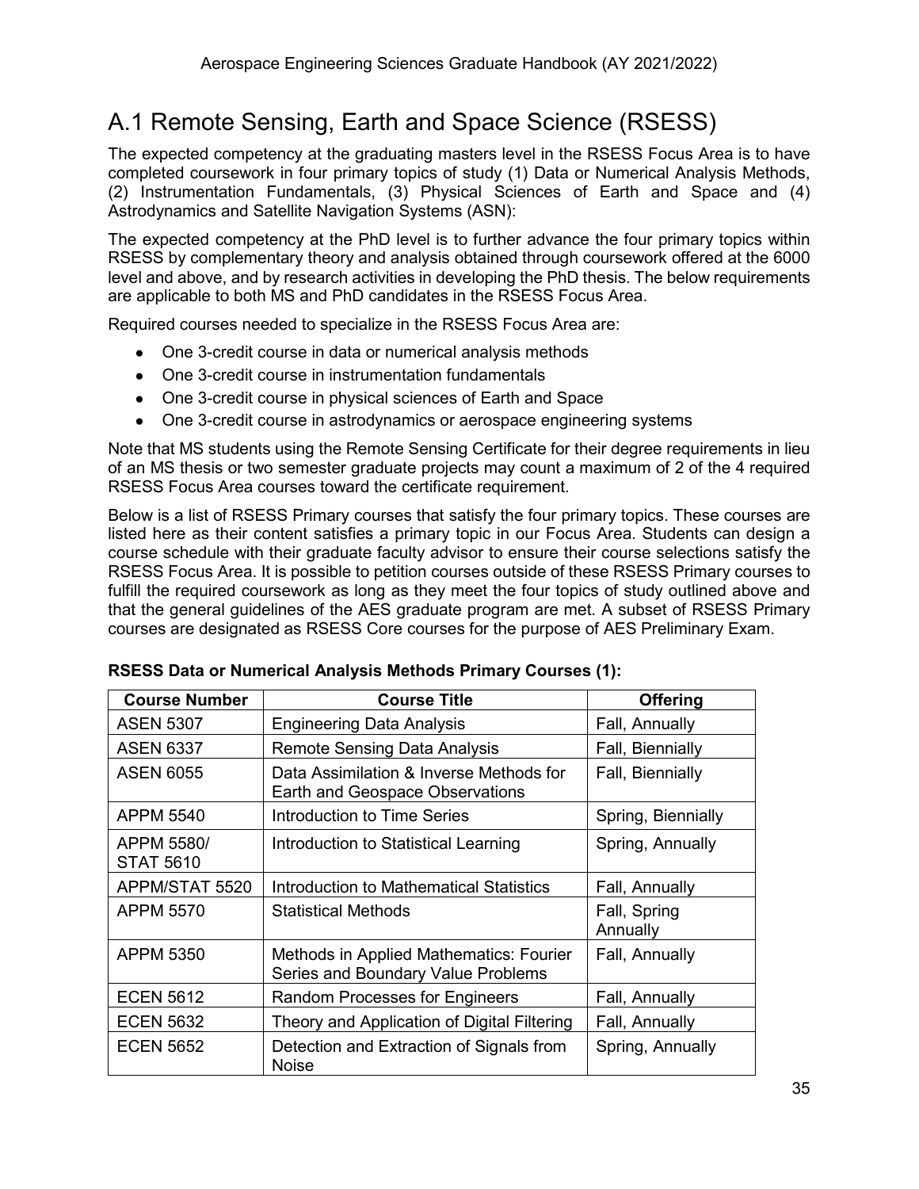## A.1 Remote Sensing, Earth and Space Science (RSESS)

The expected competency at the graduating masters level in the RSESS Focus Area is to have completed coursework in four primary topics of study (1) Data or Numerical Analysis Methods, (2) Instrumentation Fundamentals, (3) Physical Sciences of Earth and Space and (4) Astrodynamics and Satellite Navigation Systems (ASN):

The expected competency at the PhD level is to further advance the four primary topics within RSESS by complementary theory and analysis obtained through coursework offered at the 6000 level and above, and by research activities in developing the PhD thesis. The below requirements are applicable to both MS and PhD candidates in the RSESS Focus Area.

Required courses needed to specialize in the RSESS Focus Area are:

- One 3-credit course in data or numerical analysis methods
- One 3-credit course in instrumentation fundamentals
- One 3-credit course in physical sciences of Earth and Space
- One 3-credit course in astrodynamics or aerospace engineering systems

Note that MS students using the Remote Sensing Certificate for their degree requirements in lieu of an MS thesis or two semester graduate projects may count a maximum of 2 of the 4 required RSESS Focus Area courses toward the certificate requirement.

Below is a list of RSESS Primary courses that satisfy the four primary topics. These courses are listed here as their content satisfies a primary topic in our Focus Area. Students can design a course schedule with their graduate faculty advisor to ensure their course selections satisfy the RSESS Focus Area. It is possible to petition courses outside of these RSESS Primary courses to fulfill the required coursework as long as they meet the four topics of study outlined above and that the general guidelines of the AES graduate program are met. A subset of RSESS Primary courses are designated as RSESS Core courses for the purpose of AES Preliminary Exam.

**RSESS Data or Numerical Analysis Methods Primary Courses (1):**

| Course Number | Course Title | Offering |
|---|---|---|
| ASEN 5307 | Engineering Data Analysis | Fall, Annually |
| ASEN 6337 | Remote Sensing Data Analysis | Fall, Biennially |
| ASEN 6055 | Data Assimilation & Inverse Methods for Earth and Geospace Observations | Fall, Biennially |
| APPM 5540 | Introduction to Time Series | Spring, Biennially |
| APPM 5580/ STAT 5610 | Introduction to Statistical Learning | Spring, Annually |
| APPM/STAT 5520 | Introduction to Mathematical Statistics | Fall, Annually |
| APPM 5570 | Statistical Methods | Fall, Spring Annually |
| APPM 5350 | Methods in Applied Mathematics: Fourier Series and Boundary Value Problems | Fall, Annually |
| ECEN 5612 | Random Processes for Engineers | Fall, Annually |
| ECEN 5632 | Theory and Application of Digital Filtering | Fall, Annually |
| ECEN 5652 | Detection and Extraction of Signals from Noise | Spring, Annually |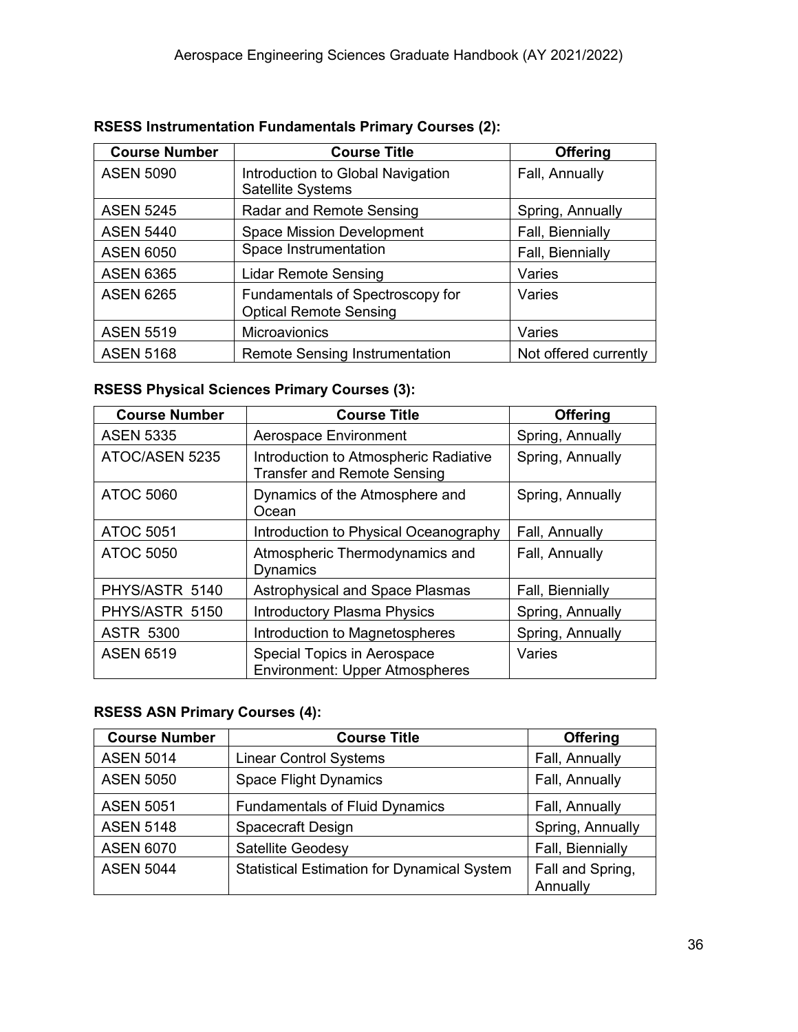**RSESS Instrumentation Fundamentals Primary Courses (2):**

| Course Number | Course Title | Offering |
| --- | --- | --- |
| ASEN 5090 | Introduction to Global Navigation Satellite Systems | Fall, Annually |
| ASEN 5245 | Radar and Remote Sensing | Spring, Annually |
| ASEN 5440 | Space Mission Development | Fall, Biennially |
| ASEN 6050 | Space Instrumentation | Fall, Biennially |
| ASEN 6365 | Lidar Remote Sensing | Varies |
| ASEN 6265 | Fundamentals of Spectroscopy for Optical Remote Sensing | Varies |
| ASEN 5519 | Microavionics | Varies |
| ASEN 5168 | Remote Sensing Instrumentation | Not offered currently |

**RSESS Physical Sciences Primary Courses (3):**

| Course Number | Course Title | Offering |
| --- | --- | --- |
| ASEN 5335 | Aerospace Environment | Spring, Annually |
| ATOC/ASEN 5235 | Introduction to Atmospheric Radiative Transfer and Remote Sensing | Spring, Annually |
| ATOC 5060 | Dynamics of the Atmosphere and Ocean | Spring, Annually |
| ATOC 5051 | Introduction to Physical Oceanography | Fall, Annually |
| ATOC 5050 | Atmospheric Thermodynamics and Dynamics | Fall, Annually |
| PHYS/ASTR 5140 | Astrophysical and Space Plasmas | Fall, Biennially |
| PHYS/ASTR 5150 | Introductory Plasma Physics | Spring, Annually |
| ASTR 5300 | Introduction to Magnetospheres | Spring, Annually |
| ASEN 6519 | Special Topics in Aerospace Environment: Upper Atmospheres | Varies |

**RSESS ASN Primary Courses (4):**

| Course Number | Course Title | Offering |
| --- | --- | --- |
| ASEN 5014 | Linear Control Systems | Fall, Annually |
| ASEN 5050 | Space Flight Dynamics | Fall, Annually |
| ASEN 5051 | Fundamentals of Fluid Dynamics | Fall, Annually |
| ASEN 5148 | Spacecraft Design | Spring, Annually |
| ASEN 6070 | Satellite Geodesy | Fall, Biennially |
| ASEN 5044 | Statistical Estimation for Dynamical System | Fall and Spring, Annually |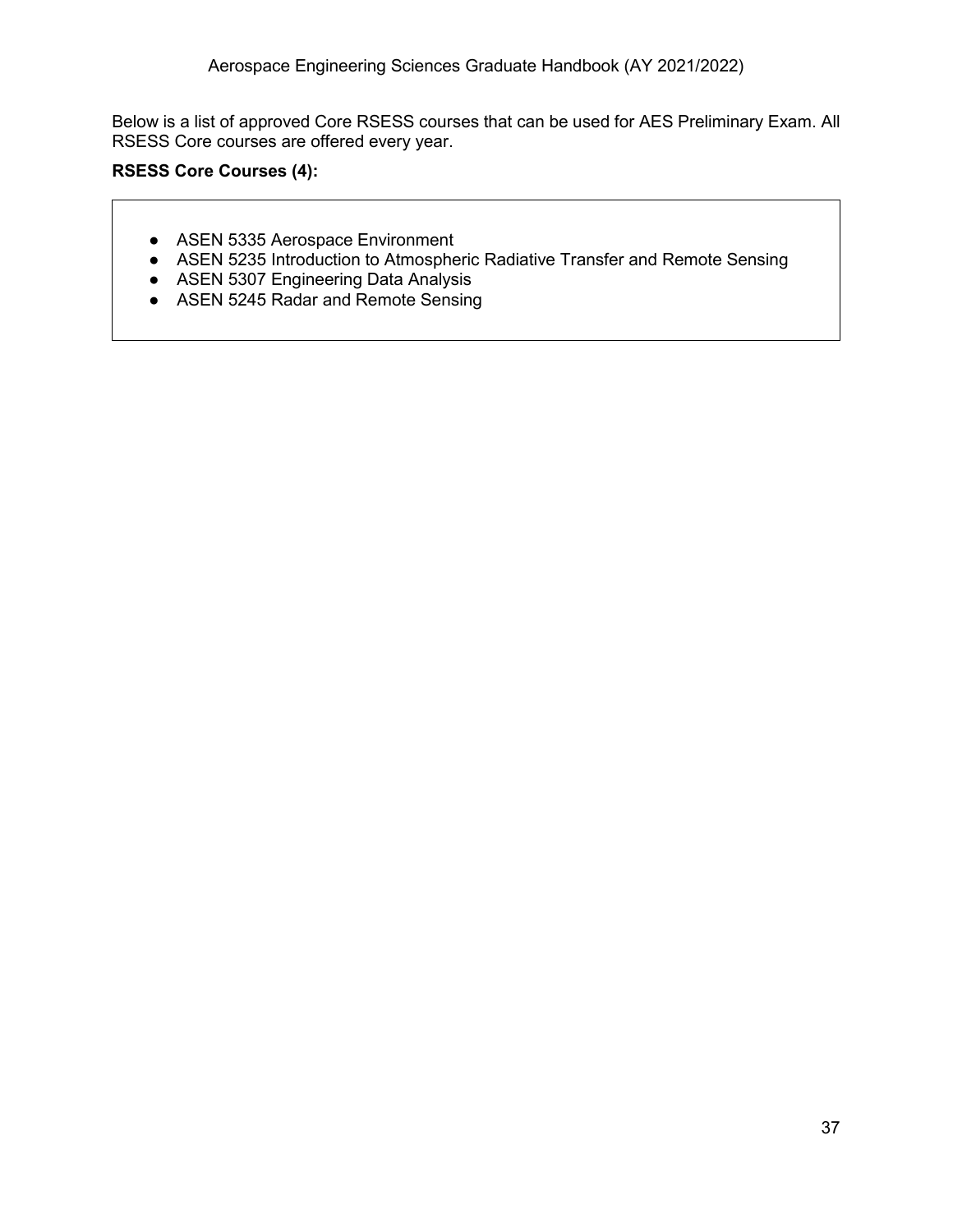Below is a list of approved Core RSESS courses that can be used for AES Preliminary Exam. All RSESS Core courses are offered every year.

**RSESS Core Courses (4):**

- ASEN 5335 Aerospace Environment
- ASEN 5235 Introduction to Atmospheric Radiative Transfer and Remote Sensing
- ASEN 5307 Engineering Data Analysis
- ASEN 5245 Radar and Remote Sensing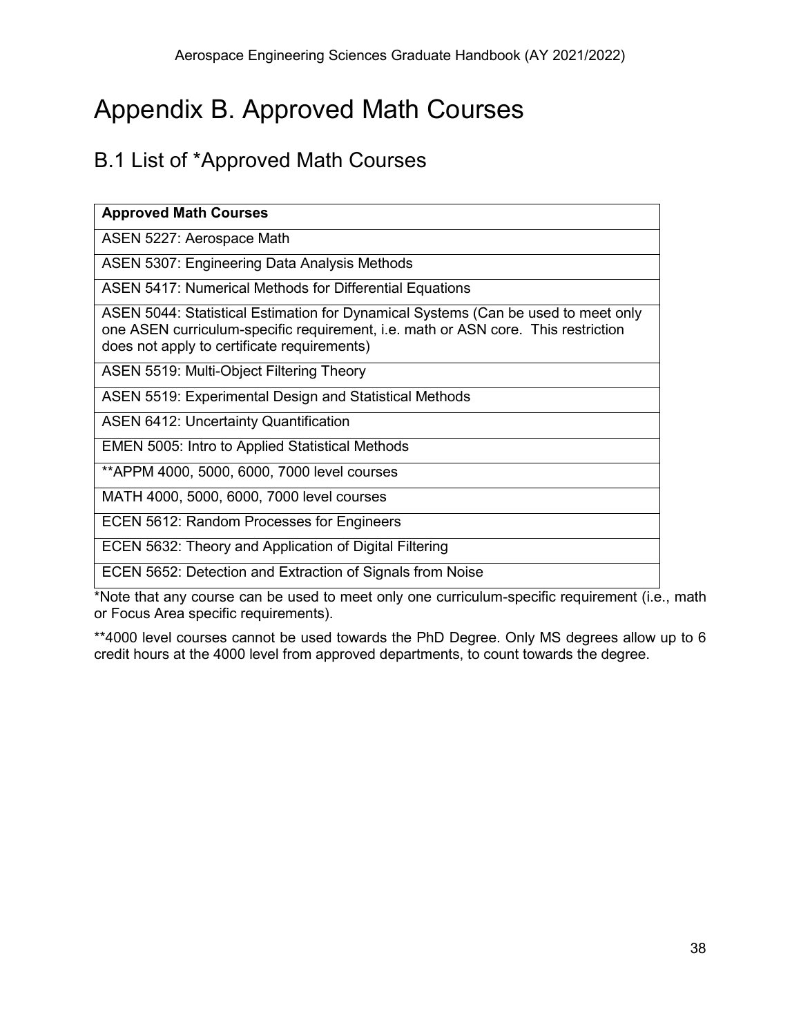# Appendix B. Approved Math Courses

## B.1 List of *Approved Math Courses

| Approved Math Courses |
|---|
| ASEN 5227: Aerospace Math |
| ASEN 5307: Engineering Data Analysis Methods |
| ASEN 5417: Numerical Methods for Differential Equations |
| ASEN 5044: Statistical Estimation for Dynamical Systems (Can be used to meet only one ASEN curriculum-specific requirement, i.e. math or ASN core. This restriction does not apply to certificate requirements) |
| ASEN 5519: Multi-Object Filtering Theory |
| ASEN 5519: Experimental Design and Statistical Methods |
| ASEN 6412: Uncertainty Quantification |
| EMEN 5005: Intro to Applied Statistical Methods |
| **APPM 4000, 5000, 6000, 7000 level courses |
| MATH 4000, 5000, 6000, 7000 level courses |
| ECEN 5612: Random Processes for Engineers |
| ECEN 5632: Theory and Application of Digital Filtering |
| ECEN 5652: Detection and Extraction of Signals from Noise |

*Note that any course can be used to meet only one curriculum-specific requirement (i.e., math or Focus Area specific requirements).

**4000 level courses cannot be used towards the PhD Degree. Only MS degrees allow up to 6 credit hours at the 4000 level from approved departments, to count towards the degree.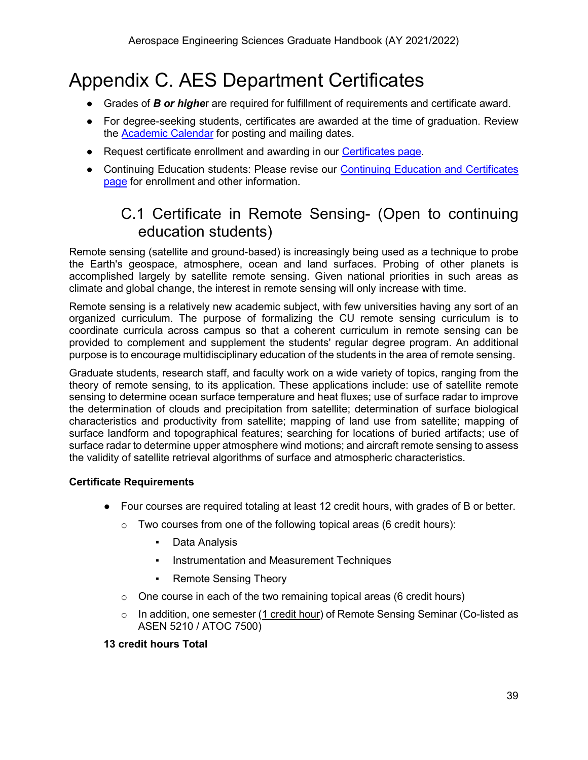# Appendix C. AES Department Certificates

- Grades of ***B or highe***r are required for fulfillment of requirements and certificate award.
- For degree-seeking students, certificates are awarded at the time of graduation. Review the Academic Calendar for posting and mailing dates.
- Request certificate enrollment and awarding in our Certificates page.
- Continuing Education students: Please revise our Continuing Education and Certificates page for enrollment and other information.

## C.1 Certificate in Remote Sensing- (Open to continuing education students)

Remote sensing (satellite and ground-based) is increasingly being used as a technique to probe the Earth's geospace, atmosphere, ocean and land surfaces. Probing of other planets is accomplished largely by satellite remote sensing. Given national priorities in such areas as climate and global change, the interest in remote sensing will only increase with time.

Remote sensing is a relatively new academic subject, with few universities having any sort of an organized curriculum. The purpose of formalizing the CU remote sensing curriculum is to coordinate curricula across campus so that a coherent curriculum in remote sensing can be provided to complement and supplement the students' regular degree program. An additional purpose is to encourage multidisciplinary education of the students in the area of remote sensing.

Graduate students, research staff, and faculty work on a wide variety of topics, ranging from the theory of remote sensing, to its application. These applications include: use of satellite remote sensing to determine ocean surface temperature and heat fluxes; use of surface radar to improve the determination of clouds and precipitation from satellite; determination of surface biological characteristics and productivity from satellite; mapping of land use from satellite; mapping of surface landform and topographical features; searching for locations of buried artifacts; use of surface radar to determine upper atmosphere wind motions; and aircraft remote sensing to assess the validity of satellite retrieval algorithms of surface and atmospheric characteristics.

**Certificate Requirements**

- Four courses are required totaling at least 12 credit hours, with grades of B or better.
  - Two courses from one of the following topical areas (6 credit hours):
    - Data Analysis
    - Instrumentation and Measurement Techniques
    - Remote Sensing Theory
  - One course in each of the two remaining topical areas (6 credit hours)
  - In addition, one semester (1 credit hour) of Remote Sensing Seminar (Co-listed as ASEN 5210 / ATOC 7500)

**13 credit hours Total**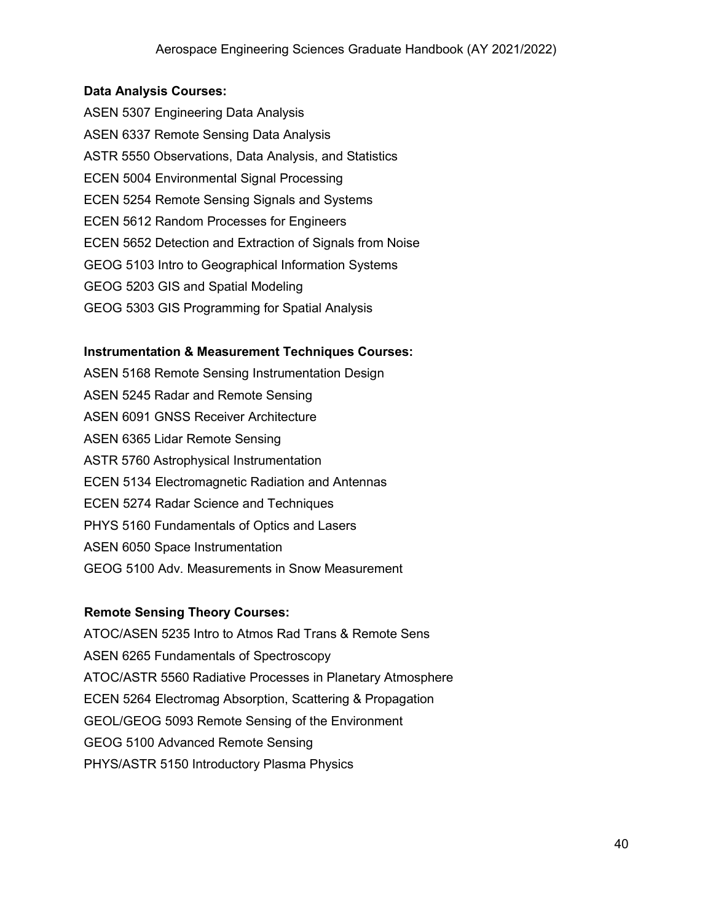**Data Analysis Courses:**

ASEN 5307 Engineering Data Analysis

ASEN 6337 Remote Sensing Data Analysis

ASTR 5550 Observations, Data Analysis, and Statistics

ECEN 5004 Environmental Signal Processing

ECEN 5254 Remote Sensing Signals and Systems

ECEN 5612 Random Processes for Engineers

ECEN 5652 Detection and Extraction of Signals from Noise

GEOG 5103 Intro to Geographical Information Systems

GEOG 5203 GIS and Spatial Modeling

GEOG 5303 GIS Programming for Spatial Analysis

**Instrumentation & Measurement Techniques Courses:**

ASEN 5168 Remote Sensing Instrumentation Design

ASEN 5245 Radar and Remote Sensing

ASEN 6091 GNSS Receiver Architecture

ASEN 6365 Lidar Remote Sensing

ASTR 5760 Astrophysical Instrumentation

ECEN 5134 Electromagnetic Radiation and Antennas

ECEN 5274 Radar Science and Techniques

PHYS 5160 Fundamentals of Optics and Lasers

ASEN 6050 Space Instrumentation

GEOG 5100 Adv. Measurements in Snow Measurement

**Remote Sensing Theory Courses:**

ATOC/ASEN 5235 Intro to Atmos Rad Trans & Remote Sens

ASEN 6265 Fundamentals of Spectroscopy

ATOC/ASTR 5560 Radiative Processes in Planetary Atmosphere

ECEN 5264 Electromag Absorption, Scattering & Propagation

GEOL/GEOG 5093 Remote Sensing of the Environment

GEOG 5100 Advanced Remote Sensing

PHYS/ASTR 5150 Introductory Plasma Physics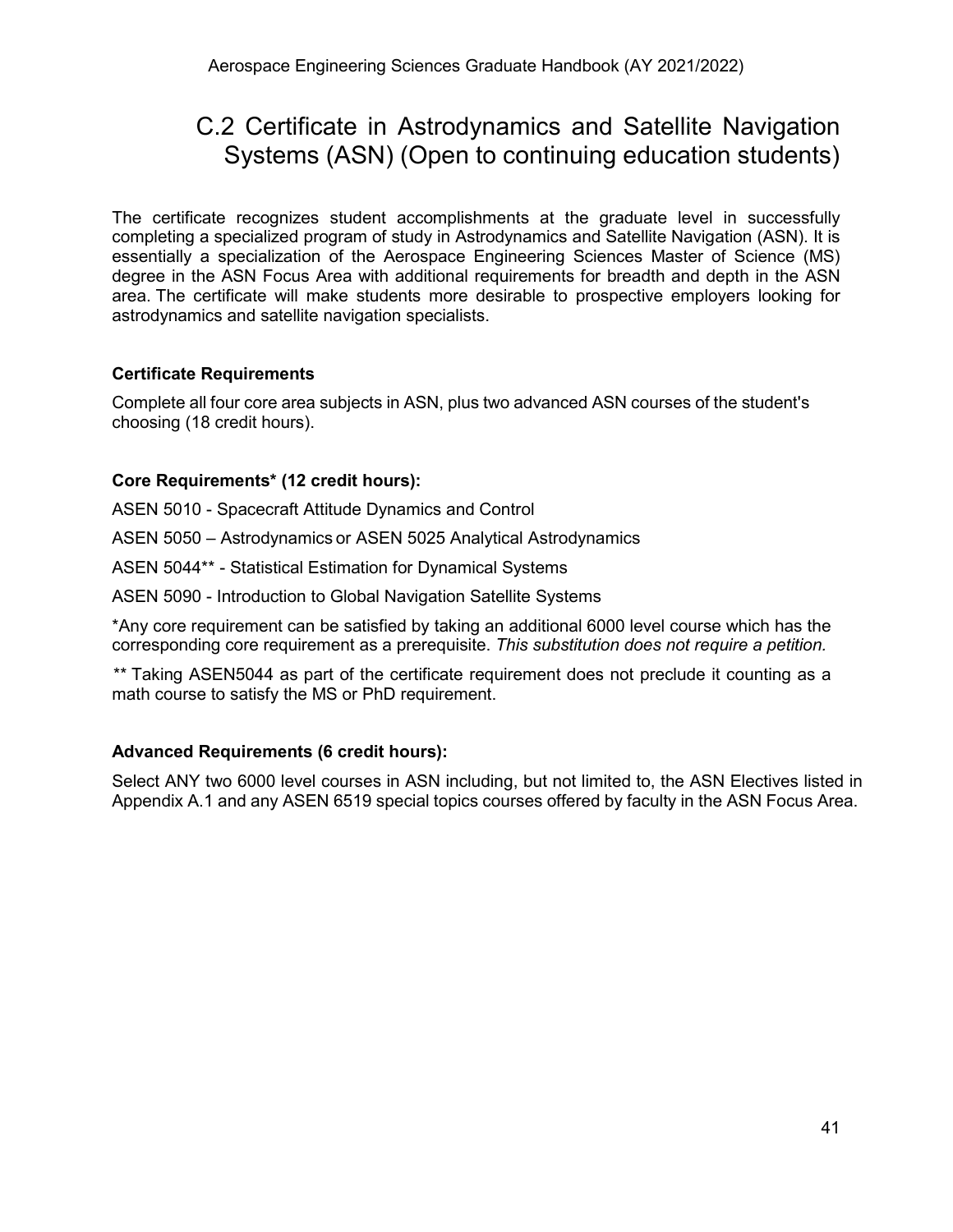## C.2 Certificate in Astrodynamics and Satellite Navigation Systems (ASN) (Open to continuing education students)

The certificate recognizes student accomplishments at the graduate level in successfully completing a specialized program of study in Astrodynamics and Satellite Navigation (ASN). It is essentially a specialization of the Aerospace Engineering Sciences Master of Science (MS) degree in the ASN Focus Area with additional requirements for breadth and depth in the ASN area. The certificate will make students more desirable to prospective employers looking for astrodynamics and satellite navigation specialists.

**Certificate Requirements**

Complete all four core area subjects in ASN, plus two advanced ASN courses of the student's choosing (18 credit hours).

**Core Requirements* (12 credit hours):**

ASEN 5010 - Spacecraft Attitude Dynamics and Control

ASEN 5050 – Astrodynamics or ASEN 5025 Analytical Astrodynamics

ASEN 5044** - Statistical Estimation for Dynamical Systems

ASEN 5090 - Introduction to Global Navigation Satellite Systems

*Any core requirement can be satisfied by taking an additional 6000 level course which has the corresponding core requirement as a prerequisite. *This substitution does not require a petition.*

** Taking ASEN5044 as part of the certificate requirement does not preclude it counting as a math course to satisfy the MS or PhD requirement.

**Advanced Requirements (6 credit hours):**

Select ANY two 6000 level courses in ASN including, but not limited to, the ASN Electives listed in Appendix A.1 and any ASEN 6519 special topics courses offered by faculty in the ASN Focus Area.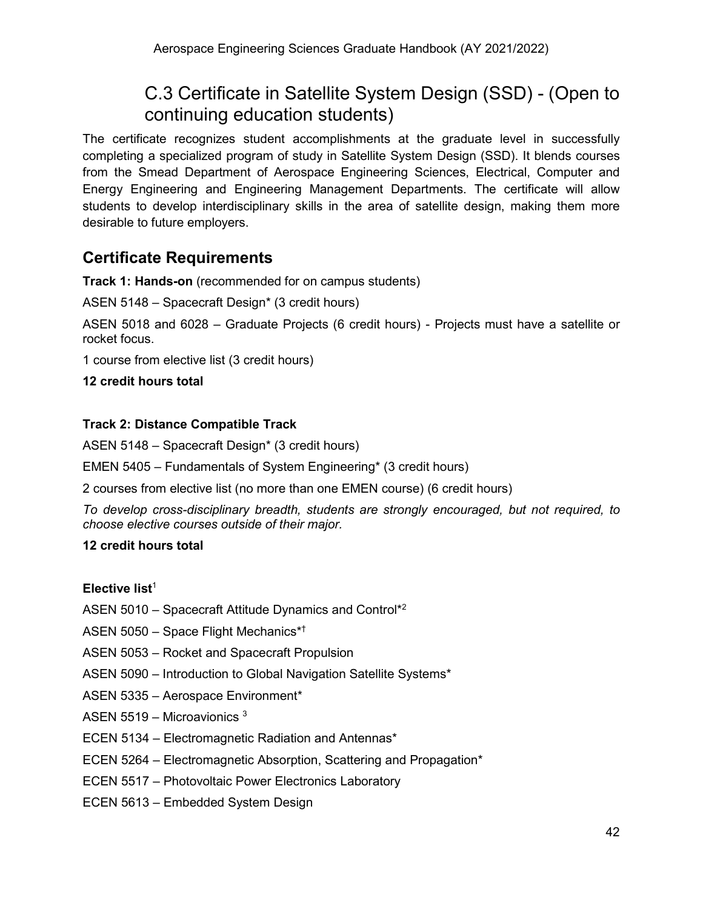## C.3 Certificate in Satellite System Design (SSD) - (Open to continuing education students)

The certificate recognizes student accomplishments at the graduate level in successfully completing a specialized program of study in Satellite System Design (SSD). It blends courses from the Smead Department of Aerospace Engineering Sciences, Electrical, Computer and Energy Engineering and Engineering Management Departments. The certificate will allow students to develop interdisciplinary skills in the area of satellite design, making them more desirable to future employers.

### Certificate Requirements

**Track 1: Hands-on** (recommended for on campus students)

ASEN 5148 – Spacecraft Design* (3 credit hours)

ASEN 5018 and 6028 – Graduate Projects (6 credit hours) - Projects must have a satellite or rocket focus.

1 course from elective list (3 credit hours)

**12 credit hours total**

**Track 2: Distance Compatible Track**

ASEN 5148 – Spacecraft Design* (3 credit hours)

EMEN 5405 – Fundamentals of System Engineering* (3 credit hours)

2 courses from elective list (no more than one EMEN course) (6 credit hours)

*To develop cross-disciplinary breadth, students are strongly encouraged, but not required, to choose elective courses outside of their major.*

**12 credit hours total**

**Elective list**[1]

ASEN 5010 – Spacecraft Attitude Dynamics and Control*[2]

ASEN 5050 – Space Flight Mechanics*†

ASEN 5053 – Rocket and Spacecraft Propulsion

ASEN 5090 – Introduction to Global Navigation Satellite Systems*

ASEN 5335 – Aerospace Environment*

ASEN 5519 – Microavionics [3]

ECEN 5134 – Electromagnetic Radiation and Antennas*

ECEN 5264 – Electromagnetic Absorption, Scattering and Propagation*

ECEN 5517 – Photovoltaic Power Electronics Laboratory

ECEN 5613 – Embedded System Design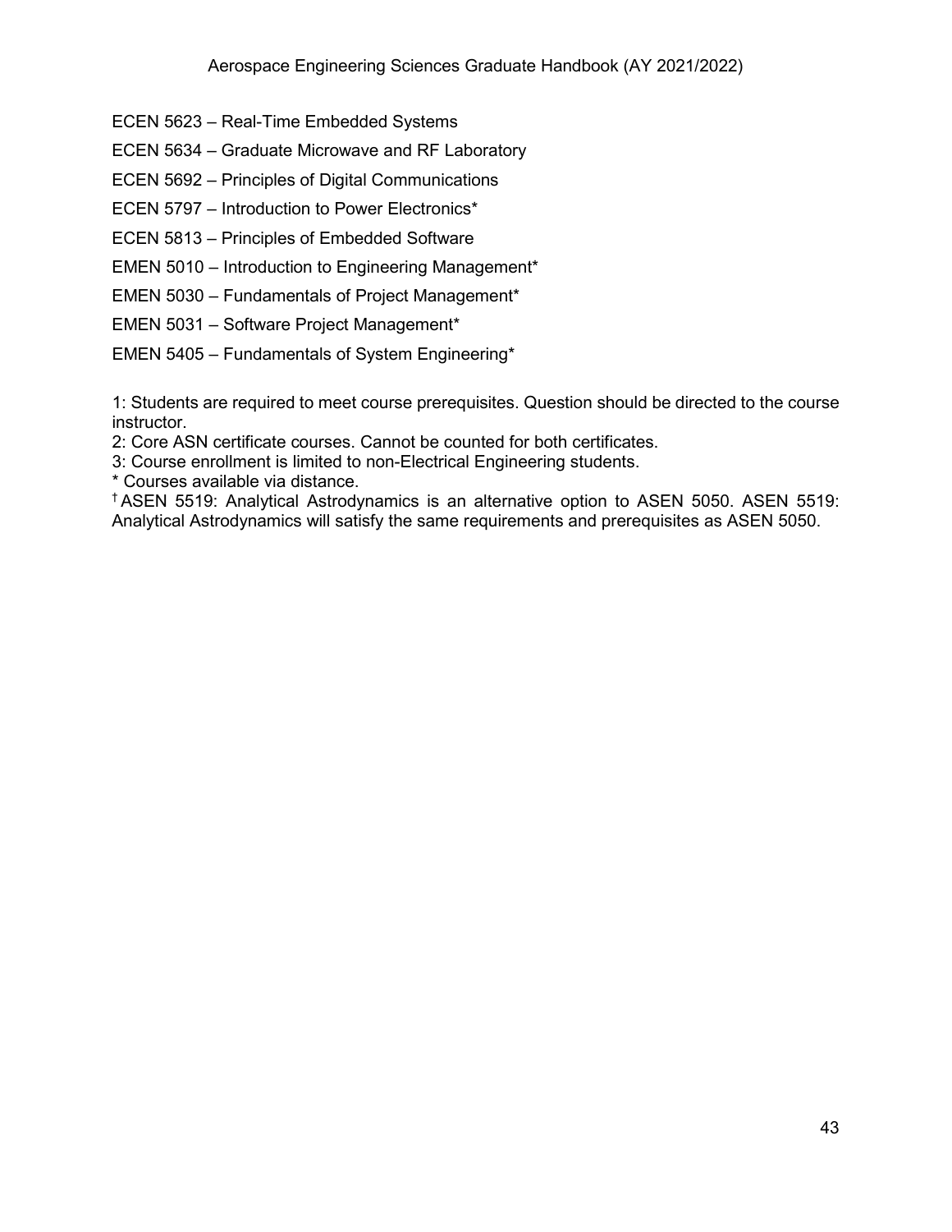ECEN 5623 – Real-Time Embedded Systems

ECEN 5634 – Graduate Microwave and RF Laboratory

ECEN 5692 – Principles of Digital Communications

ECEN 5797 – Introduction to Power Electronics*

ECEN 5813 – Principles of Embedded Software

EMEN 5010 – Introduction to Engineering Management*

EMEN 5030 – Fundamentals of Project Management*

EMEN 5031 – Software Project Management*

EMEN 5405 – Fundamentals of System Engineering*

1: Students are required to meet course prerequisites. Question should be directed to the course instructor.
2: Core ASN certificate courses. Cannot be counted for both certificates.
3: Course enrollment is limited to non-Electrical Engineering students.
* Courses available via distance.
† ASEN 5519: Analytical Astrodynamics is an alternative option to ASEN 5050. ASEN 5519: Analytical Astrodynamics will satisfy the same requirements and prerequisites as ASEN 5050.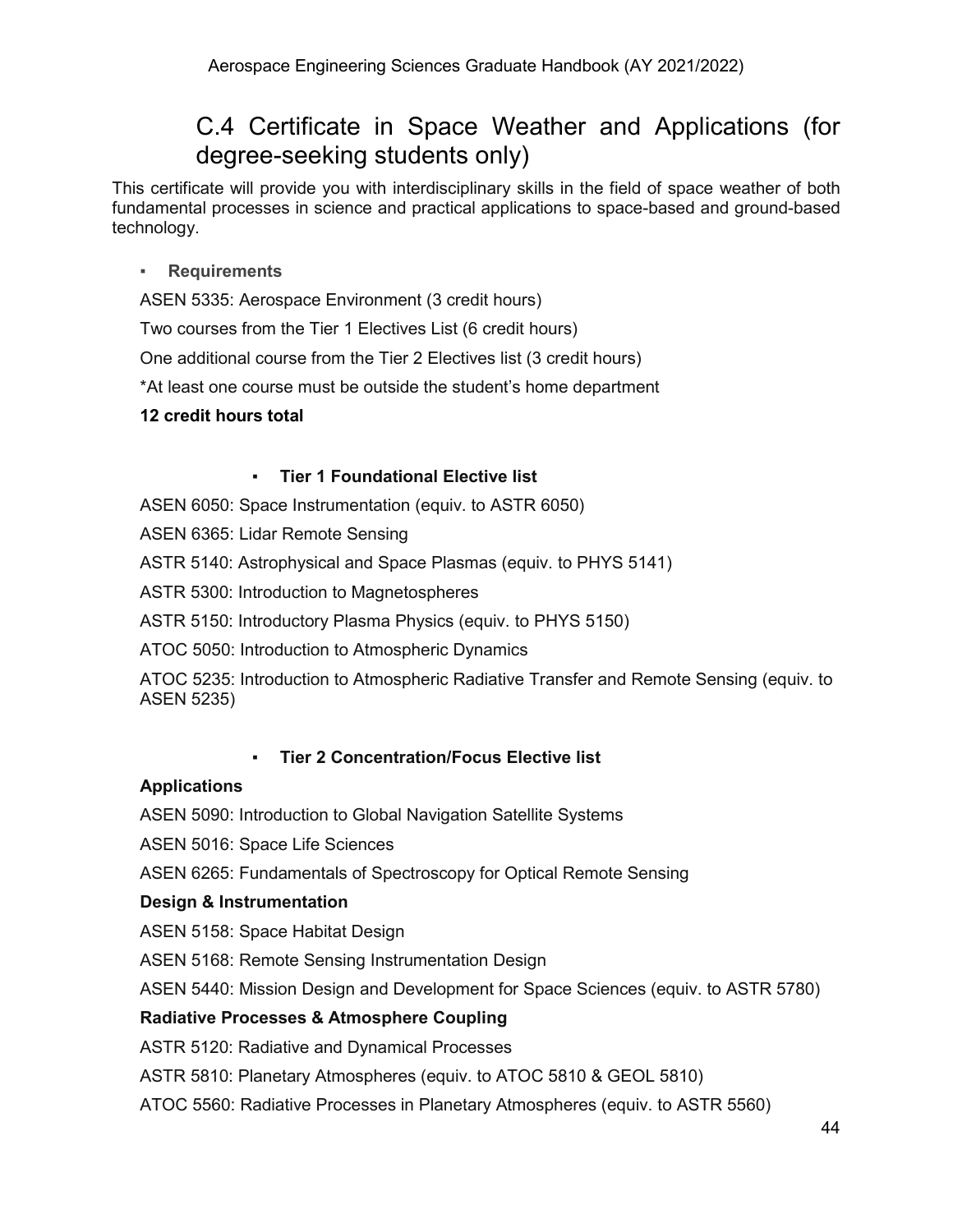## C.4 Certificate in Space Weather and Applications (for degree-seeking students only)

This certificate will provide you with interdisciplinary skills in the field of space weather of both fundamental processes in science and practical applications to space-based and ground-based technology.

- **Requirements**

ASEN 5335: Aerospace Environment (3 credit hours)

Two courses from the Tier 1 Electives List (6 credit hours)

One additional course from the Tier 2 Electives list (3 credit hours)

*At least one course must be outside the student's home department

**12 credit hours total**

- **Tier 1 Foundational Elective list**

ASEN 6050: Space Instrumentation (equiv. to ASTR 6050)

ASEN 6365: Lidar Remote Sensing

ASTR 5140: Astrophysical and Space Plasmas (equiv. to PHYS 5141)

ASTR 5300: Introduction to Magnetospheres

ASTR 5150: Introductory Plasma Physics (equiv. to PHYS 5150)

ATOC 5050: Introduction to Atmospheric Dynamics

ATOC 5235: Introduction to Atmospheric Radiative Transfer and Remote Sensing (equiv. to ASEN 5235)

- **Tier 2 Concentration/Focus Elective list**

**Applications**

ASEN 5090: Introduction to Global Navigation Satellite Systems

ASEN 5016: Space Life Sciences

ASEN 6265: Fundamentals of Spectroscopy for Optical Remote Sensing

**Design & Instrumentation**

ASEN 5158: Space Habitat Design

ASEN 5168: Remote Sensing Instrumentation Design

ASEN 5440: Mission Design and Development for Space Sciences (equiv. to ASTR 5780)

**Radiative Processes & Atmosphere Coupling**

ASTR 5120: Radiative and Dynamical Processes

ASTR 5810: Planetary Atmospheres (equiv. to ATOC 5810 & GEOL 5810)

ATOC 5560: Radiative Processes in Planetary Atmospheres (equiv. to ASTR 5560)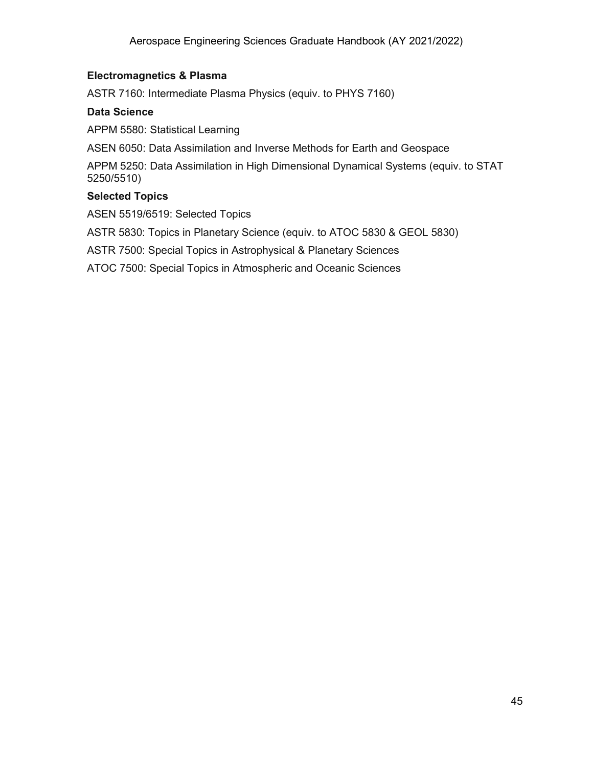**Electromagnetics & Plasma**

ASTR 7160: Intermediate Plasma Physics (equiv. to PHYS 7160)

**Data Science**

APPM 5580: Statistical Learning

ASEN 6050: Data Assimilation and Inverse Methods for Earth and Geospace

APPM 5250: Data Assimilation in High Dimensional Dynamical Systems (equiv. to STAT 5250/5510)

**Selected Topics**

ASEN 5519/6519: Selected Topics

ASTR 5830: Topics in Planetary Science (equiv. to ATOC 5830 & GEOL 5830)

ASTR 7500: Special Topics in Astrophysical & Planetary Sciences

ATOC 7500: Special Topics in Atmospheric and Oceanic Sciences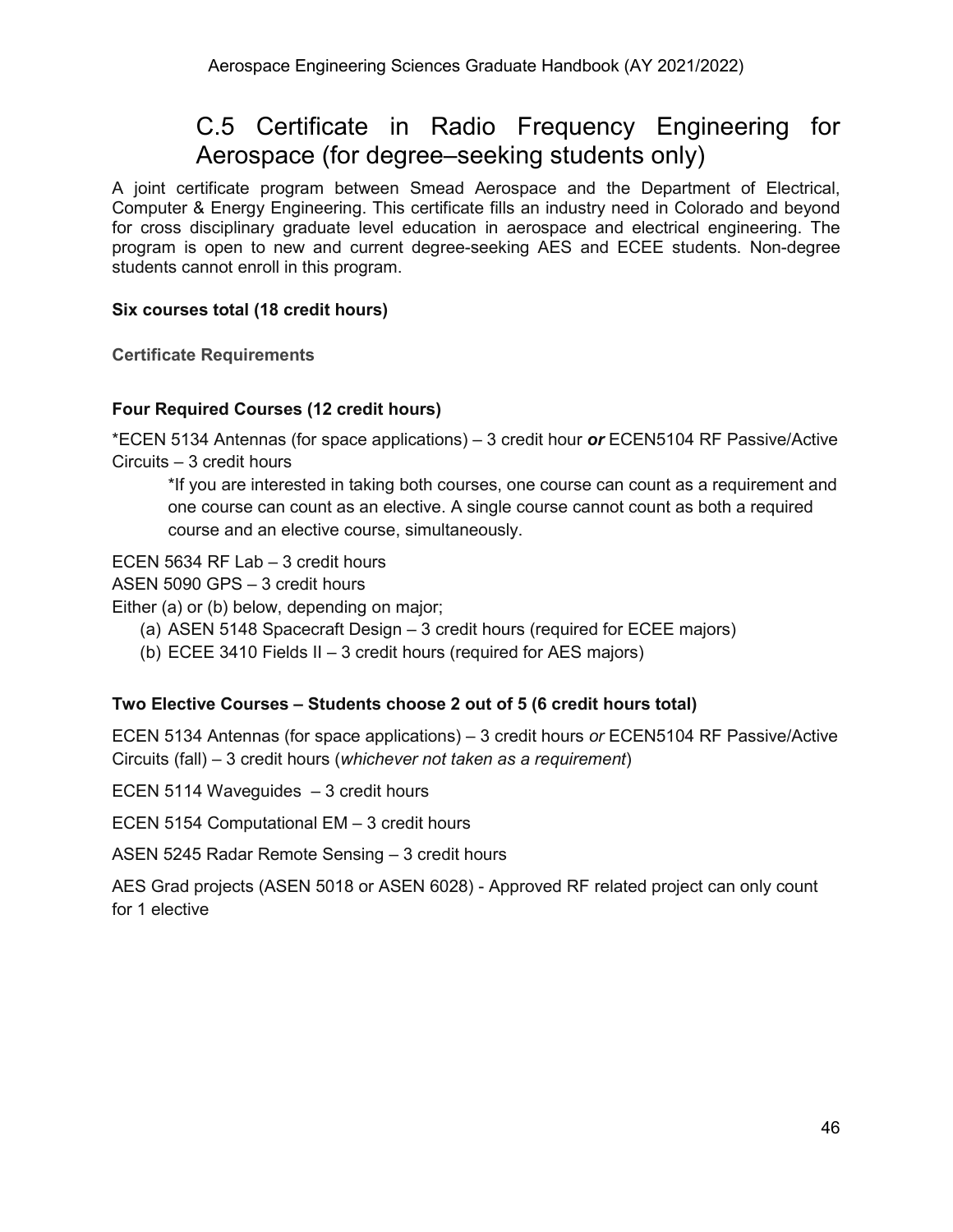# C.5 Certificate in Radio Frequency Engineering for Aerospace (for degree–seeking students only)

A joint certificate program between Smead Aerospace and the Department of Electrical, Computer & Energy Engineering. This certificate fills an industry need in Colorado and beyond for cross disciplinary graduate level education in aerospace and electrical engineering. The program is open to new and current degree-seeking AES and ECEE students. Non-degree students cannot enroll in this program.

**Six courses total (18 credit hours)**

**Certificate Requirements**

**Four Required Courses (12 credit hours)**

*ECEN 5134 Antennas (for space applications) – 3 credit hour ***or*** ECEN5104 RF Passive/Active Circuits – 3 credit hours

> *If you are interested in taking both courses, one course can count as a requirement and one course can count as an elective. A single course cannot count as both a required course and an elective course, simultaneously.

ECEN 5634 RF Lab – 3 credit hours
ASEN 5090 GPS – 3 credit hours
Either (a) or (b) below, depending on major;

(a) ASEN 5148 Spacecraft Design – 3 credit hours (required for ECEE majors)
(b) ECEE 3410 Fields II – 3 credit hours (required for AES majors)

**Two Elective Courses – Students choose 2 out of 5 (6 credit hours total)**

ECEN 5134 Antennas (for space applications) – 3 credit hours *or* ECEN5104 RF Passive/Active Circuits (fall) – 3 credit hours (*whichever not taken as a requirement*)

ECEN 5114 Waveguides – 3 credit hours

ECEN 5154 Computational EM – 3 credit hours

ASEN 5245 Radar Remote Sensing – 3 credit hours

AES Grad projects (ASEN 5018 or ASEN 6028) - Approved RF related project can only count for 1 elective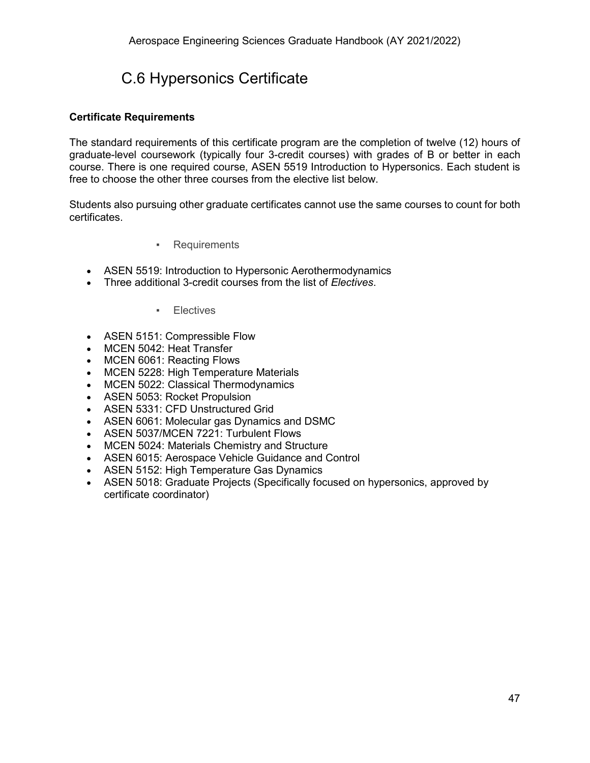# C.6 Hypersonics Certificate

**Certificate Requirements**

The standard requirements of this certificate program are the completion of twelve (12) hours of graduate-level coursework (typically four 3-credit courses) with grades of B or better in each course. There is one required course, ASEN 5519 Introduction to Hypersonics. Each student is free to choose the other three courses from the elective list below.

Students also pursuing other graduate certificates cannot use the same courses to count for both certificates.

- Requirements

- ASEN 5519: Introduction to Hypersonic Aerothermodynamics
- Three additional 3-credit courses from the list of *Electives*.

- Electives

- ASEN 5151: Compressible Flow
- MCEN 5042: Heat Transfer
- MCEN 6061: Reacting Flows
- MCEN 5228: High Temperature Materials
- MCEN 5022: Classical Thermodynamics
- ASEN 5053: Rocket Propulsion
- ASEN 5331: CFD Unstructured Grid
- ASEN 6061: Molecular gas Dynamics and DSMC
- ASEN 5037/MCEN 7221: Turbulent Flows
- MCEN 5024: Materials Chemistry and Structure
- ASEN 6015: Aerospace Vehicle Guidance and Control
- ASEN 5152: High Temperature Gas Dynamics
- ASEN 5018: Graduate Projects (Specifically focused on hypersonics, approved by certificate coordinator)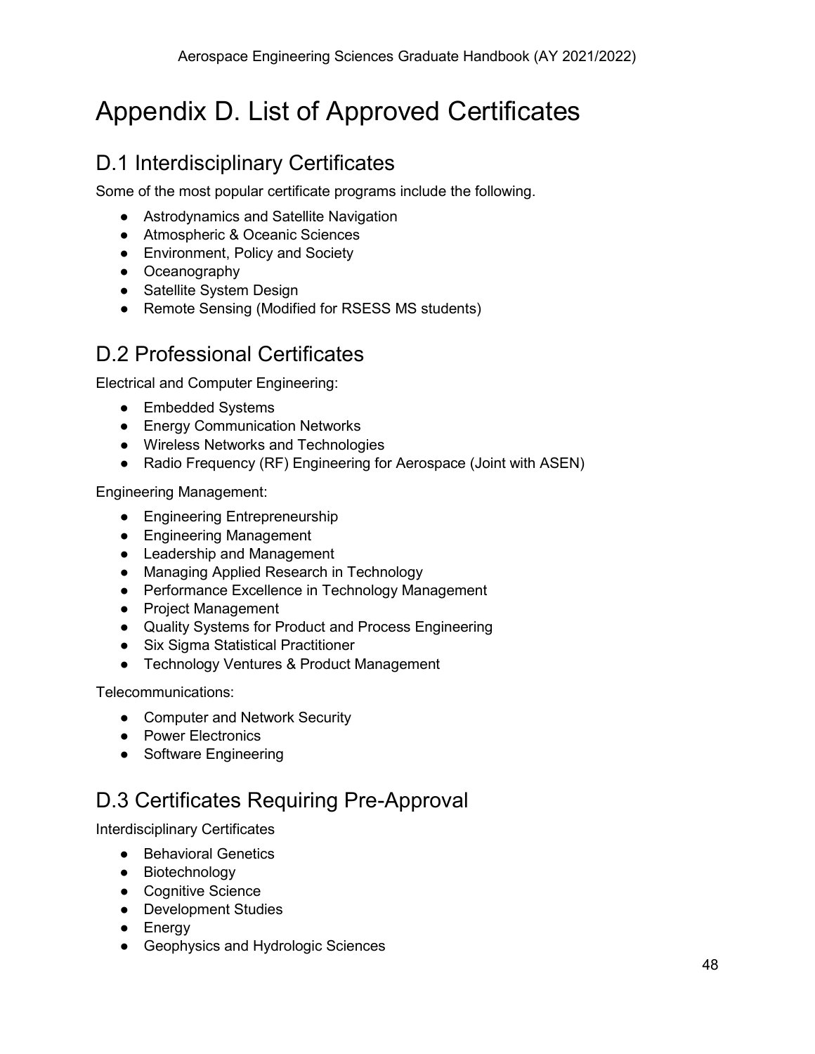# Appendix D. List of Approved Certificates

## D.1 Interdisciplinary Certificates

Some of the most popular certificate programs include the following.

- Astrodynamics and Satellite Navigation
- Atmospheric & Oceanic Sciences
- Environment, Policy and Society
- Oceanography
- Satellite System Design
- Remote Sensing (Modified for RSESS MS students)

## D.2 Professional Certificates

Electrical and Computer Engineering:

- Embedded Systems
- Energy Communication Networks
- Wireless Networks and Technologies
- Radio Frequency (RF) Engineering for Aerospace (Joint with ASEN)

Engineering Management:

- Engineering Entrepreneurship
- Engineering Management
- Leadership and Management
- Managing Applied Research in Technology
- Performance Excellence in Technology Management
- Project Management
- Quality Systems for Product and Process Engineering
- Six Sigma Statistical Practitioner
- Technology Ventures & Product Management

Telecommunications:

- Computer and Network Security
- Power Electronics
- Software Engineering

## D.3 Certificates Requiring Pre-Approval

Interdisciplinary Certificates

- Behavioral Genetics
- Biotechnology
- Cognitive Science
- Development Studies
- Energy
- Geophysics and Hydrologic Sciences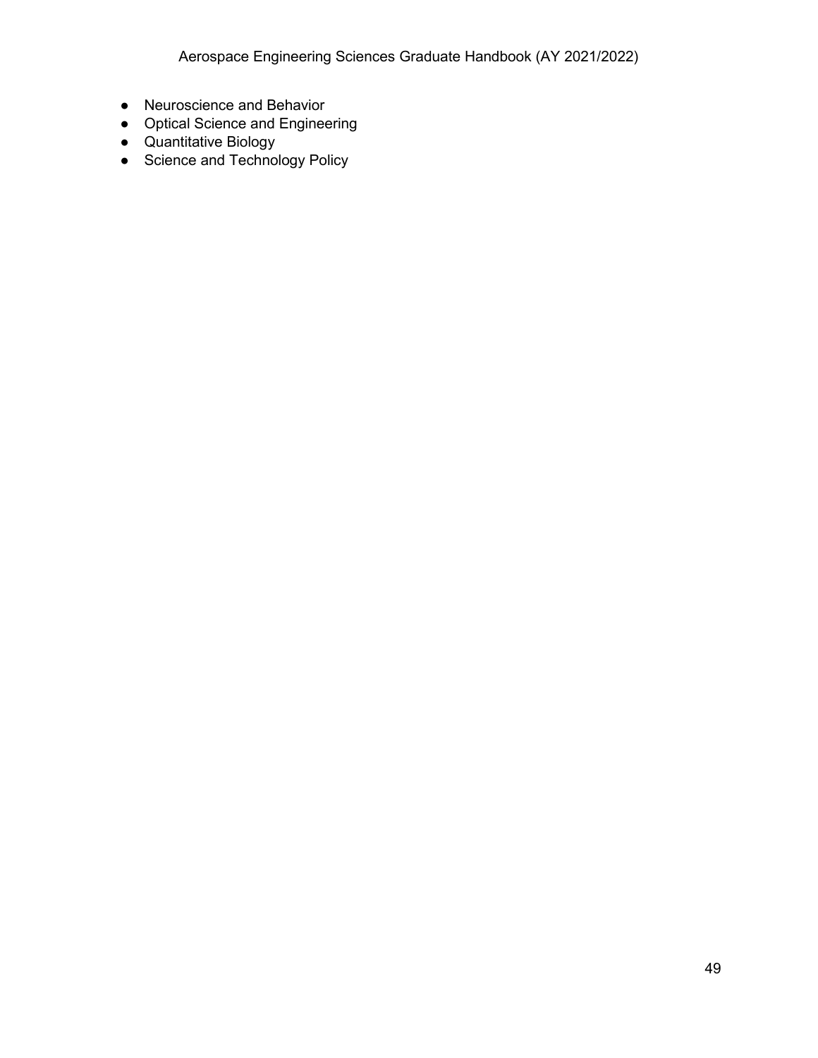- Neuroscience and Behavior
- Optical Science and Engineering
- Quantitative Biology
- Science and Technology Policy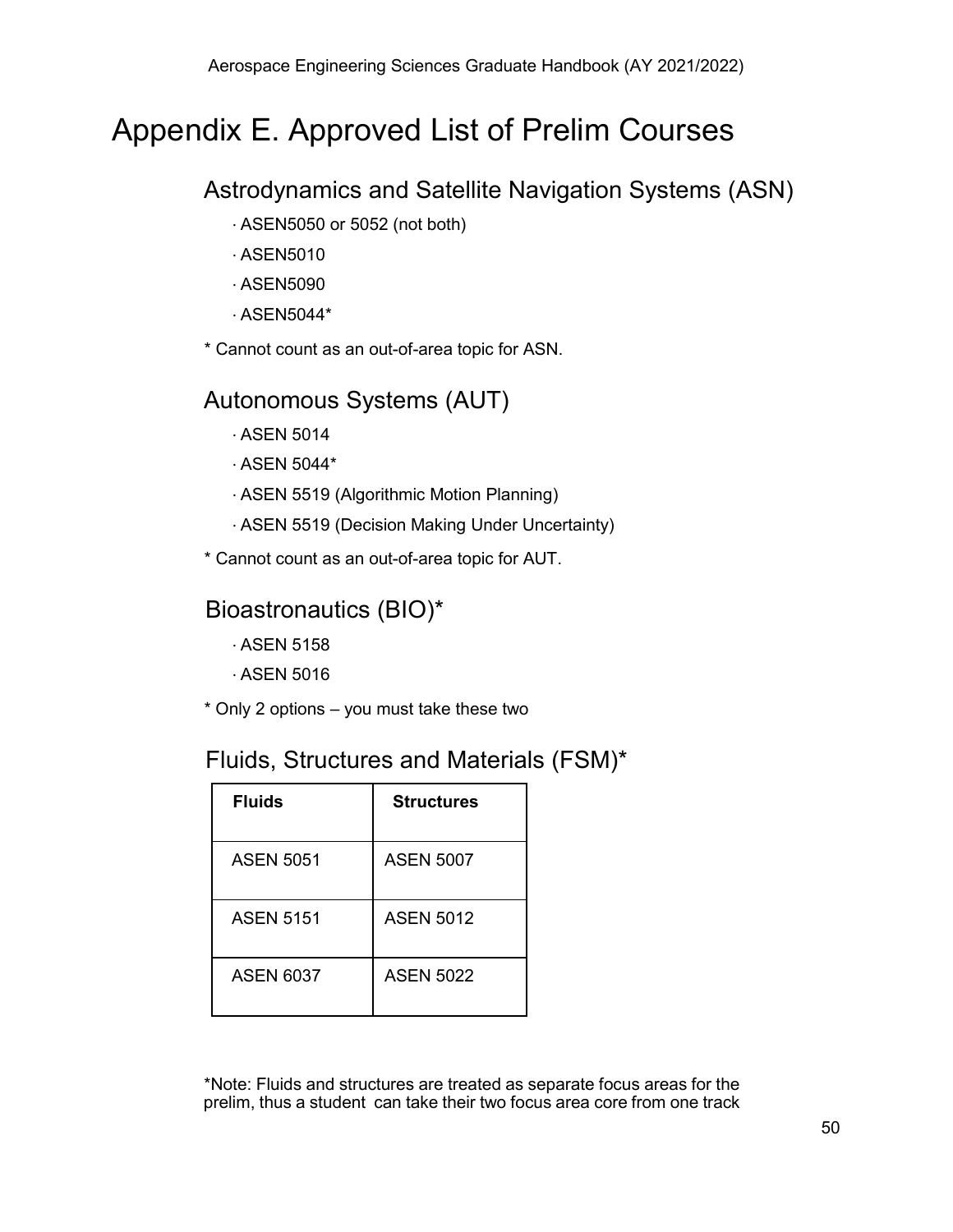# Appendix E. Approved List of Prelim Courses

## Astrodynamics and Satellite Navigation Systems (ASN)

- ASEN5050 or 5052 (not both)
- ASEN5010
- ASEN5090
- ASEN5044*

* Cannot count as an out-of-area topic for ASN.

## Autonomous Systems (AUT)

- ASEN 5014
- ASEN 5044*
- ASEN 5519 (Algorithmic Motion Planning)
- ASEN 5519 (Decision Making Under Uncertainty)

* Cannot count as an out-of-area topic for AUT.

## Bioastronautics (BIO)*

- ASEN 5158
- ASEN 5016

* Only 2 options – you must take these two

## Fluids, Structures and Materials (FSM)*

| Fluids | Structures |
| --- | --- |
| ASEN 5051 | ASEN 5007 |
| ASEN 5151 | ASEN 5012 |
| ASEN 6037 | ASEN 5022 |

*Note: Fluids and structures are treated as separate focus areas for the prelim, thus a student can take their two focus area core from one track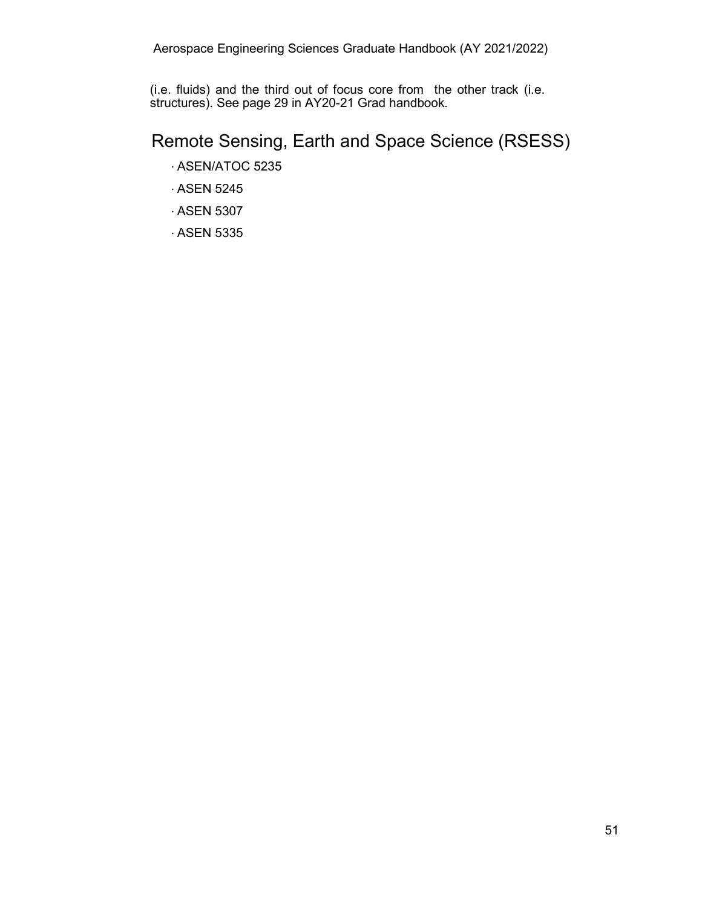(i.e. fluids) and the third out of focus core from the other track (i.e. structures). See page 29 in AY20-21 Grad handbook.

## Remote Sensing, Earth and Space Science (RSESS)

- ASEN/ATOC 5235
- ASEN 5245
- ASEN 5307
- ASEN 5335